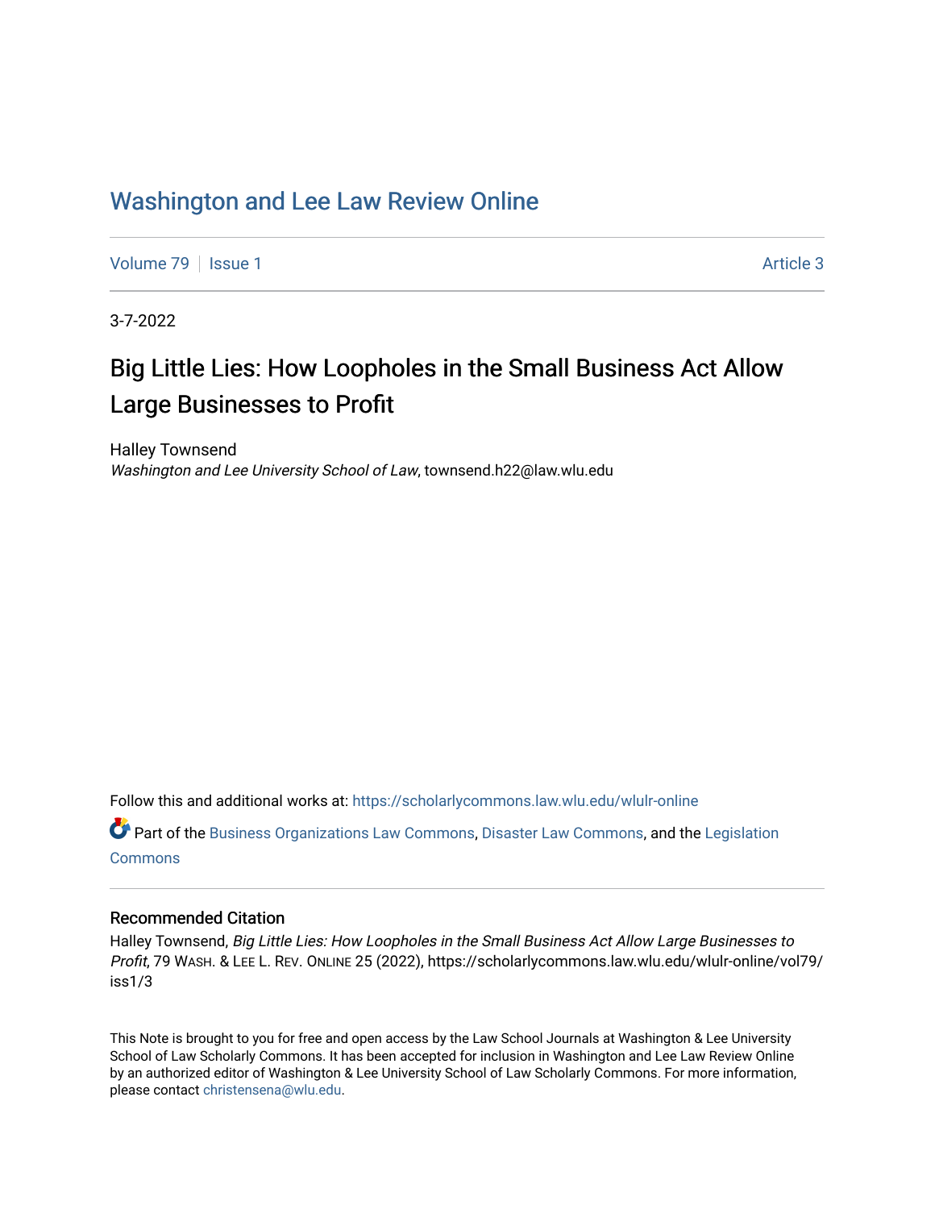# Washington and Lee Law Review Online

Volume 79 | Issue 1 | Article 3

3-7-2022

## Big Little Lies: How Loopholes in the Small Business Act Allow Large Businesses to Profit

Halley Townsend
*Washington and Lee University School of Law*, townsend.h22@law.wlu.edu

Follow this and additional works at: https://scholarlycommons.law.wlu.edu/wlulr-online

Part of the Business Organizations Law Commons, Disaster Law Commons, and the Legislation Commons

### Recommended Citation

Halley Townsend, *Big Little Lies: How Loopholes in the Small Business Act Allow Large Businesses to Profit*, 79 WASH. & LEE L. REV. ONLINE 25 (2022), https://scholarlycommons.law.wlu.edu/wlulr-online/vol79/iss1/3

This Note is brought to you for free and open access by the Law School Journals at Washington & Lee University School of Law Scholarly Commons. It has been accepted for inclusion in Washington and Lee Law Review Online by an authorized editor of Washington & Lee University School of Law Scholarly Commons. For more information, please contact christensena@wlu.edu.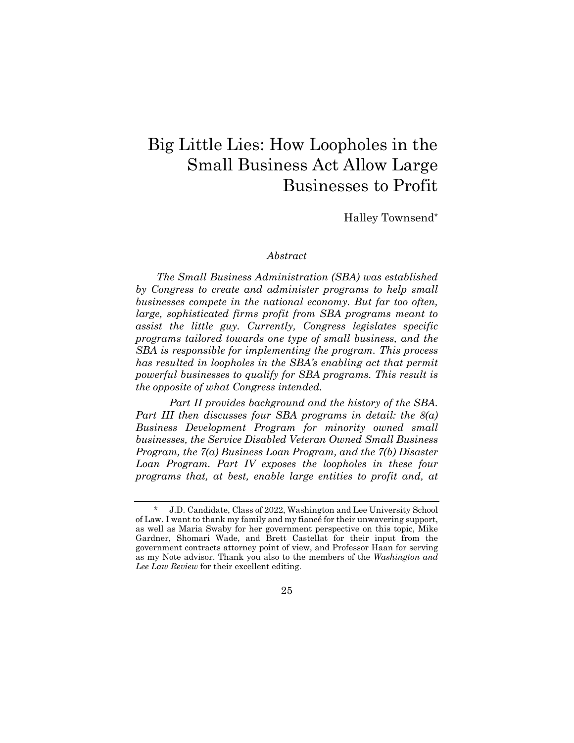# Big Little Lies: How Loopholes in the Small Business Act Allow Large Businesses to Profit

Halley Townsend*

*Abstract*

*The Small Business Administration (SBA) was established by Congress to create and administer programs to help small businesses compete in the national economy. But far too often, large, sophisticated firms profit from SBA programs meant to assist the little guy. Currently, Congress legislates specific programs tailored towards one type of small business, and the SBA is responsible for implementing the program. This process has resulted in loopholes in the SBA's enabling act that permit powerful businesses to qualify for SBA programs. This result is the opposite of what Congress intended.*

*Part II provides background and the history of the SBA. Part III then discusses four SBA programs in detail: the 8(a) Business Development Program for minority owned small businesses, the Service Disabled Veteran Owned Small Business Program, the 7(a) Business Loan Program, and the 7(b) Disaster Loan Program. Part IV exposes the loopholes in these four programs that, at best, enable large entities to profit and, at*

---

\* J.D. Candidate, Class of 2022, Washington and Lee University School of Law. I want to thank my family and my fiancé for their unwavering support, as well as Maria Swaby for her government perspective on this topic, Mike Gardner, Shomari Wade, and Brett Castellat for their input from the government contracts attorney point of view, and Professor Haan for serving as my Note advisor. Thank you also to the members of the *Washington and Lee Law Review* for their excellent editing.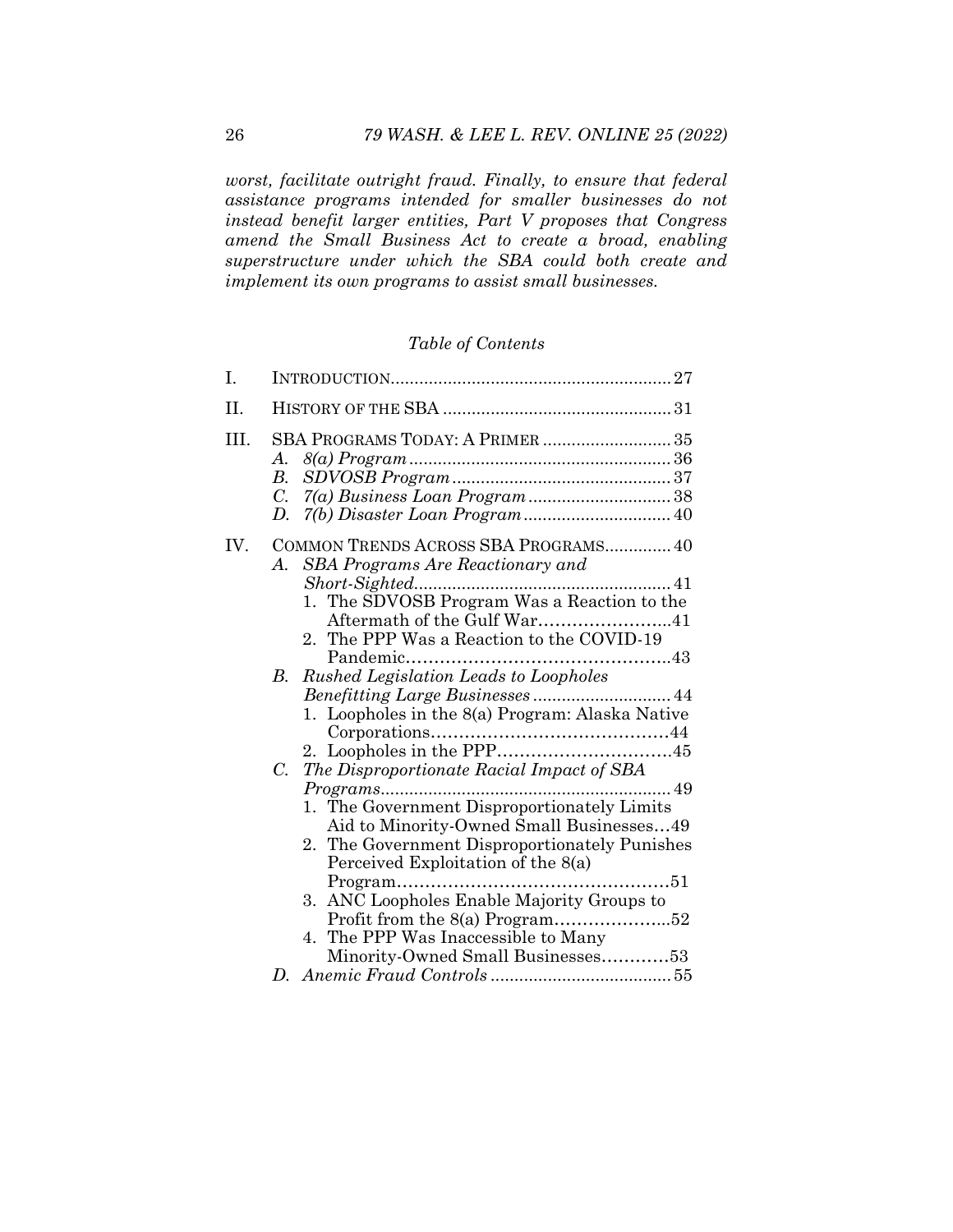*worst, facilitate outright fraud. Finally, to ensure that federal assistance programs intended for smaller businesses do not instead benefit larger entities, Part V proposes that Congress amend the Small Business Act to create a broad, enabling superstructure under which the SBA could both create and implement its own programs to assist small businesses.*

*Table of Contents*

- I. INTRODUCTION ........................................................... 27
- II. HISTORY OF THE SBA ................................................ 31
- III. SBA PROGRAMS TODAY: A PRIMER ........................... 35
  - A. *8(a) Program* ....................................................... 36
  - B. *SDVOSB Program* ............................................... 37
  - C. *7(a) Business Loan Program* .............................. 38
  - D. *7(b) Disaster Loan Program* ............................... 40
- IV. COMMON TRENDS ACROSS SBA PROGRAMS .............. 40
  - A. *SBA Programs Are Reactionary and Short-Sighted* ...................................................... 41
    1. The SDVOSB Program Was a Reaction to the Aftermath of the Gulf War ........................41
    2. The PPP Was a Reaction to the COVID-19 Pandemic ...............................................43
  - B. *Rushed Legislation Leads to Loopholes Benefitting Large Businesses* ............................. 44
    1. Loopholes in the 8(a) Program: Alaska Native Corporations ..........................................44
    2. Loopholes in the PPP ...............................45
  - C. *The Disproportionate Racial Impact of SBA Programs* ............................................................. 49
    1. The Government Disproportionately Limits Aid to Minority-Owned Small Businesses…49
    2. The Government Disproportionately Punishes Perceived Exploitation of the 8(a) Program ................................................51
    3. ANC Loopholes Enable Majority Groups to Profit from the 8(a) Program .....................52
    4. The PPP Was Inaccessible to Many Minority-Owned Small Businesses ............53
  - D. *Anemic Fraud Controls* ...................................... 55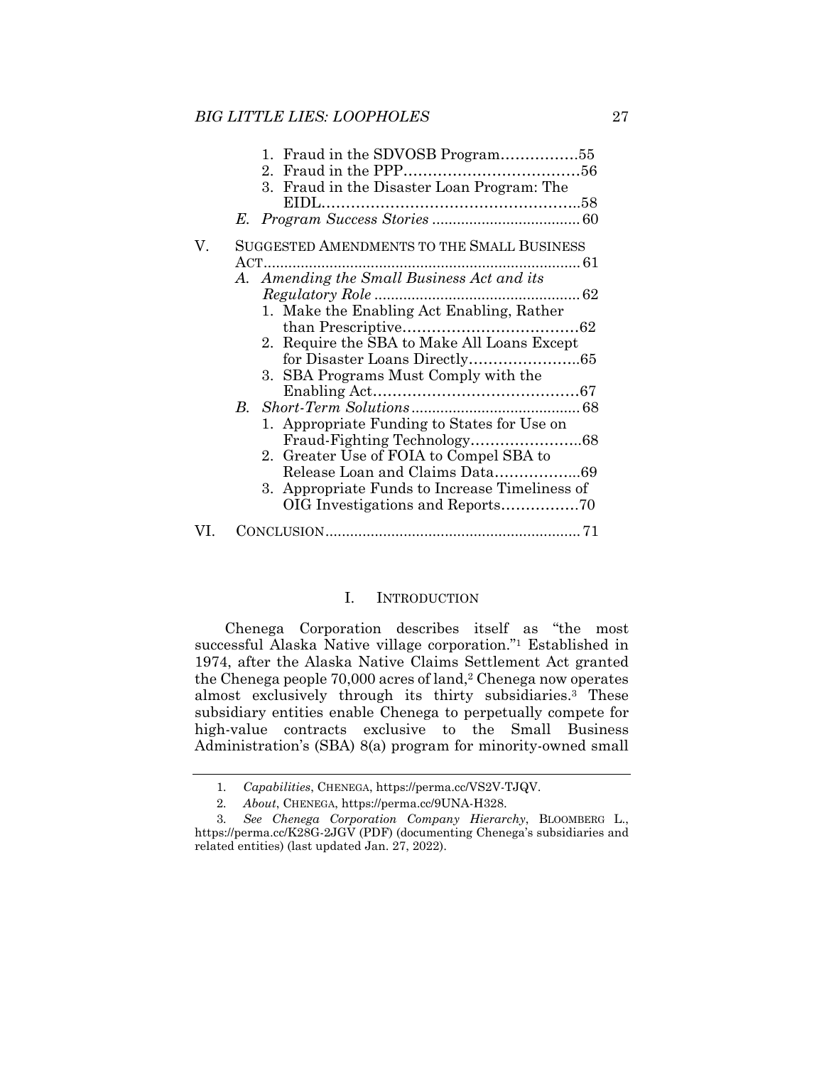1. Fraud in the SDVOSB Program................55
2. Fraud in the PPP....................................56
3. Fraud in the Disaster Loan Program: The EIDL.....................................................58

*E. Program Success Stories* .................................... 60

V. SUGGESTED AMENDMENTS TO THE SMALL BUSINESS ACT............................................................................. 61

*A. Amending the Small Business Act and its Regulatory Role* .................................................. 62

1. Make the Enabling Act Enabling, Rather than Prescriptive....................................62
2. Require the SBA to Make All Loans Except for Disaster Loans Directly.......................65
3. SBA Programs Must Comply with the Enabling Act..........................................67

*B. Short-Term Solutions*......................................... 68

1. Appropriate Funding to States for Use on Fraud-Fighting Technology........................68
2. Greater Use of FOIA to Compel SBA to Release Loan and Claims Data..................69
3. Appropriate Funds to Increase Timeliness of OIG Investigations and Reports................70

VI. CONCLUSION.............................................................. 71

## I. INTRODUCTION

Chenega Corporation describes itself as "the most successful Alaska Native village corporation."[1] Established in 1974, after the Alaska Native Claims Settlement Act granted the Chenega people 70,000 acres of land,[2] Chenega now operates almost exclusively through its thirty subsidiaries.[3] These subsidiary entities enable Chenega to perpetually compete for high-value contracts exclusive to the Small Business Administration's (SBA) 8(a) program for minority-owned small

---

1. *Capabilities*, CHENEGA, https://perma.cc/VS2V-TJQV.
2. *About*, CHENEGA, https://perma.cc/9UNA-H328.
3. *See Chenega Corporation Company Hierarchy*, BLOOMBERG L., https://perma.cc/K28G-2JGV (PDF) (documenting Chenega's subsidiaries and related entities) (last updated Jan. 27, 2022).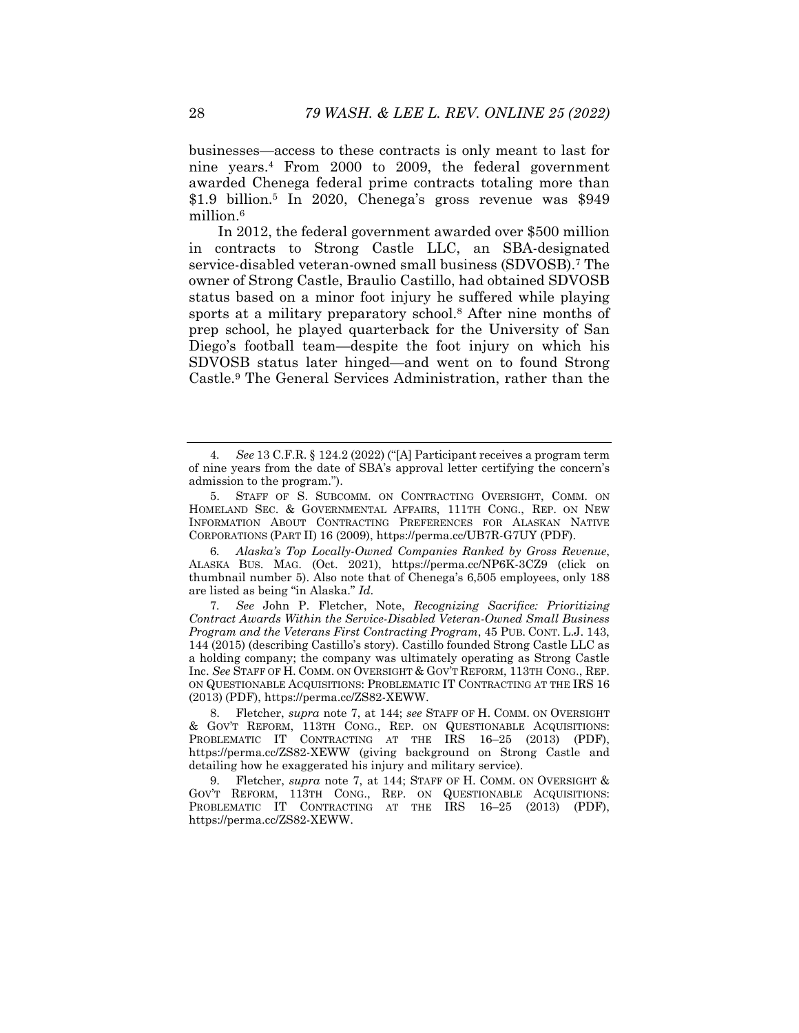businesses—access to these contracts is only meant to last for nine years.[4] From 2000 to 2009, the federal government awarded Chenega federal prime contracts totaling more than $1.9 billion.[5] In 2020, Chenega's gross revenue was $949 million.[6]

In 2012, the federal government awarded over $500 million in contracts to Strong Castle LLC, an SBA-designated service-disabled veteran-owned small business (SDVOSB).[7] The owner of Strong Castle, Braulio Castillo, had obtained SDVOSB status based on a minor foot injury he suffered while playing sports at a military preparatory school.[8] After nine months of prep school, he played quarterback for the University of San Diego's football team—despite the foot injury on which his SDVOSB status later hinged—and went on to found Strong Castle.[9] The General Services Administration, rather than the

---

4. *See* 13 C.F.R. § 124.2 (2022) ("[A] Participant receives a program term of nine years from the date of SBA's approval letter certifying the concern's admission to the program.").

5. STAFF OF S. SUBCOMM. ON CONTRACTING OVERSIGHT, COMM. ON HOMELAND SEC. & GOVERNMENTAL AFFAIRS, 111TH CONG., REP. ON NEW INFORMATION ABOUT CONTRACTING PREFERENCES FOR ALASKAN NATIVE CORPORATIONS (PART II) 16 (2009), https://perma.cc/UB7R-G7UY (PDF).

6. *Alaska's Top Locally-Owned Companies Ranked by Gross Revenue*, ALASKA BUS. MAG. (Oct. 2021), https://perma.cc/NP6K-3CZ9 (click on thumbnail number 5). Also note that of Chenega's 6,505 employees, only 188 are listed as being "in Alaska." *Id.*

7. *See* John P. Fletcher, Note, *Recognizing Sacrifice: Prioritizing Contract Awards Within the Service-Disabled Veteran-Owned Small Business Program and the Veterans First Contracting Program*, 45 PUB. CONT. L.J. 143, 144 (2015) (describing Castillo's story). Castillo founded Strong Castle LLC as a holding company; the company was ultimately operating as Strong Castle Inc. *See* STAFF OF H. COMM. ON OVERSIGHT & GOV'T REFORM, 113TH CONG., REP. ON QUESTIONABLE ACQUISITIONS: PROBLEMATIC IT CONTRACTING AT THE IRS 16 (2013) (PDF), https://perma.cc/ZS82-XEWW.

8. Fletcher, *supra* note 7, at 144; *see* STAFF OF H. COMM. ON OVERSIGHT & GOV'T REFORM, 113TH CONG., REP. ON QUESTIONABLE ACQUISITIONS: PROBLEMATIC IT CONTRACTING AT THE IRS 16–25 (2013) (PDF), https://perma.cc/ZS82-XEWW (giving background on Strong Castle and detailing how he exaggerated his injury and military service).

9. Fletcher, *supra* note 7, at 144; STAFF OF H. COMM. ON OVERSIGHT & GOV'T REFORM, 113TH CONG., REP. ON QUESTIONABLE ACQUISITIONS: PROBLEMATIC IT CONTRACTING AT THE IRS 16–25 (2013) (PDF), https://perma.cc/ZS82-XEWW.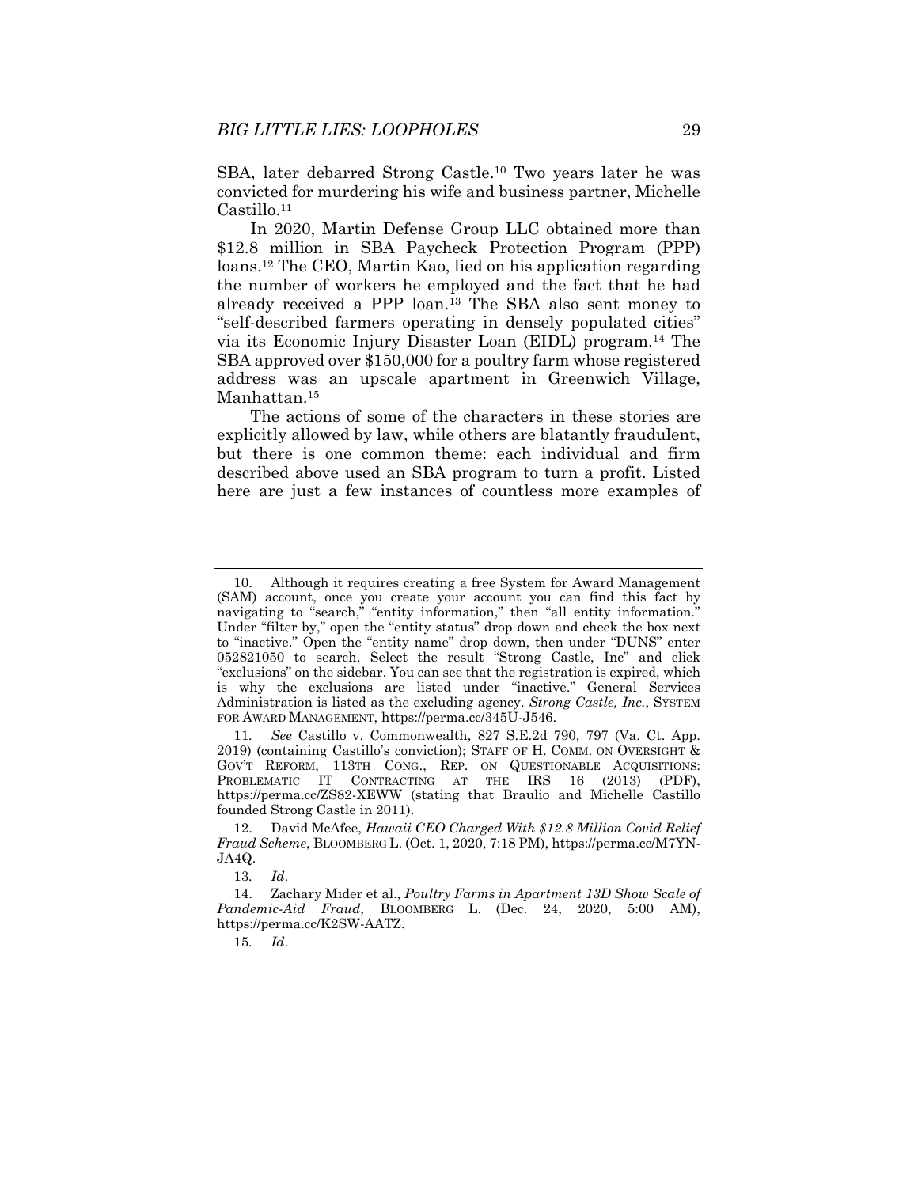SBA, later debarred Strong Castle.[10] Two years later he was convicted for murdering his wife and business partner, Michelle Castillo.[11]

In 2020, Martin Defense Group LLC obtained more than $12.8 million in SBA Paycheck Protection Program (PPP) loans.[12] The CEO, Martin Kao, lied on his application regarding the number of workers he employed and the fact that he had already received a PPP loan.[13] The SBA also sent money to "self-described farmers operating in densely populated cities" via its Economic Injury Disaster Loan (EIDL) program.[14] The SBA approved over $150,000 for a poultry farm whose registered address was an upscale apartment in Greenwich Village, Manhattan.[15]

The actions of some of the characters in these stories are explicitly allowed by law, while others are blatantly fraudulent, but there is one common theme: each individual and firm described above used an SBA program to turn a profit. Listed here are just a few instances of countless more examples of

---

10. Although it requires creating a free System for Award Management (SAM) account, once you create your account you can find this fact by navigating to "search," "entity information," then "all entity information." Under "filter by," open the "entity status" drop down and check the box next to "inactive." Open the "entity name" drop down, then under "DUNS" enter 052821050 to search. Select the result "Strong Castle, Inc" and click "exclusions" on the sidebar. You can see that the registration is expired, which is why the exclusions are listed under "inactive." General Services Administration is listed as the excluding agency. *Strong Castle, Inc.*, SYSTEM FOR AWARD MANAGEMENT, https://perma.cc/345U-J546.

11. *See* Castillo v. Commonwealth, 827 S.E.2d 790, 797 (Va. Ct. App. 2019) (containing Castillo's conviction); STAFF OF H. COMM. ON OVERSIGHT & GOV'T REFORM, 113TH CONG., REP. ON QUESTIONABLE ACQUISITIONS: PROBLEMATIC IT CONTRACTING AT THE IRS 16 (2013) (PDF), https://perma.cc/ZS82-XEWW (stating that Braulio and Michelle Castillo founded Strong Castle in 2011).

12. David McAfee, *Hawaii CEO Charged With $12.8 Million Covid Relief Fraud Scheme*, BLOOMBERG L. (Oct. 1, 2020, 7:18 PM), https://perma.cc/M7YN-JA4Q.

13. *Id*.

14. Zachary Mider et al., *Poultry Farms in Apartment 13D Show Scale of Pandemic-Aid Fraud*, BLOOMBERG L. (Dec. 24, 2020, 5:00 AM), https://perma.cc/K2SW-AATZ.

15. *Id*.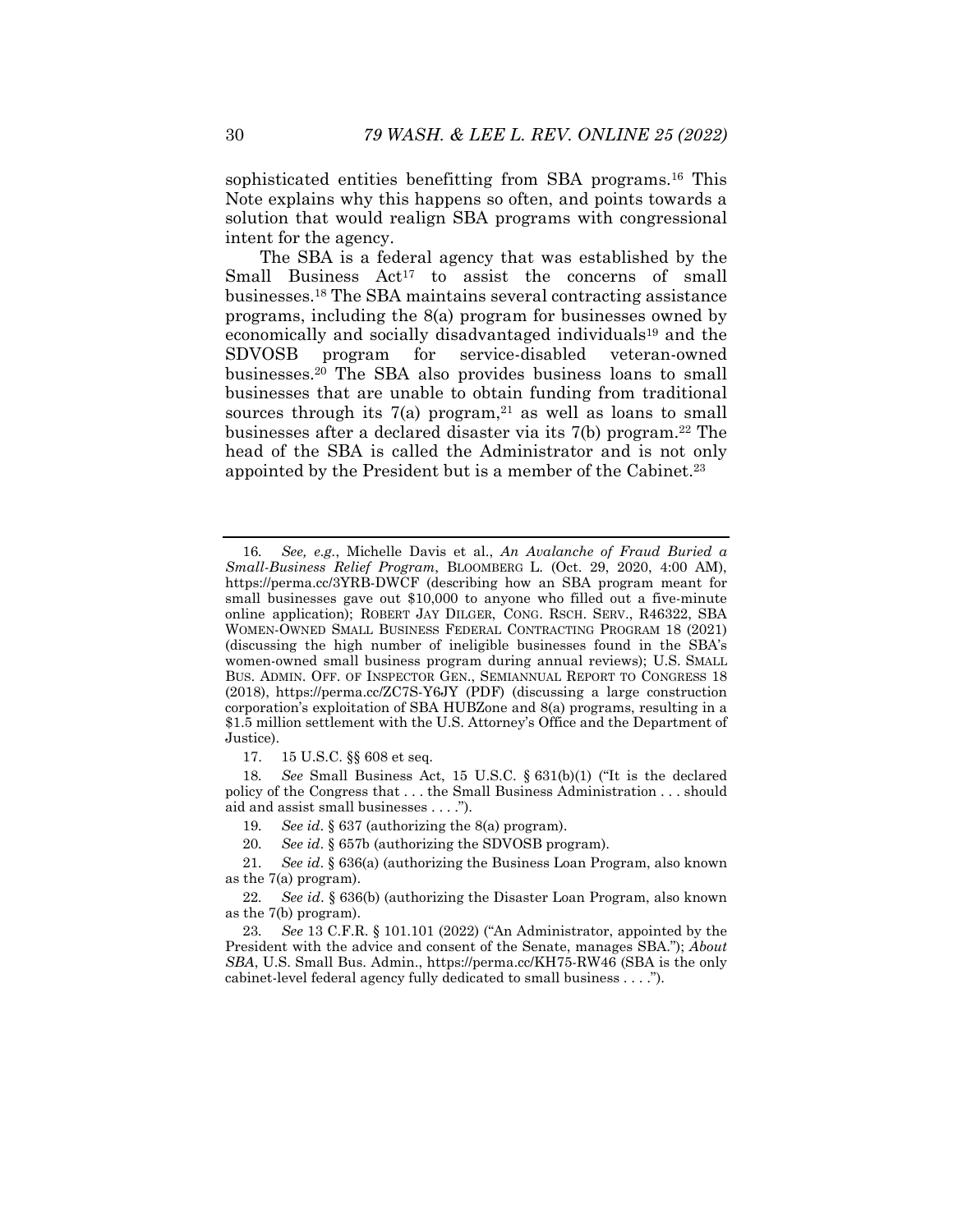sophisticated entities benefitting from SBA programs.[16] This Note explains why this happens so often, and points towards a solution that would realign SBA programs with congressional intent for the agency.

The SBA is a federal agency that was established by the Small Business Act[17] to assist the concerns of small businesses.[18] The SBA maintains several contracting assistance programs, including the 8(a) program for businesses owned by economically and socially disadvantaged individuals[19] and the SDVOSB program for service-disabled veteran-owned businesses.[20] The SBA also provides business loans to small businesses that are unable to obtain funding from traditional sources through its 7(a) program,[21] as well as loans to small businesses after a declared disaster via its 7(b) program.[22] The head of the SBA is called the Administrator and is not only appointed by the President but is a member of the Cabinet.[23]

---

16. *See, e.g.*, Michelle Davis et al., *An Avalanche of Fraud Buried a Small-Business Relief Program*, BLOOMBERG L. (Oct. 29, 2020, 4:00 AM), https://perma.cc/3YRB-DWCF (describing how an SBA program meant for small businesses gave out $10,000 to anyone who filled out a five-minute online application); ROBERT JAY DILGER, CONG. RSCH. SERV., R46322, SBA WOMEN-OWNED SMALL BUSINESS FEDERAL CONTRACTING PROGRAM 18 (2021) (discussing the high number of ineligible businesses found in the SBA's women-owned small business program during annual reviews); U.S. SMALL BUS. ADMIN. OFF. OF INSPECTOR GEN., SEMIANNUAL REPORT TO CONGRESS 18 (2018), https://perma.cc/ZC7S-Y6JY (PDF) (discussing a large construction corporation's exploitation of SBA HUBZone and 8(a) programs, resulting in a $1.5 million settlement with the U.S. Attorney's Office and the Department of Justice).

17. 15 U.S.C. §§ 608 et seq.

18. *See* Small Business Act, 15 U.S.C. § 631(b)(1) ("It is the declared policy of the Congress that . . . the Small Business Administration . . . should aid and assist small businesses . . . .").

19. *See id*. § 637 (authorizing the 8(a) program).

20. *See id*. § 657b (authorizing the SDVOSB program).

21. *See id*. § 636(a) (authorizing the Business Loan Program, also known as the 7(a) program).

22. *See id*. § 636(b) (authorizing the Disaster Loan Program, also known as the 7(b) program).

23. *See* 13 C.F.R. § 101.101 (2022) ("An Administrator, appointed by the President with the advice and consent of the Senate, manages SBA."); *About SBA*, U.S. Small Bus. Admin., https://perma.cc/KH75-RW46 (SBA is the only cabinet-level federal agency fully dedicated to small business . . . .").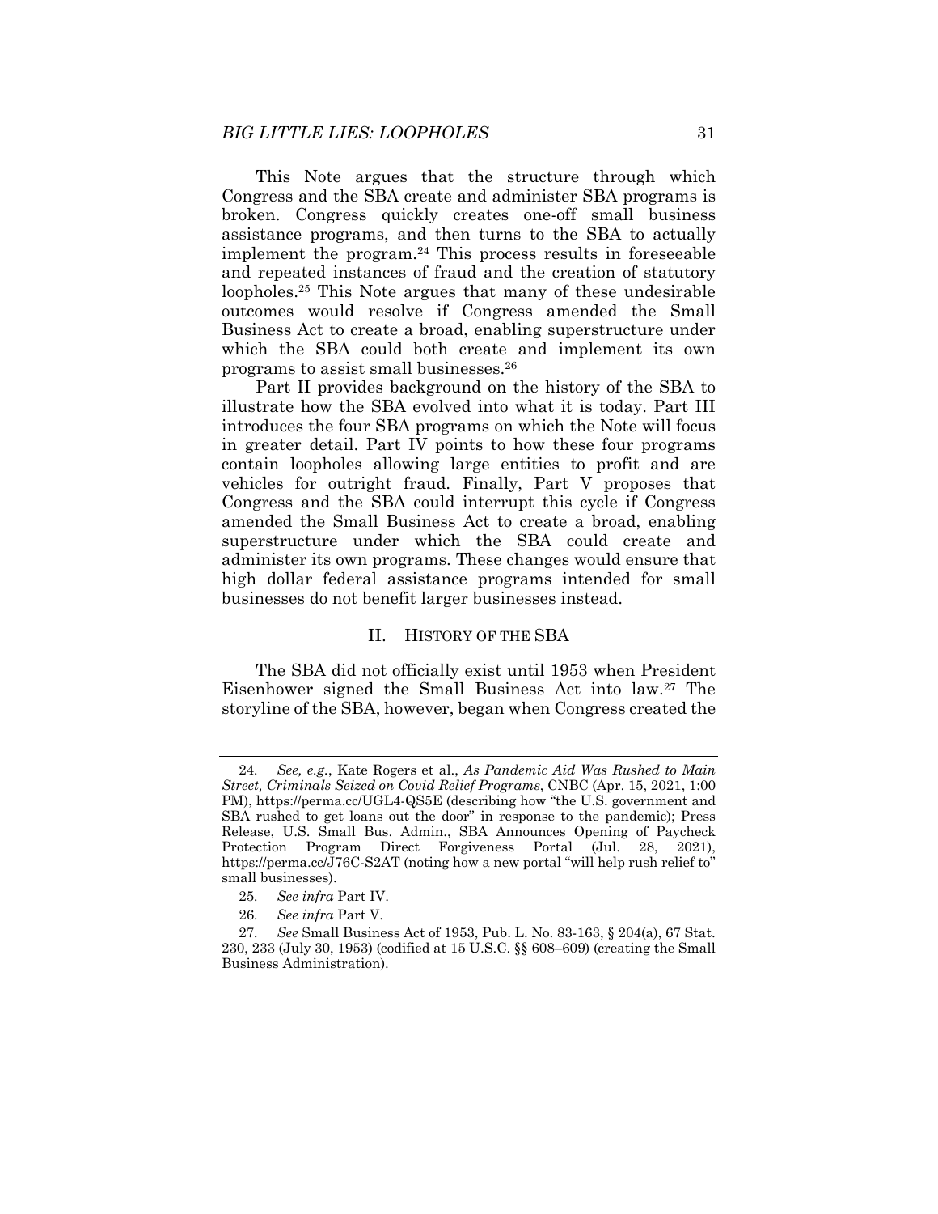This Note argues that the structure through which Congress and the SBA create and administer SBA programs is broken. Congress quickly creates one-off small business assistance programs, and then turns to the SBA to actually implement the program.[24] This process results in foreseeable and repeated instances of fraud and the creation of statutory loopholes.[25] This Note argues that many of these undesirable outcomes would resolve if Congress amended the Small Business Act to create a broad, enabling superstructure under which the SBA could both create and implement its own programs to assist small businesses.[26]

Part II provides background on the history of the SBA to illustrate how the SBA evolved into what it is today. Part III introduces the four SBA programs on which the Note will focus in greater detail. Part IV points to how these four programs contain loopholes allowing large entities to profit and are vehicles for outright fraud. Finally, Part V proposes that Congress and the SBA could interrupt this cycle if Congress amended the Small Business Act to create a broad, enabling superstructure under which the SBA could create and administer its own programs. These changes would ensure that high dollar federal assistance programs intended for small businesses do not benefit larger businesses instead.

## II. HISTORY OF THE SBA

The SBA did not officially exist until 1953 when President Eisenhower signed the Small Business Act into law.[27] The storyline of the SBA, however, began when Congress created the

---

24. *See, e.g.*, Kate Rogers et al., *As Pandemic Aid Was Rushed to Main Street, Criminals Seized on Covid Relief Programs*, CNBC (Apr. 15, 2021, 1:00 PM), https://perma.cc/UGL4-QS5E (describing how "the U.S. government and SBA rushed to get loans out the door" in response to the pandemic); Press Release, U.S. Small Bus. Admin., SBA Announces Opening of Paycheck Protection Program Direct Forgiveness Portal (Jul. 28, 2021), https://perma.cc/J76C-S2AT (noting how a new portal "will help rush relief to" small businesses).

25. *See infra* Part IV.

26. *See infra* Part V.

27. *See* Small Business Act of 1953, Pub. L. No. 83-163, § 204(a), 67 Stat. 230, 233 (July 30, 1953) (codified at 15 U.S.C. §§ 608–609) (creating the Small Business Administration).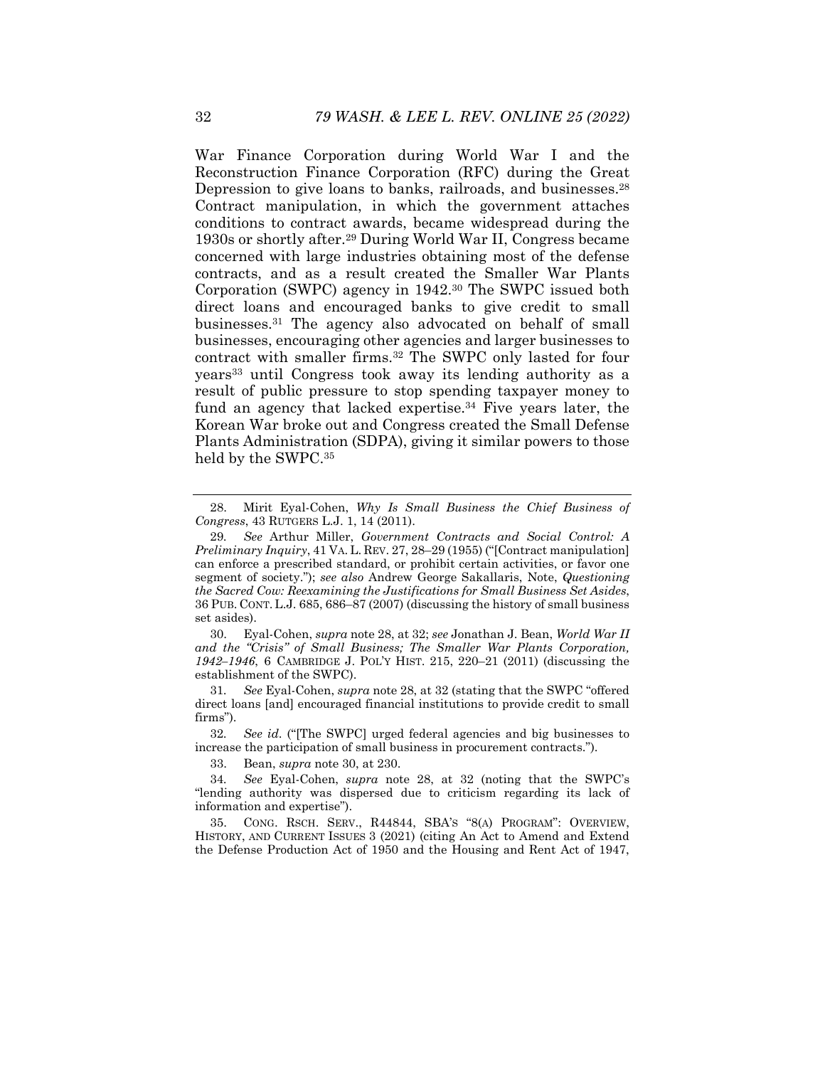War Finance Corporation during World War I and the Reconstruction Finance Corporation (RFC) during the Great Depression to give loans to banks, railroads, and businesses.[28] Contract manipulation, in which the government attaches conditions to contract awards, became widespread during the 1930s or shortly after.[29] During World War II, Congress became concerned with large industries obtaining most of the defense contracts, and as a result created the Smaller War Plants Corporation (SWPC) agency in 1942.[30] The SWPC issued both direct loans and encouraged banks to give credit to small businesses.[31] The agency also advocated on behalf of small businesses, encouraging other agencies and larger businesses to contract with smaller firms.[32] The SWPC only lasted for four years[33] until Congress took away its lending authority as a result of public pressure to stop spending taxpayer money to fund an agency that lacked expertise.[34] Five years later, the Korean War broke out and Congress created the Small Defense Plants Administration (SDPA), giving it similar powers to those held by the SWPC.[35]

---

28. Mirit Eyal-Cohen, *Why Is Small Business the Chief Business of Congress*, 43 RUTGERS L.J. 1, 14 (2011).

29. *See* Arthur Miller, *Government Contracts and Social Control: A Preliminary Inquiry*, 41 VA. L. REV. 27, 28–29 (1955) ("[Contract manipulation] can enforce a prescribed standard, or prohibit certain activities, or favor one segment of society."); *see also* Andrew George Sakallaris, Note, *Questioning the Sacred Cow: Reexamining the Justifications for Small Business Set Asides*, 36 PUB. CONT. L.J. 685, 686–87 (2007) (discussing the history of small business set asides).

30. Eyal-Cohen, *supra* note 28, at 32; *see* Jonathan J. Bean, *World War II and the "Crisis" of Small Business; The Smaller War Plants Corporation, 1942–1946*, 6 CAMBRIDGE J. POL'Y HIST. 215, 220–21 (2011) (discussing the establishment of the SWPC).

31. *See* Eyal-Cohen, *supra* note 28, at 32 (stating that the SWPC "offered direct loans [and] encouraged financial institutions to provide credit to small firms").

32. *See id.* ("[The SWPC] urged federal agencies and big businesses to increase the participation of small business in procurement contracts.").

33. Bean, *supra* note 30, at 230.

34. *See* Eyal-Cohen, *supra* note 28, at 32 (noting that the SWPC's "lending authority was dispersed due to criticism regarding its lack of information and expertise").

35. CONG. RSCH. SERV., R44844, SBA'S "8(A) PROGRAM": OVERVIEW, HISTORY, AND CURRENT ISSUES 3 (2021) (citing An Act to Amend and Extend the Defense Production Act of 1950 and the Housing and Rent Act of 1947,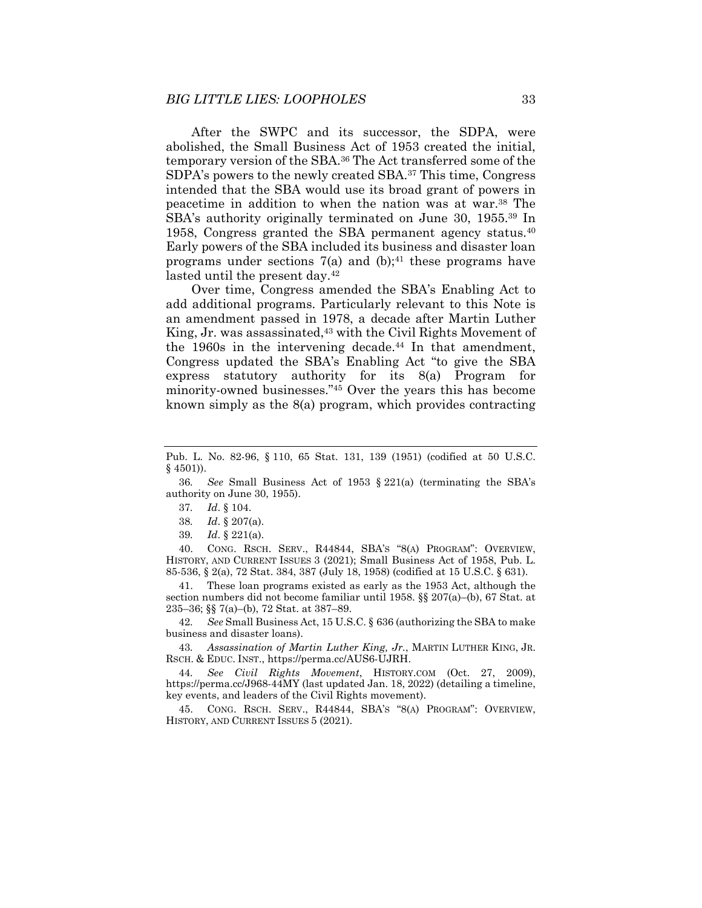After the SWPC and its successor, the SDPA, were abolished, the Small Business Act of 1953 created the initial, temporary version of the SBA.[36] The Act transferred some of the SDPA's powers to the newly created SBA.[37] This time, Congress intended that the SBA would use its broad grant of powers in peacetime in addition to when the nation was at war.[38] The SBA's authority originally terminated on June 30, 1955.[39] In 1958, Congress granted the SBA permanent agency status.[40] Early powers of the SBA included its business and disaster loan programs under sections 7(a) and (b);[41] these programs have lasted until the present day.[42]

Over time, Congress amended the SBA's Enabling Act to add additional programs. Particularly relevant to this Note is an amendment passed in 1978, a decade after Martin Luther King, Jr. was assassinated,[43] with the Civil Rights Movement of the 1960s in the intervening decade.[44] In that amendment, Congress updated the SBA's Enabling Act "to give the SBA express statutory authority for its 8(a) Program for minority-owned businesses."[45] Over the years this has become known simply as the 8(a) program, which provides contracting

---

Pub. L. No. 82-96, § 110, 65 Stat. 131, 139 (1951) (codified at 50 U.S.C. § 4501)).

36. *See* Small Business Act of 1953 § 221(a) (terminating the SBA's authority on June 30, 1955).

37. *Id*. § 104.

38. *Id*. § 207(a).

39. *Id*. § 221(a).

40. CONG. RSCH. SERV., R44844, SBA'S "8(A) PROGRAM": OVERVIEW, HISTORY, AND CURRENT ISSUES 3 (2021); Small Business Act of 1958, Pub. L. 85-536, § 2(a), 72 Stat. 384, 387 (July 18, 1958) (codified at 15 U.S.C. § 631).

41. These loan programs existed as early as the 1953 Act, although the section numbers did not become familiar until 1958. §§ 207(a)–(b), 67 Stat. at 235–36; §§ 7(a)–(b), 72 Stat. at 387–89.

42. *See* Small Business Act, 15 U.S.C. § 636 (authorizing the SBA to make business and disaster loans).

43. *Assassination of Martin Luther King, Jr.*, MARTIN LUTHER KING, JR. RSCH. & EDUC. INST., https://perma.cc/AUS6-UJRH.

44. *See Civil Rights Movement*, HISTORY.COM (Oct. 27, 2009), https://perma.cc/J968-44MY (last updated Jan. 18, 2022) (detailing a timeline, key events, and leaders of the Civil Rights movement).

45. CONG. RSCH. SERV., R44844, SBA'S "8(A) PROGRAM": OVERVIEW, HISTORY, AND CURRENT ISSUES 5 (2021).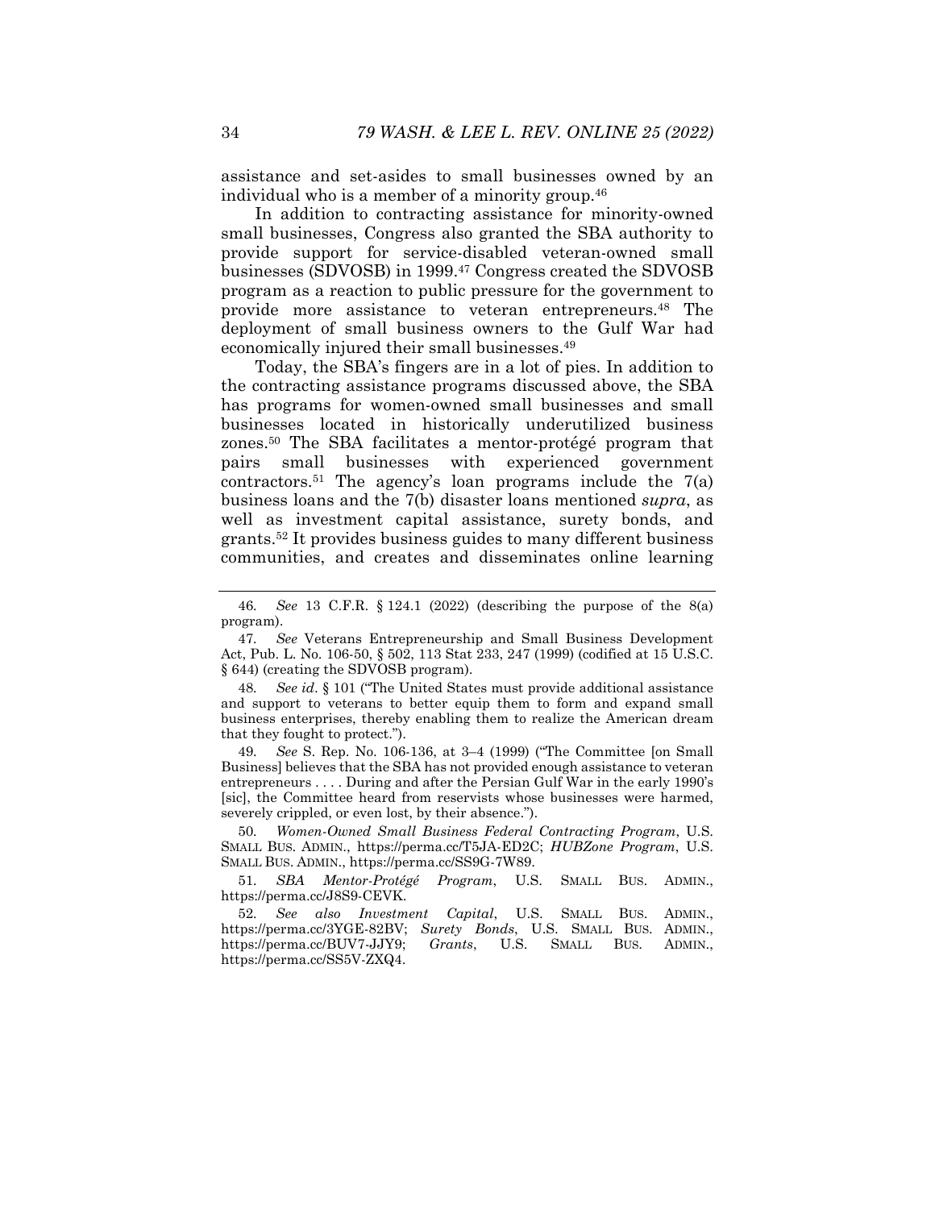assistance and set-asides to small businesses owned by an individual who is a member of a minority group.[46]

In addition to contracting assistance for minority-owned small businesses, Congress also granted the SBA authority to provide support for service-disabled veteran-owned small businesses (SDVOSB) in 1999.[47] Congress created the SDVOSB program as a reaction to public pressure for the government to provide more assistance to veteran entrepreneurs.[48] The deployment of small business owners to the Gulf War had economically injured their small businesses.[49]

Today, the SBA's fingers are in a lot of pies. In addition to the contracting assistance programs discussed above, the SBA has programs for women-owned small businesses and small businesses located in historically underutilized business zones.[50] The SBA facilitates a mentor-protégé program that pairs small businesses with experienced government contractors.[51] The agency's loan programs include the 7(a) business loans and the 7(b) disaster loans mentioned *supra*, as well as investment capital assistance, surety bonds, and grants.[52] It provides business guides to many different business communities, and creates and disseminates online learning

---

46. *See* 13 C.F.R. § 124.1 (2022) (describing the purpose of the 8(a) program).

47. *See* Veterans Entrepreneurship and Small Business Development Act, Pub. L. No. 106-50, § 502, 113 Stat 233, 247 (1999) (codified at 15 U.S.C. § 644) (creating the SDVOSB program).

48. *See id*. § 101 ("The United States must provide additional assistance and support to veterans to better equip them to form and expand small business enterprises, thereby enabling them to realize the American dream that they fought to protect.").

49. *See* S. Rep. No. 106-136, at 3–4 (1999) ("The Committee [on Small Business] believes that the SBA has not provided enough assistance to veteran entrepreneurs . . . . During and after the Persian Gulf War in the early 1990's [sic], the Committee heard from reservists whose businesses were harmed, severely crippled, or even lost, by their absence.").

50. *Women-Owned Small Business Federal Contracting Program*, U.S. SMALL BUS. ADMIN., https://perma.cc/T5JA-ED2C; *HUBZone Program*, U.S. SMALL BUS. ADMIN., https://perma.cc/SS9G-7W89.

51. *SBA Mentor-Protégé Program*, U.S. SMALL BUS. ADMIN., https://perma.cc/J8S9-CEVK.

52. *See also Investment Capital*, U.S. SMALL BUS. ADMIN., https://perma.cc/3YGE-82BV; *Surety Bonds*, U.S. SMALL BUS. ADMIN., https://perma.cc/BUV7-JJY9; *Grants*, U.S. SMALL BUS. ADMIN., https://perma.cc/SS5V-ZXQ4.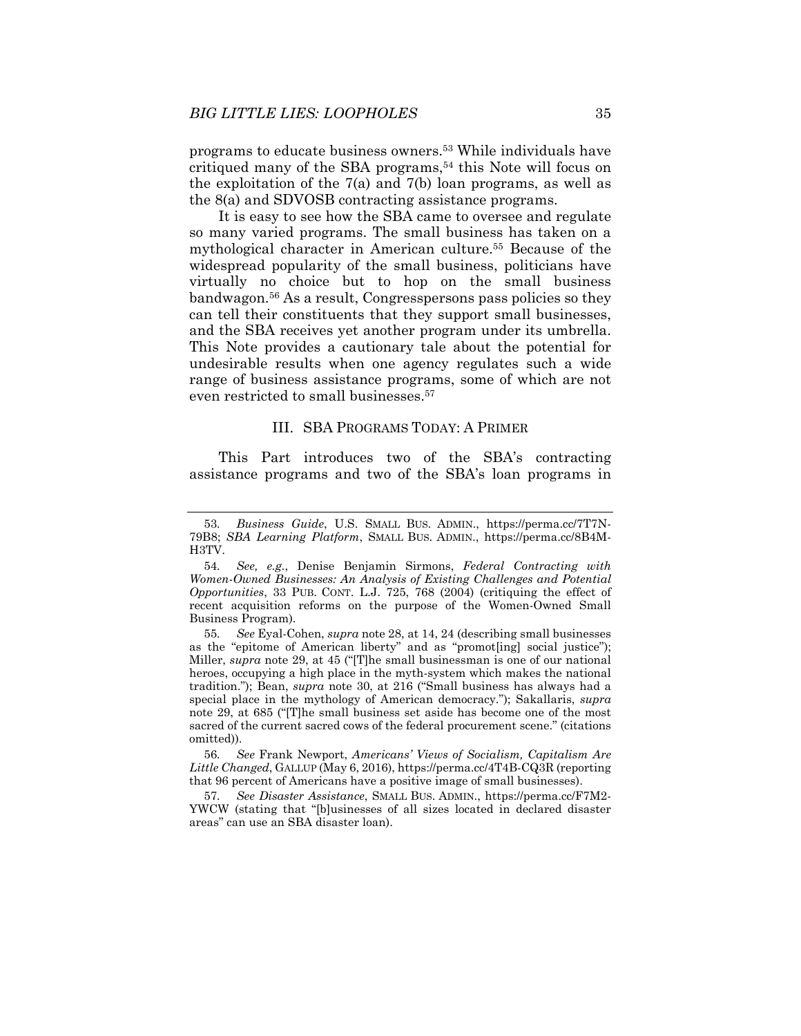programs to educate business owners.[53] While individuals have critiqued many of the SBA programs,[54] this Note will focus on the exploitation of the 7(a) and 7(b) loan programs, as well as the 8(a) and SDVOSB contracting assistance programs.

It is easy to see how the SBA came to oversee and regulate so many varied programs. The small business has taken on a mythological character in American culture.[55] Because of the widespread popularity of the small business, politicians have virtually no choice but to hop on the small business bandwagon.[56] As a result, Congresspersons pass policies so they can tell their constituents that they support small businesses, and the SBA receives yet another program under its umbrella. This Note provides a cautionary tale about the potential for undesirable results when one agency regulates such a wide range of business assistance programs, some of which are not even restricted to small businesses.[57]

## III. SBA PROGRAMS TODAY: A PRIMER

This Part introduces two of the SBA's contracting assistance programs and two of the SBA's loan programs in

---

53. *Business Guide*, U.S. SMALL BUS. ADMIN., https://perma.cc/7T7N-79B8; *SBA Learning Platform*, SMALL BUS. ADMIN., https://perma.cc/8B4M-H3TV.

54. *See, e.g.*, Denise Benjamin Sirmons, *Federal Contracting with Women-Owned Businesses: An Analysis of Existing Challenges and Potential Opportunities*, 33 PUB. CONT. L.J. 725, 768 (2004) (critiquing the effect of recent acquisition reforms on the purpose of the Women-Owned Small Business Program).

55. *See* Eyal-Cohen, *supra* note 28, at 14, 24 (describing small businesses as the "epitome of American liberty" and as "promot[ing] social justice"); Miller, *supra* note 29, at 45 ("[T]he small businessman is one of our national heroes, occupying a high place in the myth-system which makes the national tradition."); Bean, *supra* note 30, at 216 ("Small business has always had a special place in the mythology of American democracy."); Sakallaris, *supra* note 29, at 685 ("[T]he small business set aside has become one of the most sacred of the current sacred cows of the federal procurement scene." (citations omitted)).

56. *See* Frank Newport, *Americans' Views of Socialism, Capitalism Are Little Changed*, GALLUP (May 6, 2016), https://perma.cc/4T4B-CQ3R (reporting that 96 percent of Americans have a positive image of small businesses).

57. *See Disaster Assistance*, SMALL BUS. ADMIN., https://perma.cc/F7M2-YWCW (stating that "[b]usinesses of all sizes located in declared disaster areas" can use an SBA disaster loan).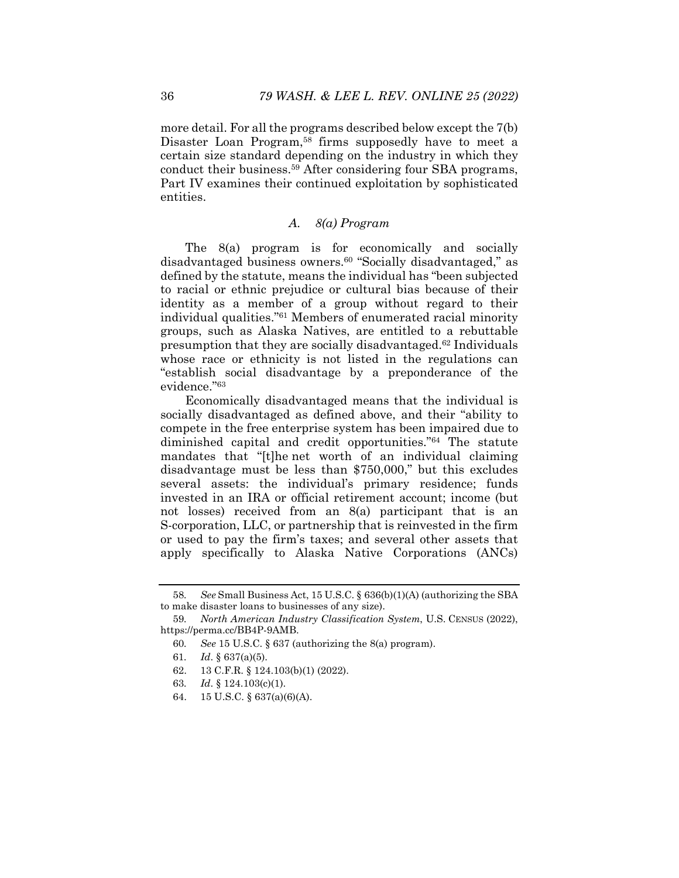more detail. For all the programs described below except the 7(b) Disaster Loan Program,[58] firms supposedly have to meet a certain size standard depending on the industry in which they conduct their business.[59] After considering four SBA programs, Part IV examines their continued exploitation by sophisticated entities.

### *A. 8(a) Program*

The 8(a) program is for economically and socially disadvantaged business owners.[60] "Socially disadvantaged," as defined by the statute, means the individual has "been subjected to racial or ethnic prejudice or cultural bias because of their identity as a member of a group without regard to their individual qualities."[61] Members of enumerated racial minority groups, such as Alaska Natives, are entitled to a rebuttable presumption that they are socially disadvantaged.[62] Individuals whose race or ethnicity is not listed in the regulations can "establish social disadvantage by a preponderance of the evidence."[63]

Economically disadvantaged means that the individual is socially disadvantaged as defined above, and their "ability to compete in the free enterprise system has been impaired due to diminished capital and credit opportunities."[64] The statute mandates that "[t]he net worth of an individual claiming disadvantage must be less than $750,000," but this excludes several assets: the individual's primary residence; funds invested in an IRA or official retirement account; income (but not losses) received from an 8(a) participant that is an S-corporation, LLC, or partnership that is reinvested in the firm or used to pay the firm's taxes; and several other assets that apply specifically to Alaska Native Corporations (ANCs)

---

58. *See* Small Business Act, 15 U.S.C. § 636(b)(1)(A) (authorizing the SBA to make disaster loans to businesses of any size).

59. *North American Industry Classification System*, U.S. CENSUS (2022), https://perma.cc/BB4P-9AMB.

60. *See* 15 U.S.C. § 637 (authorizing the 8(a) program).

61. *Id*. § 637(a)(5).

62. 13 C.F.R. § 124.103(b)(1) (2022).

63. *Id*. § 124.103(c)(1).

64. 15 U.S.C. § 637(a)(6)(A).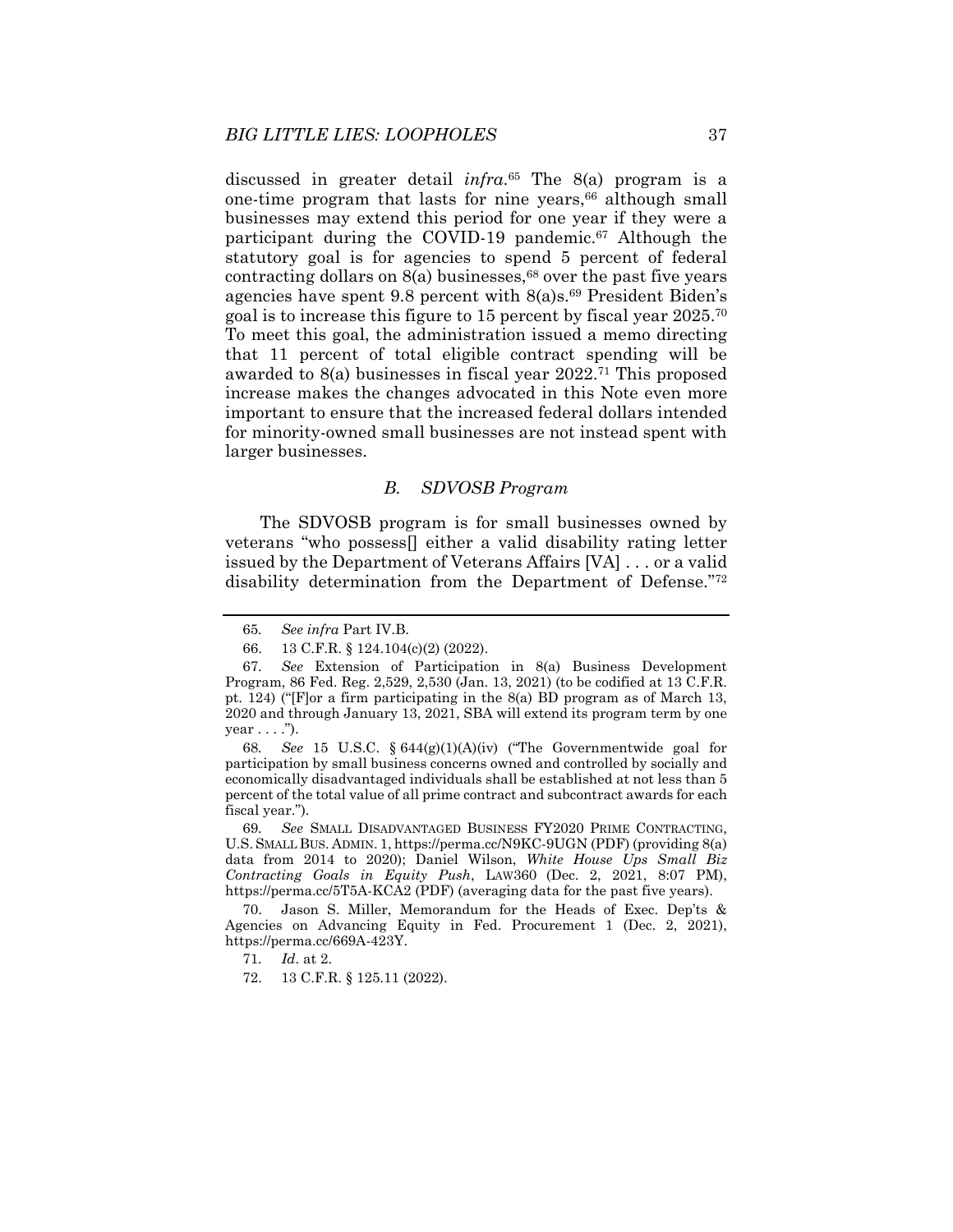discussed in greater detail *infra*.[65] The 8(a) program is a one-time program that lasts for nine years,[66] although small businesses may extend this period for one year if they were a participant during the COVID-19 pandemic.[67] Although the statutory goal is for agencies to spend 5 percent of federal contracting dollars on 8(a) businesses,[68] over the past five years agencies have spent 9.8 percent with 8(a)s.[69] President Biden's goal is to increase this figure to 15 percent by fiscal year 2025.[70] To meet this goal, the administration issued a memo directing that 11 percent of total eligible contract spending will be awarded to 8(a) businesses in fiscal year 2022.[71] This proposed increase makes the changes advocated in this Note even more important to ensure that the increased federal dollars intended for minority-owned small businesses are not instead spent with larger businesses.

### *B. SDVOSB Program*

The SDVOSB program is for small businesses owned by veterans "who possess[] either a valid disability rating letter issued by the Department of Veterans Affairs [VA] . . . or a valid disability determination from the Department of Defense."[72]

---

65. *See infra* Part IV.B.

66. 13 C.F.R. § 124.104(c)(2) (2022).

67. *See* Extension of Participation in 8(a) Business Development Program, 86 Fed. Reg. 2,529, 2,530 (Jan. 13, 2021) (to be codified at 13 C.F.R. pt. 124) ("[F]or a firm participating in the 8(a) BD program as of March 13, 2020 and through January 13, 2021, SBA will extend its program term by one year . . . .").

68. *See* 15 U.S.C. § 644(g)(1)(A)(iv) ("The Governmentwide goal for participation by small business concerns owned and controlled by socially and economically disadvantaged individuals shall be established at not less than 5 percent of the total value of all prime contract and subcontract awards for each fiscal year.").

69. *See* SMALL DISADVANTAGED BUSINESS FY2020 PRIME CONTRACTING, U.S. SMALL BUS. ADMIN. 1, https://perma.cc/N9KC-9UGN (PDF) (providing 8(a) data from 2014 to 2020); Daniel Wilson, *White House Ups Small Biz Contracting Goals in Equity Push*, LAW360 (Dec. 2, 2021, 8:07 PM), https://perma.cc/5T5A-KCA2 (PDF) (averaging data for the past five years).

70. Jason S. Miller, Memorandum for the Heads of Exec. Dep'ts & Agencies on Advancing Equity in Fed. Procurement 1 (Dec. 2, 2021), https://perma.cc/669A-423Y.

71. *Id*. at 2.

72. 13 C.F.R. § 125.11 (2022).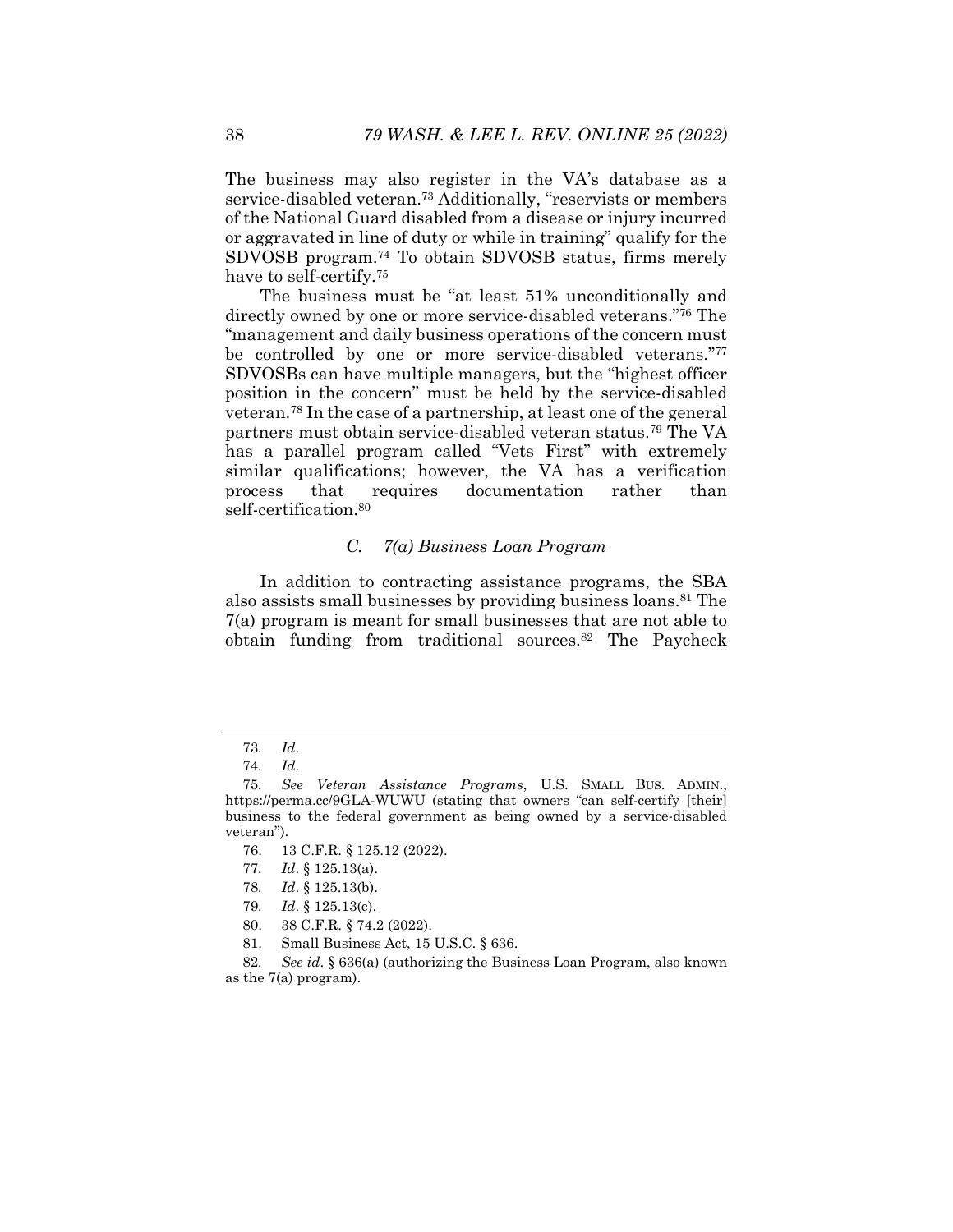The business may also register in the VA's database as a service-disabled veteran.[73] Additionally, "reservists or members of the National Guard disabled from a disease or injury incurred or aggravated in line of duty or while in training" qualify for the SDVOSB program.[74] To obtain SDVOSB status, firms merely have to self-certify.[75]

The business must be "at least 51% unconditionally and directly owned by one or more service-disabled veterans."[76] The "management and daily business operations of the concern must be controlled by one or more service-disabled veterans."[77] SDVOSBs can have multiple managers, but the "highest officer position in the concern" must be held by the service-disabled veteran.[78] In the case of a partnership, at least one of the general partners must obtain service-disabled veteran status.[79] The VA has a parallel program called "Vets First" with extremely similar qualifications; however, the VA has a verification process that requires documentation rather than self-certification.[80]

### *C. 7(a) Business Loan Program*

In addition to contracting assistance programs, the SBA also assists small businesses by providing business loans.[81] The 7(a) program is meant for small businesses that are not able to obtain funding from traditional sources.[82] The Paycheck

---

73. *Id*.

74. *Id*.

75. *See Veteran Assistance Programs*, U.S. SMALL BUS. ADMIN., https://perma.cc/9GLA-WUWU (stating that owners "can self-certify [their] business to the federal government as being owned by a service-disabled veteran").

76. 13 C.F.R. § 125.12 (2022).

77. *Id*. § 125.13(a).

78. *Id*. § 125.13(b).

79. *Id*. § 125.13(c).

80. 38 C.F.R. § 74.2 (2022).

81. Small Business Act, 15 U.S.C. § 636.

82. *See id*. § 636(a) (authorizing the Business Loan Program, also known as the 7(a) program).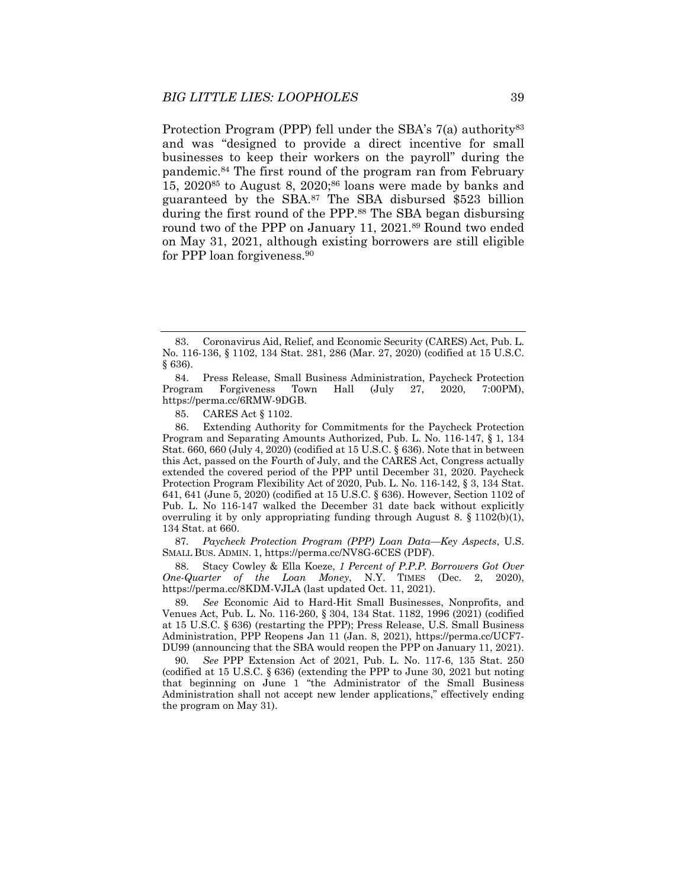Protection Program (PPP) fell under the SBA's 7(a) authority[83] and was "designed to provide a direct incentive for small businesses to keep their workers on the payroll" during the pandemic.[84] The first round of the program ran from February 15, 2020[85] to August 8, 2020;[86] loans were made by banks and guaranteed by the SBA.[87] The SBA disbursed $523 billion during the first round of the PPP.[88] The SBA began disbursing round two of the PPP on January 11, 2021.[89] Round two ended on May 31, 2021, although existing borrowers are still eligible for PPP loan forgiveness.[90]

---

83. Coronavirus Aid, Relief, and Economic Security (CARES) Act, Pub. L. No. 116-136, § 1102, 134 Stat. 281, 286 (Mar. 27, 2020) (codified at 15 U.S.C. § 636).

84. Press Release, Small Business Administration, Paycheck Protection Program Forgiveness Town Hall (July 27, 2020, 7:00PM), https://perma.cc/6RMW-9DGB.

85. CARES Act § 1102.

86. Extending Authority for Commitments for the Paycheck Protection Program and Separating Amounts Authorized, Pub. L. No. 116-147, § 1, 134 Stat. 660, 660 (July 4, 2020) (codified at 15 U.S.C. § 636). Note that in between this Act, passed on the Fourth of July, and the CARES Act, Congress actually extended the covered period of the PPP until December 31, 2020. Paycheck Protection Program Flexibility Act of 2020, Pub. L. No. 116-142, § 3, 134 Stat. 641, 641 (June 5, 2020) (codified at 15 U.S.C. § 636). However, Section 1102 of Pub. L. No 116-147 walked the December 31 date back without explicitly overruling it by only appropriating funding through August 8. § 1102(b)(1), 134 Stat. at 660.

87. *Paycheck Protection Program (PPP) Loan Data—Key Aspects*, U.S. SMALL BUS. ADMIN. 1, https://perma.cc/NV8G-6CES (PDF).

88. Stacy Cowley & Ella Koeze, *1 Percent of P.P.P. Borrowers Got Over One-Quarter of the Loan Money*, N.Y. TIMES (Dec. 2, 2020), https://perma.cc/8KDM-VJLA (last updated Oct. 11, 2021).

89. *See* Economic Aid to Hard-Hit Small Businesses, Nonprofits, and Venues Act, Pub. L. No. 116-260, § 304, 134 Stat. 1182, 1996 (2021) (codified at 15 U.S.C. § 636) (restarting the PPP); Press Release, U.S. Small Business Administration, PPP Reopens Jan 11 (Jan. 8, 2021), https://perma.cc/UCF7-DU99 (announcing that the SBA would reopen the PPP on January 11, 2021).

90. *See* PPP Extension Act of 2021, Pub. L. No. 117-6, 135 Stat. 250 (codified at 15 U.S.C. § 636) (extending the PPP to June 30, 2021 but noting that beginning on June 1 "the Administrator of the Small Business Administration shall not accept new lender applications," effectively ending the program on May 31).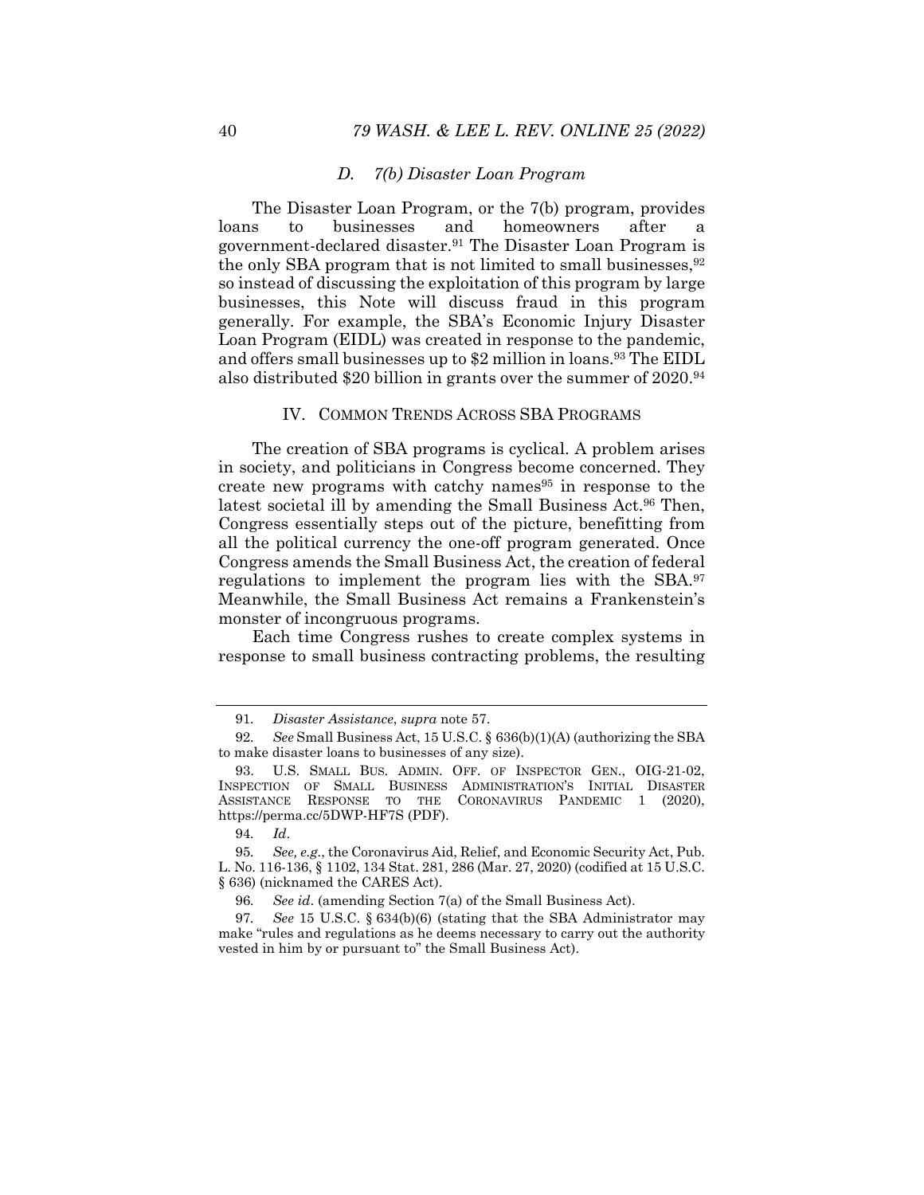### *D. 7(b) Disaster Loan Program*

The Disaster Loan Program, or the 7(b) program, provides loans to businesses and homeowners after a government-declared disaster.[91] The Disaster Loan Program is the only SBA program that is not limited to small businesses,[92] so instead of discussing the exploitation of this program by large businesses, this Note will discuss fraud in this program generally. For example, the SBA's Economic Injury Disaster Loan Program (EIDL) was created in response to the pandemic, and offers small businesses up to $2 million in loans.[93] The EIDL also distributed $20 billion in grants over the summer of 2020.[94]

## IV. COMMON TRENDS ACROSS SBA PROGRAMS

The creation of SBA programs is cyclical. A problem arises in society, and politicians in Congress become concerned. They create new programs with catchy names[95] in response to the latest societal ill by amending the Small Business Act.[96] Then, Congress essentially steps out of the picture, benefitting from all the political currency the one-off program generated. Once Congress amends the Small Business Act, the creation of federal regulations to implement the program lies with the SBA.[97] Meanwhile, the Small Business Act remains a Frankenstein's monster of incongruous programs.

Each time Congress rushes to create complex systems in response to small business contracting problems, the resulting

---

91. *Disaster Assistance*, *supra* note 57.

92. *See* Small Business Act, 15 U.S.C. § 636(b)(1)(A) (authorizing the SBA to make disaster loans to businesses of any size).

93. U.S. SMALL BUS. ADMIN. OFF. OF INSPECTOR GEN., OIG-21-02, INSPECTION OF SMALL BUSINESS ADMINISTRATION'S INITIAL DISASTER ASSISTANCE RESPONSE TO THE CORONAVIRUS PANDEMIC 1 (2020), https://perma.cc/5DWP-HF7S (PDF).

94. *Id*.

95. *See, e.g.*, the Coronavirus Aid, Relief, and Economic Security Act, Pub. L. No. 116-136, § 1102, 134 Stat. 281, 286 (Mar. 27, 2020) (codified at 15 U.S.C. § 636) (nicknamed the CARES Act).

96. *See id*. (amending Section 7(a) of the Small Business Act).

97. *See* 15 U.S.C. § 634(b)(6) (stating that the SBA Administrator may make "rules and regulations as he deems necessary to carry out the authority vested in him by or pursuant to" the Small Business Act).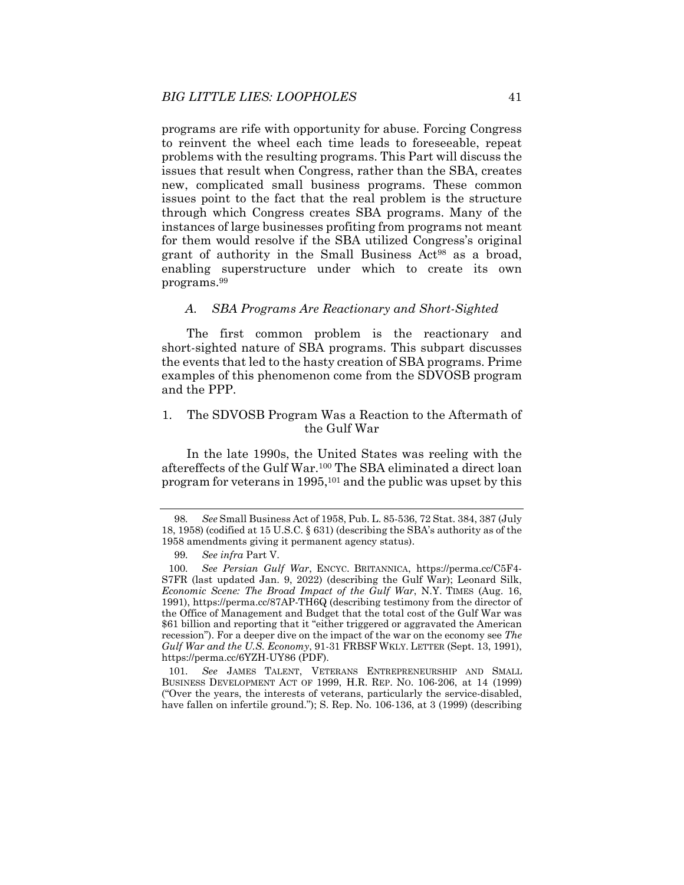programs are rife with opportunity for abuse. Forcing Congress to reinvent the wheel each time leads to foreseeable, repeat problems with the resulting programs. This Part will discuss the issues that result when Congress, rather than the SBA, creates new, complicated small business programs. These common issues point to the fact that the real problem is the structure through which Congress creates SBA programs. Many of the instances of large businesses profiting from programs not meant for them would resolve if the SBA utilized Congress's original grant of authority in the Small Business Act[98] as a broad, enabling superstructure under which to create its own programs.[99]

### *A. SBA Programs Are Reactionary and Short-Sighted*

The first common problem is the reactionary and short-sighted nature of SBA programs. This subpart discusses the events that led to the hasty creation of SBA programs. Prime examples of this phenomenon come from the SDVOSB program and the PPP.

#### 1. The SDVOSB Program Was a Reaction to the Aftermath of the Gulf War

In the late 1990s, the United States was reeling with the aftereffects of the Gulf War.[100] The SBA eliminated a direct loan program for veterans in 1995,[101] and the public was upset by this

---

98. *See* Small Business Act of 1958, Pub. L. 85-536, 72 Stat. 384, 387 (July 18, 1958) (codified at 15 U.S.C. § 631) (describing the SBA's authority as of the 1958 amendments giving it permanent agency status).

99. *See infra* Part V.

100. *See Persian Gulf War*, ENCYC. BRITANNICA, https://perma.cc/C5F4-S7FR (last updated Jan. 9, 2022) (describing the Gulf War); Leonard Silk, *Economic Scene: The Broad Impact of the Gulf War*, N.Y. TIMES (Aug. 16, 1991), https://perma.cc/87AP-TH6Q (describing testimony from the director of the Office of Management and Budget that the total cost of the Gulf War was $61 billion and reporting that it "either triggered or aggravated the American recession"). For a deeper dive on the impact of the war on the economy see *The Gulf War and the U.S. Economy*, 91-31 FRBSF WKLY. LETTER (Sept. 13, 1991), https://perma.cc/6YZH-UY86 (PDF).

101. *See* JAMES TALENT, VETERANS ENTREPRENEURSHIP AND SMALL BUSINESS DEVELOPMENT ACT OF 1999, H.R. REP. NO. 106-206, at 14 (1999) ("Over the years, the interests of veterans, particularly the service-disabled, have fallen on infertile ground."); S. Rep. No. 106-136, at 3 (1999) (describing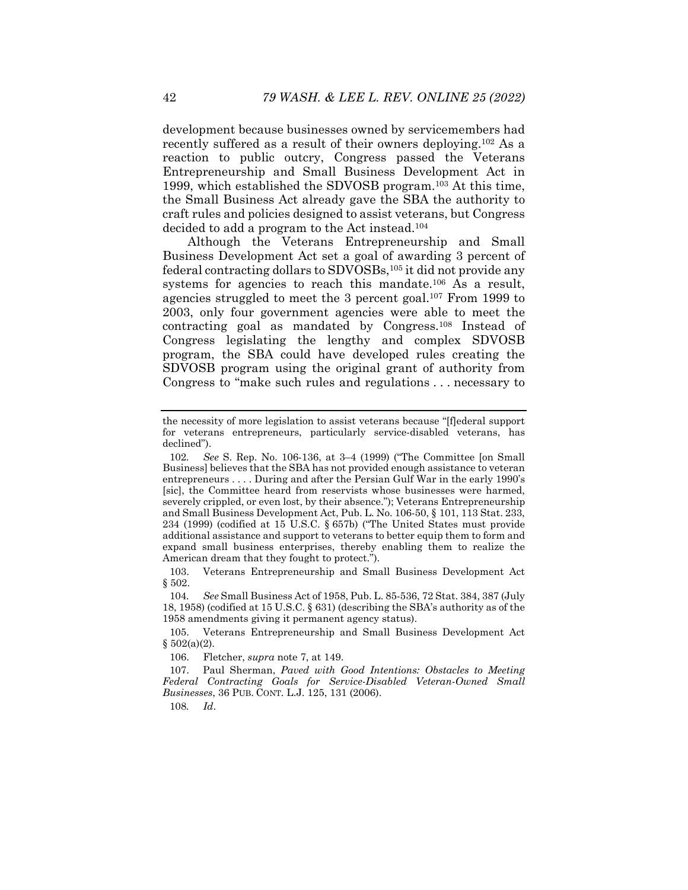development because businesses owned by servicemembers had recently suffered as a result of their owners deploying.[102] As a reaction to public outcry, Congress passed the Veterans Entrepreneurship and Small Business Development Act in 1999, which established the SDVOSB program.[103] At this time, the Small Business Act already gave the SBA the authority to craft rules and policies designed to assist veterans, but Congress decided to add a program to the Act instead.[104]

Although the Veterans Entrepreneurship and Small Business Development Act set a goal of awarding 3 percent of federal contracting dollars to SDVOSBs,[105] it did not provide any systems for agencies to reach this mandate.[106] As a result, agencies struggled to meet the 3 percent goal.[107] From 1999 to 2003, only four government agencies were able to meet the contracting goal as mandated by Congress.[108] Instead of Congress legislating the lengthy and complex SDVOSB program, the SBA could have developed rules creating the SDVOSB program using the original grant of authority from Congress to "make such rules and regulations . . . necessary to

---

the necessity of more legislation to assist veterans because "[f]ederal support for veterans entrepreneurs, particularly service-disabled veterans, has declined").

102. *See* S. Rep. No. 106-136, at 3–4 (1999) ("The Committee [on Small Business] believes that the SBA has not provided enough assistance to veteran entrepreneurs . . . . During and after the Persian Gulf War in the early 1990's [sic], the Committee heard from reservists whose businesses were harmed, severely crippled, or even lost, by their absence."); Veterans Entrepreneurship and Small Business Development Act, Pub. L. No. 106-50, § 101, 113 Stat. 233, 234 (1999) (codified at 15 U.S.C. § 657b) ("The United States must provide additional assistance and support to veterans to better equip them to form and expand small business enterprises, thereby enabling them to realize the American dream that they fought to protect.").

103. Veterans Entrepreneurship and Small Business Development Act § 502.

104. *See* Small Business Act of 1958, Pub. L. 85-536, 72 Stat. 384, 387 (July 18, 1958) (codified at 15 U.S.C. § 631) (describing the SBA's authority as of the 1958 amendments giving it permanent agency status).

105. Veterans Entrepreneurship and Small Business Development Act § 502(a)(2).

106. Fletcher, *supra* note 7, at 149.

107. Paul Sherman, *Paved with Good Intentions: Obstacles to Meeting Federal Contracting Goals for Service-Disabled Veteran-Owned Small Businesses*, 36 PUB. CONT. L.J. 125, 131 (2006).

108. *Id*.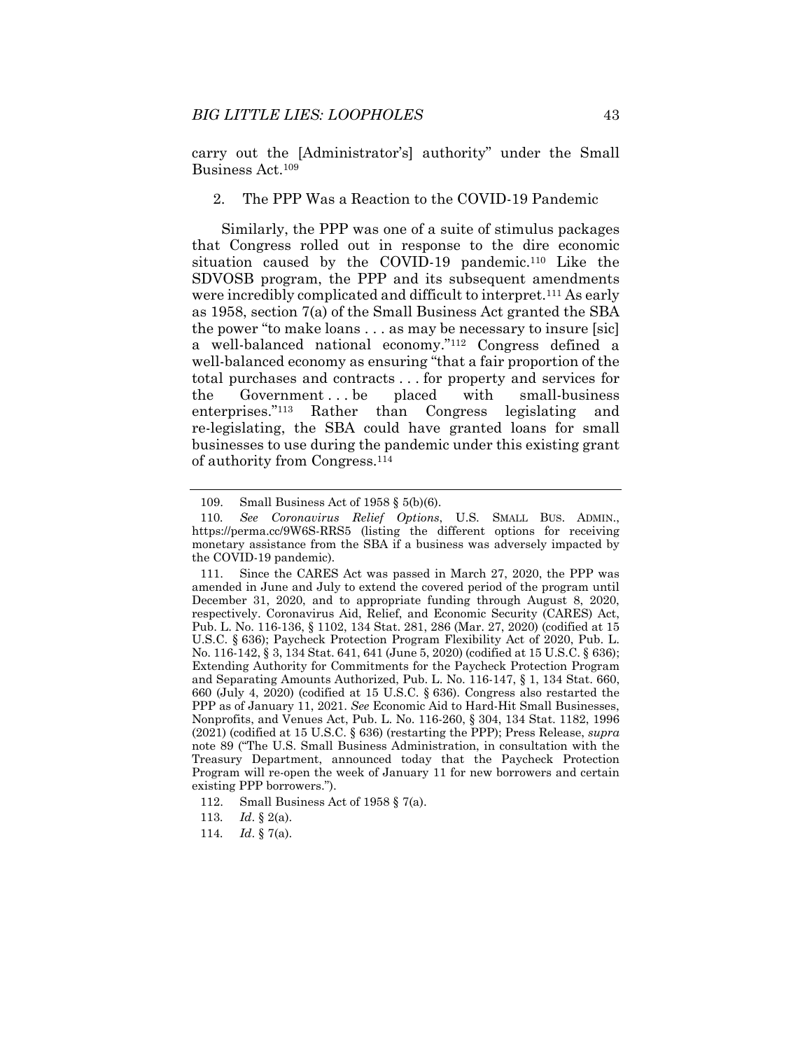carry out the [Administrator's] authority" under the Small Business Act.[109]

### 2. The PPP Was a Reaction to the COVID-19 Pandemic

Similarly, the PPP was one of a suite of stimulus packages that Congress rolled out in response to the dire economic situation caused by the COVID-19 pandemic.[110] Like the SDVOSB program, the PPP and its subsequent amendments were incredibly complicated and difficult to interpret.[111] As early as 1958, section 7(a) of the Small Business Act granted the SBA the power "to make loans . . . as may be necessary to insure [sic] a well-balanced national economy."[112] Congress defined a well-balanced economy as ensuring "that a fair proportion of the total purchases and contracts . . . for property and services for the Government . . . be placed with small-business enterprises."[113] Rather than Congress legislating and re-legislating, the SBA could have granted loans for small businesses to use during the pandemic under this existing grant of authority from Congress.[114]

---

109. Small Business Act of 1958 § 5(b)(6).

110. *See Coronavirus Relief Options*, U.S. SMALL BUS. ADMIN., https://perma.cc/9W6S-RRS5 (listing the different options for receiving monetary assistance from the SBA if a business was adversely impacted by the COVID-19 pandemic).

111. Since the CARES Act was passed in March 27, 2020, the PPP was amended in June and July to extend the covered period of the program until December 31, 2020, and to appropriate funding through August 8, 2020, respectively. Coronavirus Aid, Relief, and Economic Security (CARES) Act, Pub. L. No. 116-136, § 1102, 134 Stat. 281, 286 (Mar. 27, 2020) (codified at 15 U.S.C. § 636); Paycheck Protection Program Flexibility Act of 2020, Pub. L. No. 116-142, § 3, 134 Stat. 641, 641 (June 5, 2020) (codified at 15 U.S.C. § 636); Extending Authority for Commitments for the Paycheck Protection Program and Separating Amounts Authorized, Pub. L. No. 116-147, § 1, 134 Stat. 660, 660 (July 4, 2020) (codified at 15 U.S.C. § 636). Congress also restarted the PPP as of January 11, 2021. *See* Economic Aid to Hard-Hit Small Businesses, Nonprofits, and Venues Act, Pub. L. No. 116-260, § 304, 134 Stat. 1182, 1996 (2021) (codified at 15 U.S.C. § 636) (restarting the PPP); Press Release, *supra* note 89 ("The U.S. Small Business Administration, in consultation with the Treasury Department, announced today that the Paycheck Protection Program will re-open the week of January 11 for new borrowers and certain existing PPP borrowers.").

112. Small Business Act of 1958 § 7(a).

113. *Id*. § 2(a).

114. *Id*. § 7(a).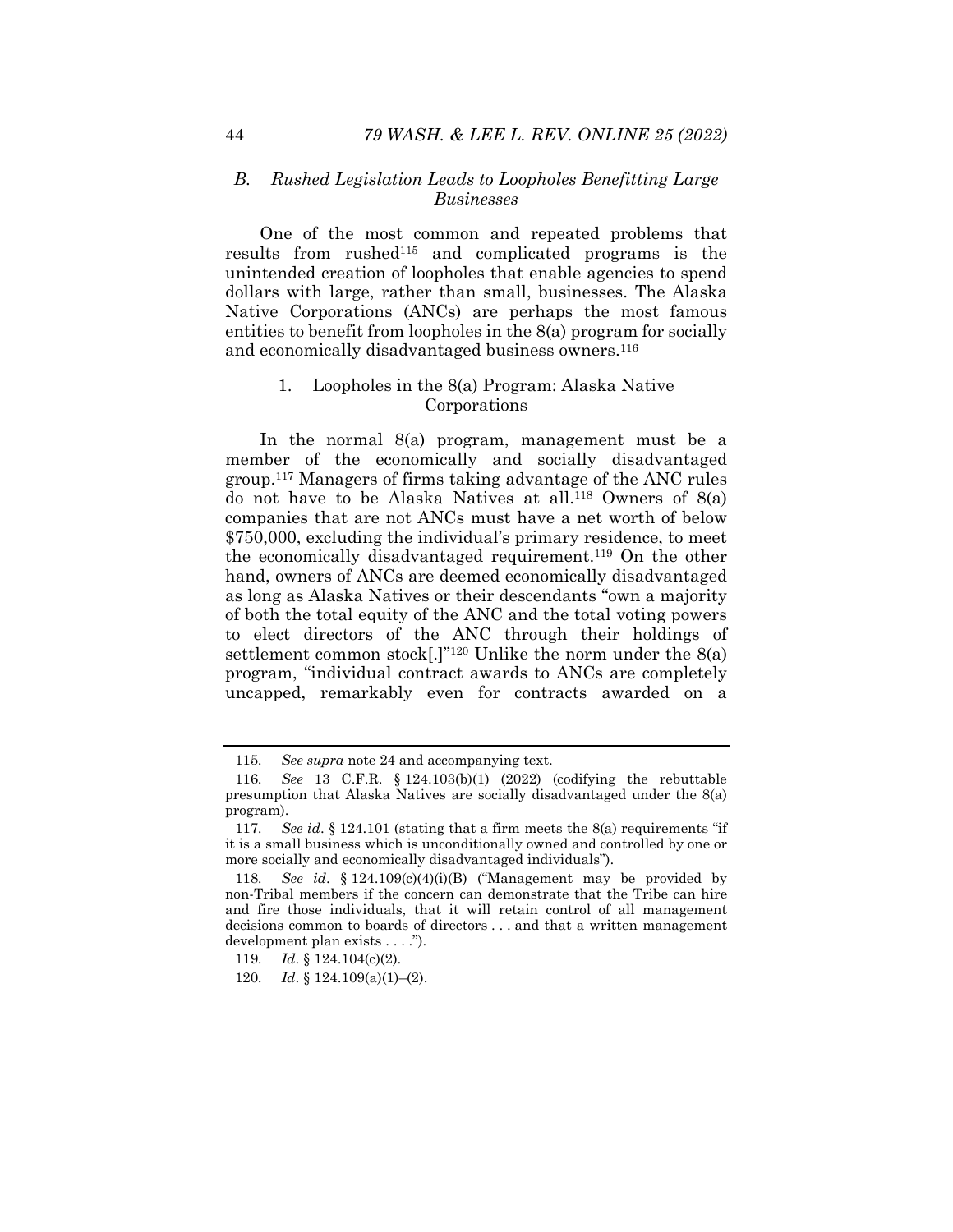### *B. Rushed Legislation Leads to Loopholes Benefitting Large Businesses*

One of the most common and repeated problems that results from rushed[115] and complicated programs is the unintended creation of loopholes that enable agencies to spend dollars with large, rather than small, businesses. The Alaska Native Corporations (ANCs) are perhaps the most famous entities to benefit from loopholes in the 8(a) program for socially and economically disadvantaged business owners.[116]

#### 1. Loopholes in the 8(a) Program: Alaska Native Corporations

In the normal 8(a) program, management must be a member of the economically and socially disadvantaged group.[117] Managers of firms taking advantage of the ANC rules do not have to be Alaska Natives at all.[118] Owners of 8(a) companies that are not ANCs must have a net worth of below $750,000, excluding the individual's primary residence, to meet the economically disadvantaged requirement.[119] On the other hand, owners of ANCs are deemed economically disadvantaged as long as Alaska Natives or their descendants "own a majority of both the total equity of the ANC and the total voting powers to elect directors of the ANC through their holdings of settlement common stock[.]"[120] Unlike the norm under the 8(a) program, "individual contract awards to ANCs are completely uncapped, remarkably even for contracts awarded on a

---

115. *See supra* note 24 and accompanying text.

116. *See* 13 C.F.R. § 124.103(b)(1) (2022) (codifying the rebuttable presumption that Alaska Natives are socially disadvantaged under the 8(a) program).

117. *See id*. § 124.101 (stating that a firm meets the 8(a) requirements "if it is a small business which is unconditionally owned and controlled by one or more socially and economically disadvantaged individuals").

118. *See id*. § 124.109(c)(4)(i)(B) ("Management may be provided by non-Tribal members if the concern can demonstrate that the Tribe can hire and fire those individuals, that it will retain control of all management decisions common to boards of directors . . . and that a written management development plan exists . . . .").

119. *Id*. § 124.104(c)(2).

120. *Id*. § 124.109(a)(1)–(2).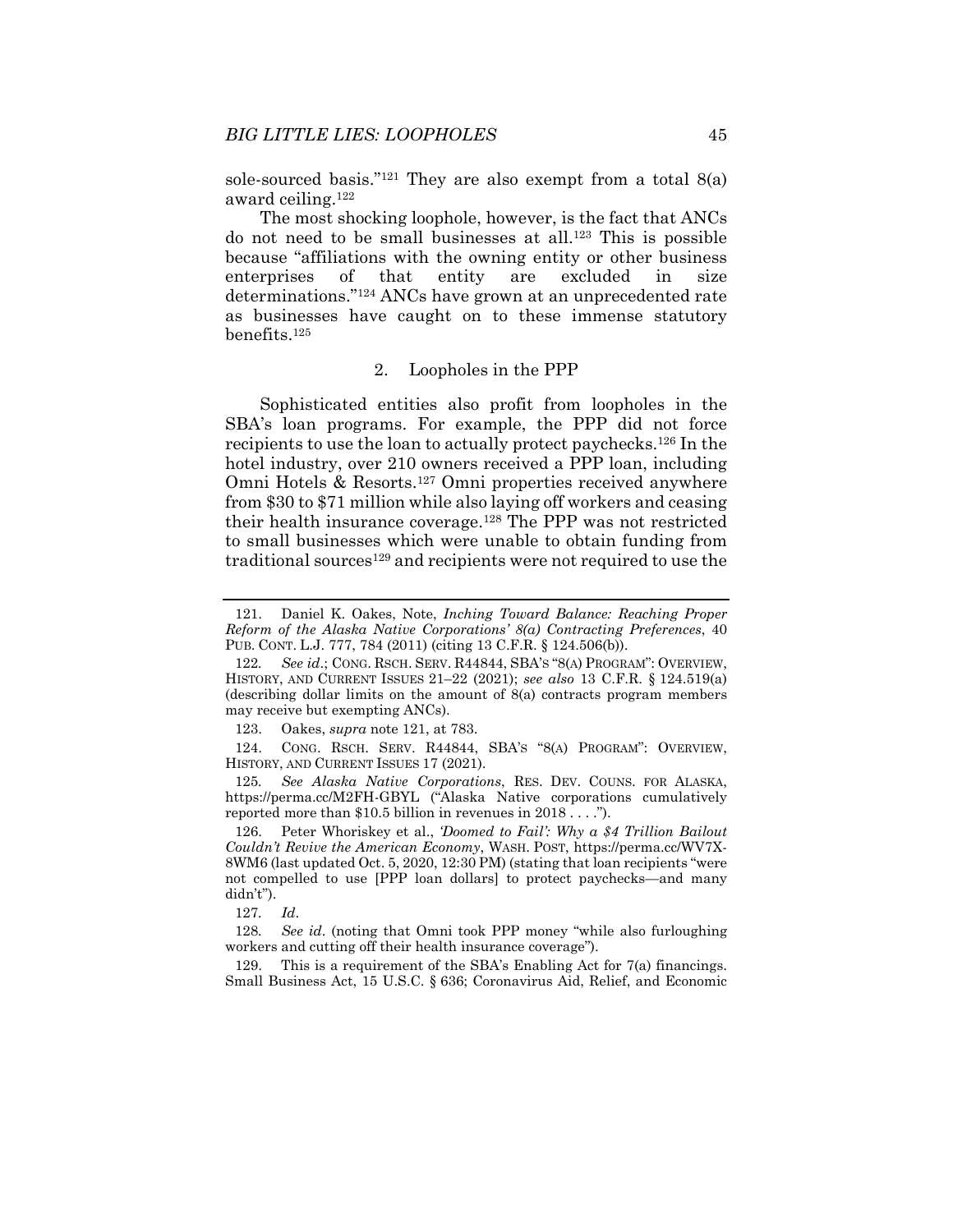sole-sourced basis."[121] They are also exempt from a total 8(a) award ceiling.[122]

The most shocking loophole, however, is the fact that ANCs do not need to be small businesses at all.[123] This is possible because "affiliations with the owning entity or other business enterprises of that entity are excluded in size determinations."[124] ANCs have grown at an unprecedented rate as businesses have caught on to these immense statutory benefits.[125]

### 2. Loopholes in the PPP

Sophisticated entities also profit from loopholes in the SBA's loan programs. For example, the PPP did not force recipients to use the loan to actually protect paychecks.[126] In the hotel industry, over 210 owners received a PPP loan, including Omni Hotels & Resorts.[127] Omni properties received anywhere from $30 to $71 million while also laying off workers and ceasing their health insurance coverage.[128] The PPP was not restricted to small businesses which were unable to obtain funding from traditional sources[129] and recipients were not required to use the

---

121. Daniel K. Oakes, Note, *Inching Toward Balance: Reaching Proper Reform of the Alaska Native Corporations' 8(a) Contracting Preferences*, 40 PUB. CONT. L.J. 777, 784 (2011) (citing 13 C.F.R. § 124.506(b)).

122. *See id*.; CONG. RSCH. SERV. R44844, SBA'S "8(A) PROGRAM": OVERVIEW, HISTORY, AND CURRENT ISSUES 21–22 (2021); *see also* 13 C.F.R. § 124.519(a) (describing dollar limits on the amount of 8(a) contracts program members may receive but exempting ANCs).

123. Oakes, *supra* note 121, at 783.

124. CONG. RSCH. SERV. R44844, SBA'S "8(A) PROGRAM": OVERVIEW, HISTORY, AND CURRENT ISSUES 17 (2021).

125. *See Alaska Native Corporations*, RES. DEV. COUNS. FOR ALASKA, https://perma.cc/M2FH-GBYL ("Alaska Native corporations cumulatively reported more than $10.5 billion in revenues in 2018 . . . .").

126. Peter Whoriskey et al., *'Doomed to Fail': Why a $4 Trillion Bailout Couldn't Revive the American Economy*, WASH. POST, https://perma.cc/WV7X-8WM6 (last updated Oct. 5, 2020, 12:30 PM) (stating that loan recipients "were not compelled to use [PPP loan dollars] to protect paychecks—and many didn't").

127. *Id*.

128. *See id*. (noting that Omni took PPP money "while also furloughing workers and cutting off their health insurance coverage").

129. This is a requirement of the SBA's Enabling Act for 7(a) financings. Small Business Act, 15 U.S.C. § 636; Coronavirus Aid, Relief, and Economic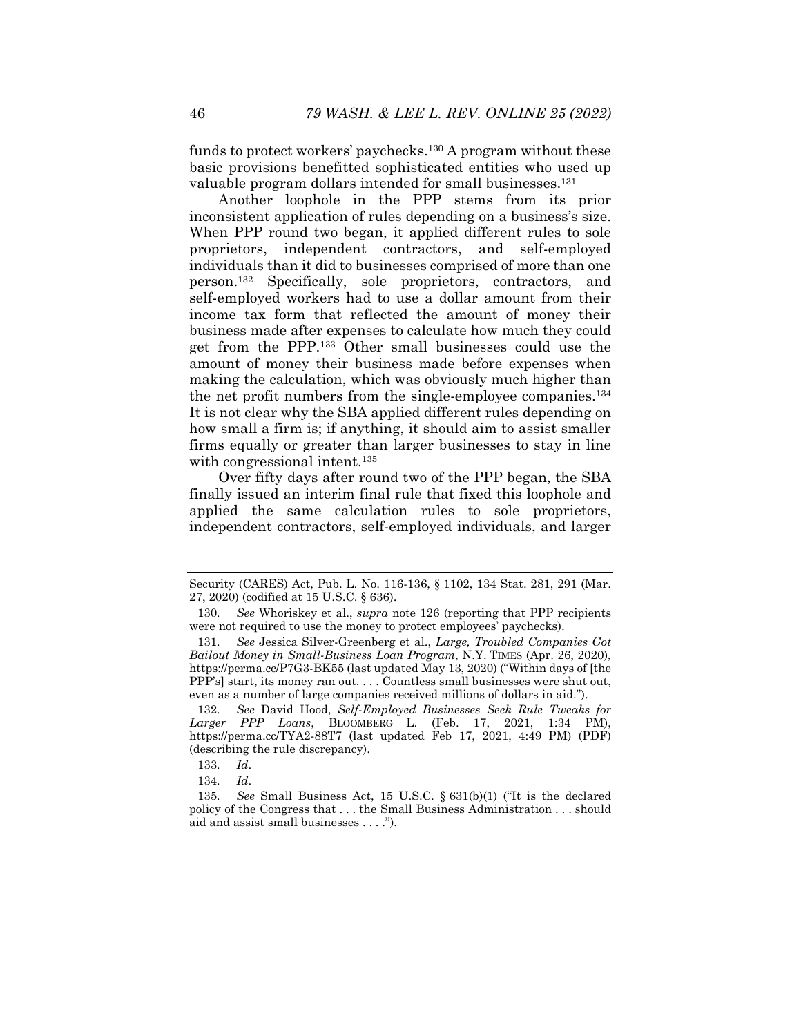funds to protect workers' paychecks.[130] A program without these basic provisions benefitted sophisticated entities who used up valuable program dollars intended for small businesses.[131]

Another loophole in the PPP stems from its prior inconsistent application of rules depending on a business's size. When PPP round two began, it applied different rules to sole proprietors, independent contractors, and self-employed individuals than it did to businesses comprised of more than one person.[132] Specifically, sole proprietors, contractors, and self-employed workers had to use a dollar amount from their income tax form that reflected the amount of money their business made after expenses to calculate how much they could get from the PPP.[133] Other small businesses could use the amount of money their business made before expenses when making the calculation, which was obviously much higher than the net profit numbers from the single-employee companies.[134] It is not clear why the SBA applied different rules depending on how small a firm is; if anything, it should aim to assist smaller firms equally or greater than larger businesses to stay in line with congressional intent.[135]

Over fifty days after round two of the PPP began, the SBA finally issued an interim final rule that fixed this loophole and applied the same calculation rules to sole proprietors, independent contractors, self-employed individuals, and larger

---

Security (CARES) Act, Pub. L. No. 116-136, § 1102, 134 Stat. 281, 291 (Mar. 27, 2020) (codified at 15 U.S.C. § 636).

130. *See* Whoriskey et al., *supra* note 126 (reporting that PPP recipients were not required to use the money to protect employees' paychecks).

131. *See* Jessica Silver-Greenberg et al., *Large, Troubled Companies Got Bailout Money in Small-Business Loan Program*, N.Y. TIMES (Apr. 26, 2020), https://perma.cc/P7G3-BK55 (last updated May 13, 2020) ("Within days of [the PPP's] start, its money ran out. . . . Countless small businesses were shut out, even as a number of large companies received millions of dollars in aid.").

132. *See* David Hood, *Self-Employed Businesses Seek Rule Tweaks for Larger PPP Loans*, BLOOMBERG L. (Feb. 17, 2021, 1:34 PM), https://perma.cc/TYA2-88T7 (last updated Feb 17, 2021, 4:49 PM) (PDF) (describing the rule discrepancy).

133. *Id*.

134. *Id*.

135. *See* Small Business Act, 15 U.S.C. § 631(b)(1) ("It is the declared policy of the Congress that . . . the Small Business Administration . . . should aid and assist small businesses . . . .").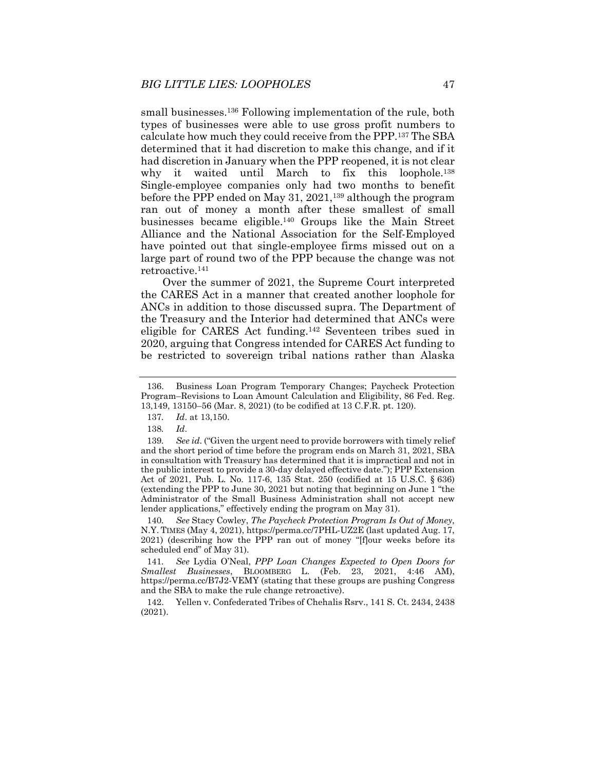small businesses.[136] Following implementation of the rule, both types of businesses were able to use gross profit numbers to calculate how much they could receive from the PPP.[137] The SBA determined that it had discretion to make this change, and if it had discretion in January when the PPP reopened, it is not clear why it waited until March to fix this loophole.[138] Single-employee companies only had two months to benefit before the PPP ended on May 31, 2021,[139] although the program ran out of money a month after these smallest of small businesses became eligible.[140] Groups like the Main Street Alliance and the National Association for the Self-Employed have pointed out that single-employee firms missed out on a large part of round two of the PPP because the change was not retroactive.[141]

Over the summer of 2021, the Supreme Court interpreted the CARES Act in a manner that created another loophole for ANCs in addition to those discussed supra. The Department of the Treasury and the Interior had determined that ANCs were eligible for CARES Act funding.[142] Seventeen tribes sued in 2020, arguing that Congress intended for CARES Act funding to be restricted to sovereign tribal nations rather than Alaska

---

136. Business Loan Program Temporary Changes; Paycheck Protection Program–Revisions to Loan Amount Calculation and Eligibility, 86 Fed. Reg. 13,149, 13150–56 (Mar. 8, 2021) (to be codified at 13 C.F.R. pt. 120).

137. *Id*. at 13,150.

138. *Id*.

139. *See id*. ("Given the urgent need to provide borrowers with timely relief and the short period of time before the program ends on March 31, 2021, SBA in consultation with Treasury has determined that it is impractical and not in the public interest to provide a 30-day delayed effective date."); PPP Extension Act of 2021, Pub. L. No. 117-6, 135 Stat. 250 (codified at 15 U.S.C. § 636) (extending the PPP to June 30, 2021 but noting that beginning on June 1 "the Administrator of the Small Business Administration shall not accept new lender applications," effectively ending the program on May 31).

140. *See* Stacy Cowley, *The Paycheck Protection Program Is Out of Money*, N.Y. TIMES (May 4, 2021), https://perma.cc/7PHL-UZ2E (last updated Aug. 17, 2021) (describing how the PPP ran out of money "[f]our weeks before its scheduled end" of May 31).

141. *See* Lydia O'Neal, *PPP Loan Changes Expected to Open Doors for Smallest Businesses*, BLOOMBERG L. (Feb. 23, 2021, 4:46 AM), https://perma.cc/B7J2-VEMY (stating that these groups are pushing Congress and the SBA to make the rule change retroactive).

142. Yellen v. Confederated Tribes of Chehalis Rsrv., 141 S. Ct. 2434, 2438 (2021).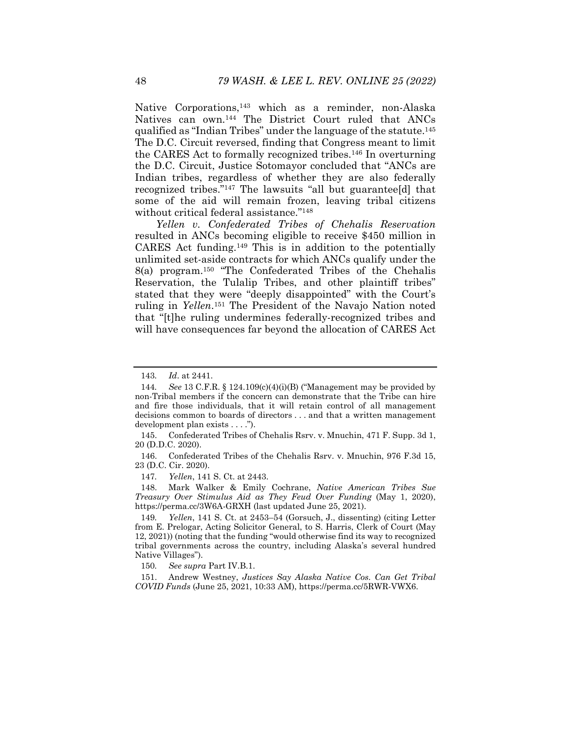Native Corporations,[143] which as a reminder, non-Alaska Natives can own.[144] The District Court ruled that ANCs qualified as "Indian Tribes" under the language of the statute.[145] The D.C. Circuit reversed, finding that Congress meant to limit the CARES Act to formally recognized tribes.[146] In overturning the D.C. Circuit, Justice Sotomayor concluded that "ANCs are Indian tribes, regardless of whether they are also federally recognized tribes."[147] The lawsuits "all but guarantee[d] that some of the aid will remain frozen, leaving tribal citizens without critical federal assistance."[148]

*Yellen v. Confederated Tribes of Chehalis Reservation* resulted in ANCs becoming eligible to receive $450 million in CARES Act funding.[149] This is in addition to the potentially unlimited set-aside contracts for which ANCs qualify under the 8(a) program.[150] "The Confederated Tribes of the Chehalis Reservation, the Tulalip Tribes, and other plaintiff tribes" stated that they were "deeply disappointed" with the Court's ruling in *Yellen*.[151] The President of the Navajo Nation noted that "[t]he ruling undermines federally-recognized tribes and will have consequences far beyond the allocation of CARES Act

---

143. *Id*. at 2441.

144. *See* 13 C.F.R. § 124.109(c)(4)(i)(B) ("Management may be provided by non-Tribal members if the concern can demonstrate that the Tribe can hire and fire those individuals, that it will retain control of all management decisions common to boards of directors . . . and that a written management development plan exists . . . .").

145. Confederated Tribes of Chehalis Rsrv. v. Mnuchin, 471 F. Supp. 3d 1, 20 (D.D.C. 2020).

146. Confederated Tribes of the Chehalis Rsrv. v. Mnuchin, 976 F.3d 15, 23 (D.C. Cir. 2020).

147. *Yellen*, 141 S. Ct. at 2443.

148. Mark Walker & Emily Cochrane, *Native American Tribes Sue Treasury Over Stimulus Aid as They Feud Over Funding* (May 1, 2020), https://perma.cc/3W6A-GRXH (last updated June 25, 2021).

149. *Yellen*, 141 S. Ct. at 2453–54 (Gorsuch, J., dissenting) (citing Letter from E. Prelogar, Acting Solicitor General, to S. Harris, Clerk of Court (May 12, 2021)) (noting that the funding "would otherwise find its way to recognized tribal governments across the country, including Alaska's several hundred Native Villages").

150. *See supra* Part IV.B.1.

151. Andrew Westney, *Justices Say Alaska Native Cos. Can Get Tribal COVID Funds* (June 25, 2021, 10:33 AM), https://perma.cc/5RWR-VWX6.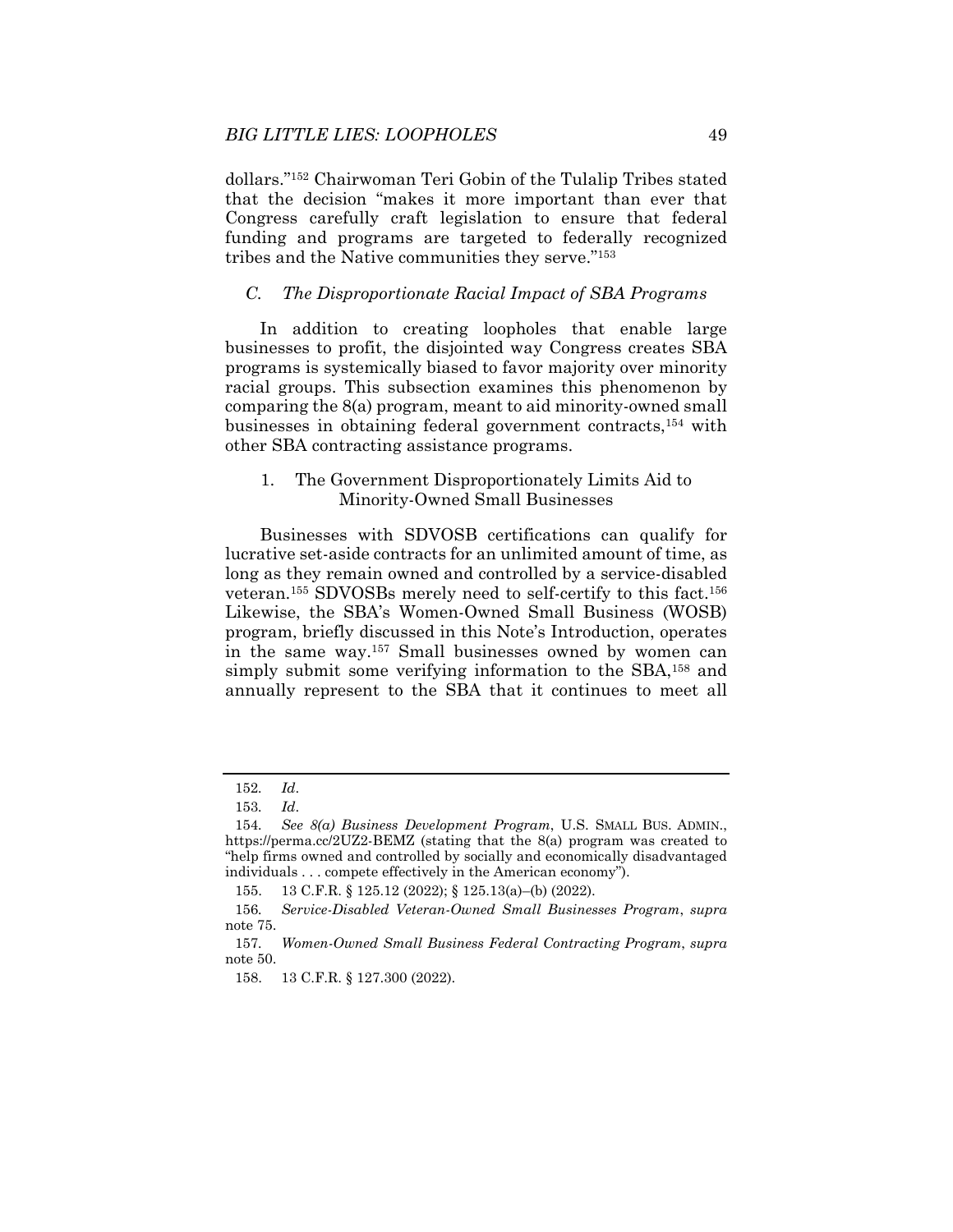dollars."[152] Chairwoman Teri Gobin of the Tulalip Tribes stated that the decision "makes it more important than ever that Congress carefully craft legislation to ensure that federal funding and programs are targeted to federally recognized tribes and the Native communities they serve."[153]

### *C. The Disproportionate Racial Impact of SBA Programs*

In addition to creating loopholes that enable large businesses to profit, the disjointed way Congress creates SBA programs is systemically biased to favor majority over minority racial groups. This subsection examines this phenomenon by comparing the 8(a) program, meant to aid minority-owned small businesses in obtaining federal government contracts,[154] with other SBA contracting assistance programs.

#### 1. The Government Disproportionately Limits Aid to Minority-Owned Small Businesses

Businesses with SDVOSB certifications can qualify for lucrative set-aside contracts for an unlimited amount of time, as long as they remain owned and controlled by a service-disabled veteran.[155] SDVOSBs merely need to self-certify to this fact.[156] Likewise, the SBA's Women-Owned Small Business (WOSB) program, briefly discussed in this Note's Introduction, operates in the same way.[157] Small businesses owned by women can simply submit some verifying information to the SBA,[158] and annually represent to the SBA that it continues to meet all

---

152. *Id*.

153. *Id*.

154. *See 8(a) Business Development Program*, U.S. SMALL BUS. ADMIN., https://perma.cc/2UZ2-BEMZ (stating that the 8(a) program was created to "help firms owned and controlled by socially and economically disadvantaged individuals . . . compete effectively in the American economy").

155. 13 C.F.R. § 125.12 (2022); § 125.13(a)–(b) (2022).

156. *Service-Disabled Veteran-Owned Small Businesses Program*, *supra* note 75.

157. *Women-Owned Small Business Federal Contracting Program*, *supra* note 50.

158. 13 C.F.R. § 127.300 (2022).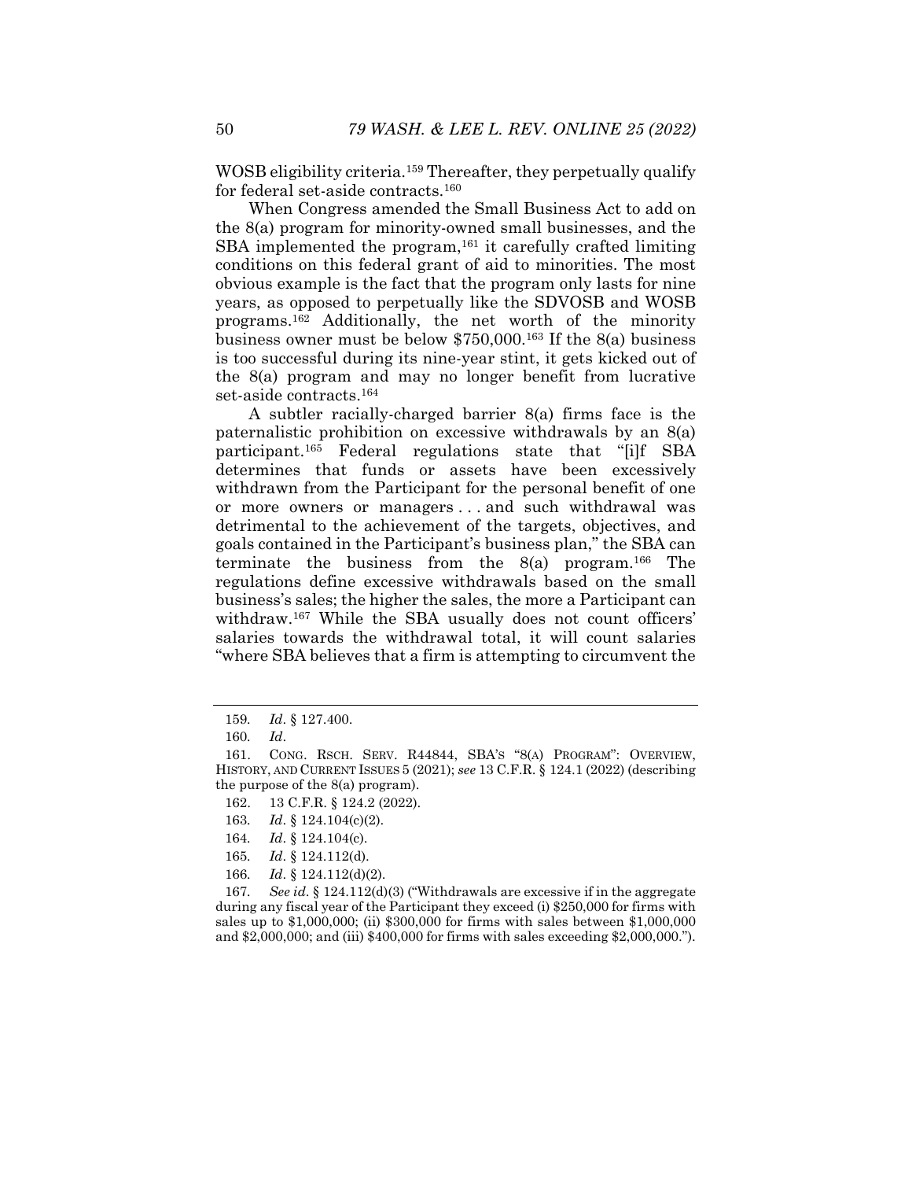WOSB eligibility criteria.[159] Thereafter, they perpetually qualify for federal set-aside contracts.[160]

When Congress amended the Small Business Act to add on the 8(a) program for minority-owned small businesses, and the SBA implemented the program,[161] it carefully crafted limiting conditions on this federal grant of aid to minorities. The most obvious example is the fact that the program only lasts for nine years, as opposed to perpetually like the SDVOSB and WOSB programs.[162] Additionally, the net worth of the minority business owner must be below $750,000.[163] If the 8(a) business is too successful during its nine-year stint, it gets kicked out of the 8(a) program and may no longer benefit from lucrative set-aside contracts.[164]

A subtler racially-charged barrier 8(a) firms face is the paternalistic prohibition on excessive withdrawals by an 8(a) participant.[165] Federal regulations state that "[i]f SBA determines that funds or assets have been excessively withdrawn from the Participant for the personal benefit of one or more owners or managers . . . and such withdrawal was detrimental to the achievement of the targets, objectives, and goals contained in the Participant's business plan," the SBA can terminate the business from the 8(a) program.[166] The regulations define excessive withdrawals based on the small business's sales; the higher the sales, the more a Participant can withdraw.[167] While the SBA usually does not count officers' salaries towards the withdrawal total, it will count salaries "where SBA believes that a firm is attempting to circumvent the

---

159. *Id*. § 127.400.

160. *Id*.

161. CONG. RSCH. SERV. R44844, SBA'S "8(A) PROGRAM": OVERVIEW, HISTORY, AND CURRENT ISSUES 5 (2021); *see* 13 C.F.R. § 124.1 (2022) (describing the purpose of the 8(a) program).

162. 13 C.F.R. § 124.2 (2022).

163. *Id*. § 124.104(c)(2).

164. *Id*. § 124.104(c).

165. *Id*. § 124.112(d).

166. *Id*. § 124.112(d)(2).

167. *See id*. § 124.112(d)(3) ("Withdrawals are excessive if in the aggregate during any fiscal year of the Participant they exceed (i) $250,000 for firms with sales up to $1,000,000; (ii) $300,000 for firms with sales between $1,000,000 and $2,000,000; and (iii) $400,000 for firms with sales exceeding $2,000,000.").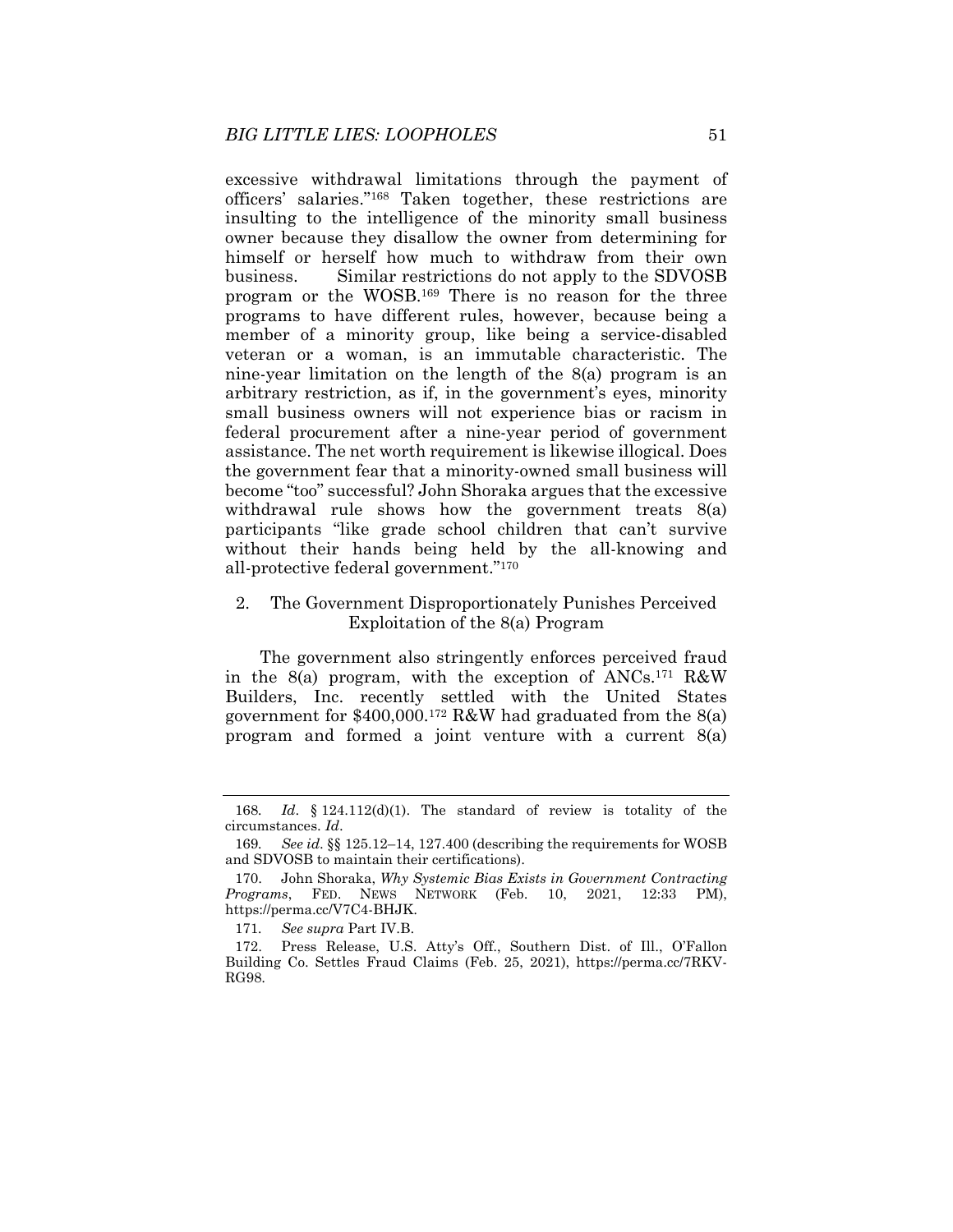excessive withdrawal limitations through the payment of officers' salaries."[168] Taken together, these restrictions are insulting to the intelligence of the minority small business owner because they disallow the owner from determining for himself or herself how much to withdraw from their own business. Similar restrictions do not apply to the SDVOSB program or the WOSB.[169] There is no reason for the three programs to have different rules, however, because being a member of a minority group, like being a service-disabled veteran or a woman, is an immutable characteristic. The nine-year limitation on the length of the 8(a) program is an arbitrary restriction, as if, in the government's eyes, minority small business owners will not experience bias or racism in federal procurement after a nine-year period of government assistance. The net worth requirement is likewise illogical. Does the government fear that a minority-owned small business will become "too" successful? John Shoraka argues that the excessive withdrawal rule shows how the government treats 8(a) participants "like grade school children that can't survive without their hands being held by the all-knowing and all-protective federal government."[170]

### 2. The Government Disproportionately Punishes Perceived Exploitation of the 8(a) Program

The government also stringently enforces perceived fraud in the 8(a) program, with the exception of ANCs.[171] R&W Builders, Inc. recently settled with the United States government for $400,000.[172] R&W had graduated from the 8(a) program and formed a joint venture with a current 8(a)

---

168. *Id*. § 124.112(d)(1). The standard of review is totality of the circumstances. *Id*.

169. *See id*. §§ 125.12–14, 127.400 (describing the requirements for WOSB and SDVOSB to maintain their certifications).

170. John Shoraka, *Why Systemic Bias Exists in Government Contracting Programs*, FED. NEWS NETWORK (Feb. 10, 2021, 12:33 PM), https://perma.cc/V7C4-BHJK.

171. *See supra* Part IV.B.

172. Press Release, U.S. Atty's Off., Southern Dist. of Ill., O'Fallon Building Co. Settles Fraud Claims (Feb. 25, 2021), https://perma.cc/7RKV-RG98.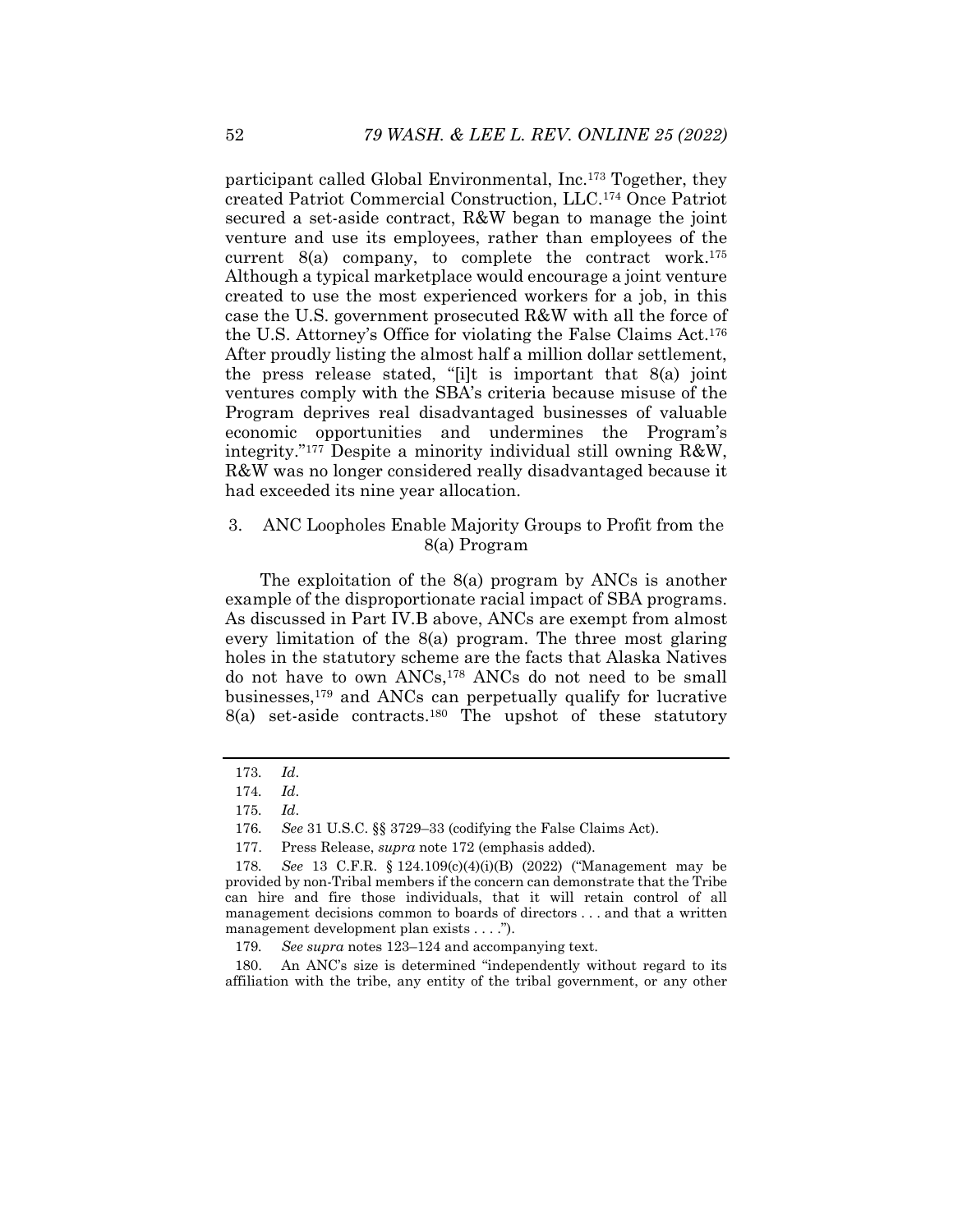participant called Global Environmental, Inc.[173] Together, they created Patriot Commercial Construction, LLC.[174] Once Patriot secured a set-aside contract, R&W began to manage the joint venture and use its employees, rather than employees of the current 8(a) company, to complete the contract work.[175] Although a typical marketplace would encourage a joint venture created to use the most experienced workers for a job, in this case the U.S. government prosecuted R&W with all the force of the U.S. Attorney's Office for violating the False Claims Act.[176] After proudly listing the almost half a million dollar settlement, the press release stated, "[i]t is important that 8(a) joint ventures comply with the SBA's criteria because misuse of the Program deprives real disadvantaged businesses of valuable economic opportunities and undermines the Program's integrity."[177] Despite a minority individual still owning R&W, R&W was no longer considered really disadvantaged because it had exceeded its nine year allocation.

### 3. ANC Loopholes Enable Majority Groups to Profit from the 8(a) Program

The exploitation of the 8(a) program by ANCs is another example of the disproportionate racial impact of SBA programs. As discussed in Part IV.B above, ANCs are exempt from almost every limitation of the 8(a) program. The three most glaring holes in the statutory scheme are the facts that Alaska Natives do not have to own ANCs,[178] ANCs do not need to be small businesses,[179] and ANCs can perpetually qualify for lucrative 8(a) set-aside contracts.[180] The upshot of these statutory

---

173. *Id*.

174. *Id*.

175. *Id*.

176. *See* 31 U.S.C. §§ 3729–33 (codifying the False Claims Act).

177. Press Release, *supra* note 172 (emphasis added).

178. *See* 13 C.F.R. § 124.109(c)(4)(i)(B) (2022) ("Management may be provided by non-Tribal members if the concern can demonstrate that the Tribe can hire and fire those individuals, that it will retain control of all management decisions common to boards of directors . . . and that a written management development plan exists . . . .").

179. *See supra* notes 123–124 and accompanying text.

180. An ANC's size is determined "independently without regard to its affiliation with the tribe, any entity of the tribal government, or any other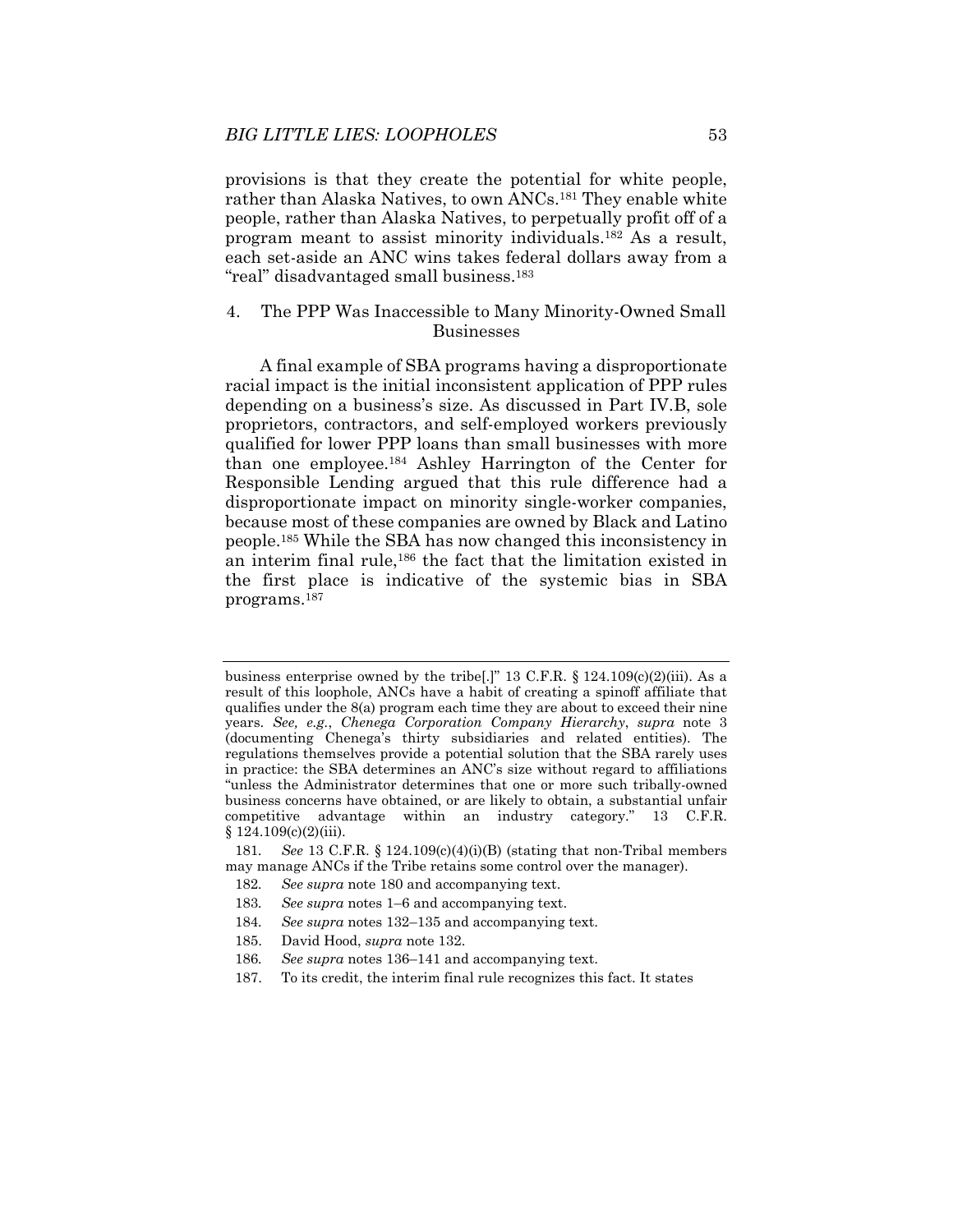provisions is that they create the potential for white people, rather than Alaska Natives, to own ANCs.[181] They enable white people, rather than Alaska Natives, to perpetually profit off of a program meant to assist minority individuals.[182] As a result, each set-aside an ANC wins takes federal dollars away from a "real" disadvantaged small business.[183]

### 4. The PPP Was Inaccessible to Many Minority-Owned Small Businesses

A final example of SBA programs having a disproportionate racial impact is the initial inconsistent application of PPP rules depending on a business's size. As discussed in Part IV.B, sole proprietors, contractors, and self-employed workers previously qualified for lower PPP loans than small businesses with more than one employee.[184] Ashley Harrington of the Center for Responsible Lending argued that this rule difference had a disproportionate impact on minority single-worker companies, because most of these companies are owned by Black and Latino people.[185] While the SBA has now changed this inconsistency in an interim final rule,[186] the fact that the limitation existed in the first place is indicative of the systemic bias in SBA programs.[187]

---

business enterprise owned by the tribe[.]" 13 C.F.R. § 124.109(c)(2)(iii). As a result of this loophole, ANCs have a habit of creating a spinoff affiliate that qualifies under the 8(a) program each time they are about to exceed their nine years. *See, e.g.*, *Chenega Corporation Company Hierarchy*, *supra* note 3 (documenting Chenega's thirty subsidiaries and related entities). The regulations themselves provide a potential solution that the SBA rarely uses in practice: the SBA determines an ANC's size without regard to affiliations "unless the Administrator determines that one or more such tribally-owned business concerns have obtained, or are likely to obtain, a substantial unfair competitive advantage within an industry category." 13 C.F.R. § 124.109(c)(2)(iii).

181. *See* 13 C.F.R. § 124.109(c)(4)(i)(B) (stating that non-Tribal members may manage ANCs if the Tribe retains some control over the manager).

182. *See supra* note 180 and accompanying text.

183. *See supra* notes 1–6 and accompanying text.

184. *See supra* notes 132–135 and accompanying text.

185. David Hood, *supra* note 132.

186. *See supra* notes 136–141 and accompanying text.

187. To its credit, the interim final rule recognizes this fact. It states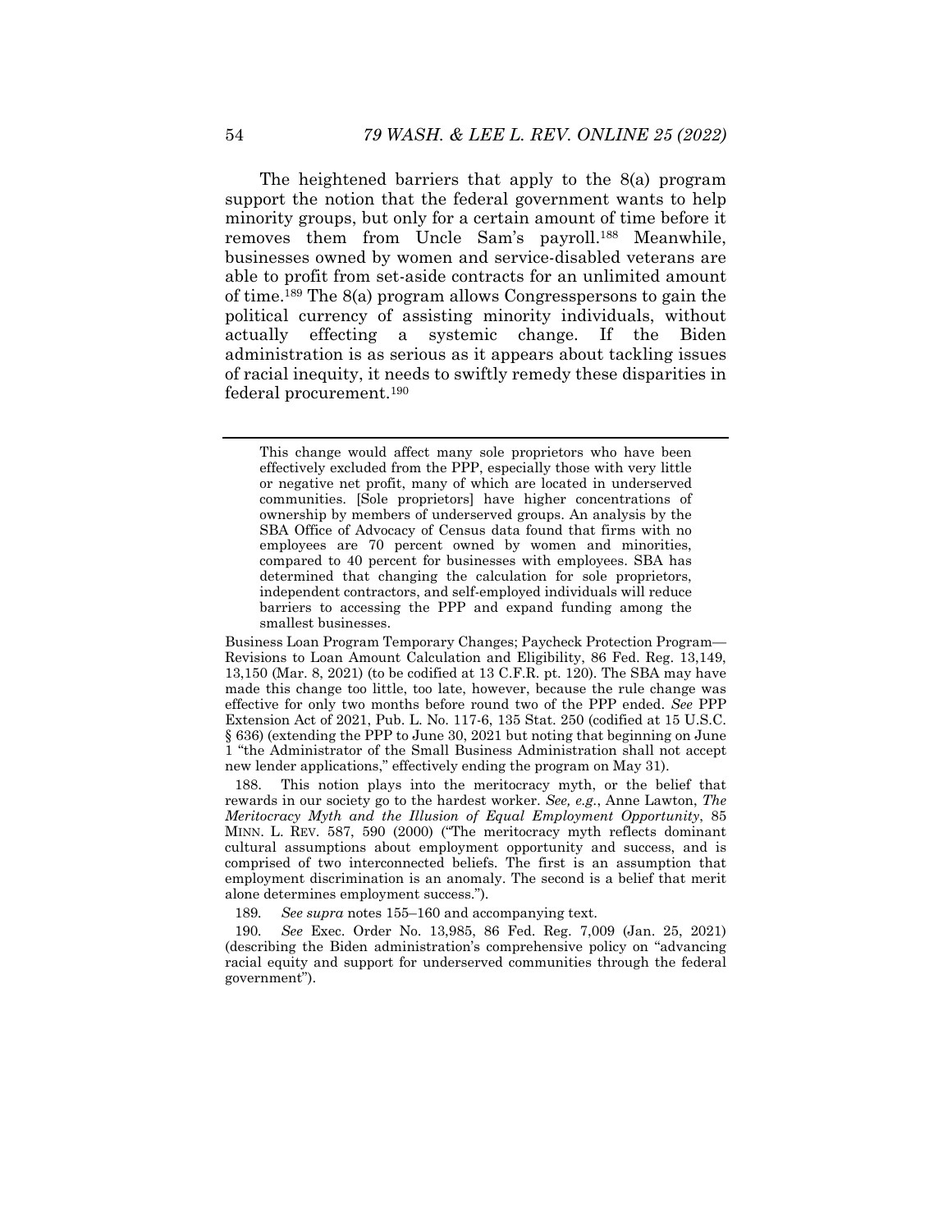The heightened barriers that apply to the 8(a) program support the notion that the federal government wants to help minority groups, but only for a certain amount of time before it removes them from Uncle Sam's payroll.[188] Meanwhile, businesses owned by women and service-disabled veterans are able to profit from set-aside contracts for an unlimited amount of time.[189] The 8(a) program allows Congresspersons to gain the political currency of assisting minority individuals, without actually effecting a systemic change. If the Biden administration is as serious as it appears about tackling issues of racial inequity, it needs to swiftly remedy these disparities in federal procurement.[190]

---

> This change would affect many sole proprietors who have been effectively excluded from the PPP, especially those with very little or negative net profit, many of which are located in underserved communities. [Sole proprietors] have higher concentrations of ownership by members of underserved groups. An analysis by the SBA Office of Advocacy of Census data found that firms with no employees are 70 percent owned by women and minorities, compared to 40 percent for businesses with employees. SBA has determined that changing the calculation for sole proprietors, independent contractors, and self-employed individuals will reduce barriers to accessing the PPP and expand funding among the smallest businesses.

Business Loan Program Temporary Changes; Paycheck Protection Program—Revisions to Loan Amount Calculation and Eligibility, 86 Fed. Reg. 13,149, 13,150 (Mar. 8, 2021) (to be codified at 13 C.F.R. pt. 120). The SBA may have made this change too little, too late, however, because the rule change was effective for only two months before round two of the PPP ended. *See* PPP Extension Act of 2021, Pub. L. No. 117-6, 135 Stat. 250 (codified at 15 U.S.C. § 636) (extending the PPP to June 30, 2021 but noting that beginning on June 1 "the Administrator of the Small Business Administration shall not accept new lender applications," effectively ending the program on May 31).

188. This notion plays into the meritocracy myth, or the belief that rewards in our society go to the hardest worker. *See, e.g.*, Anne Lawton, *The Meritocracy Myth and the Illusion of Equal Employment Opportunity*, 85 MINN. L. REV. 587, 590 (2000) ("The meritocracy myth reflects dominant cultural assumptions about employment opportunity and success, and is comprised of two interconnected beliefs. The first is an assumption that employment discrimination is an anomaly. The second is a belief that merit alone determines employment success.").

189. *See supra* notes 155–160 and accompanying text.

190. *See* Exec. Order No. 13,985, 86 Fed. Reg. 7,009 (Jan. 25, 2021) (describing the Biden administration's comprehensive policy on "advancing racial equity and support for underserved communities through the federal government").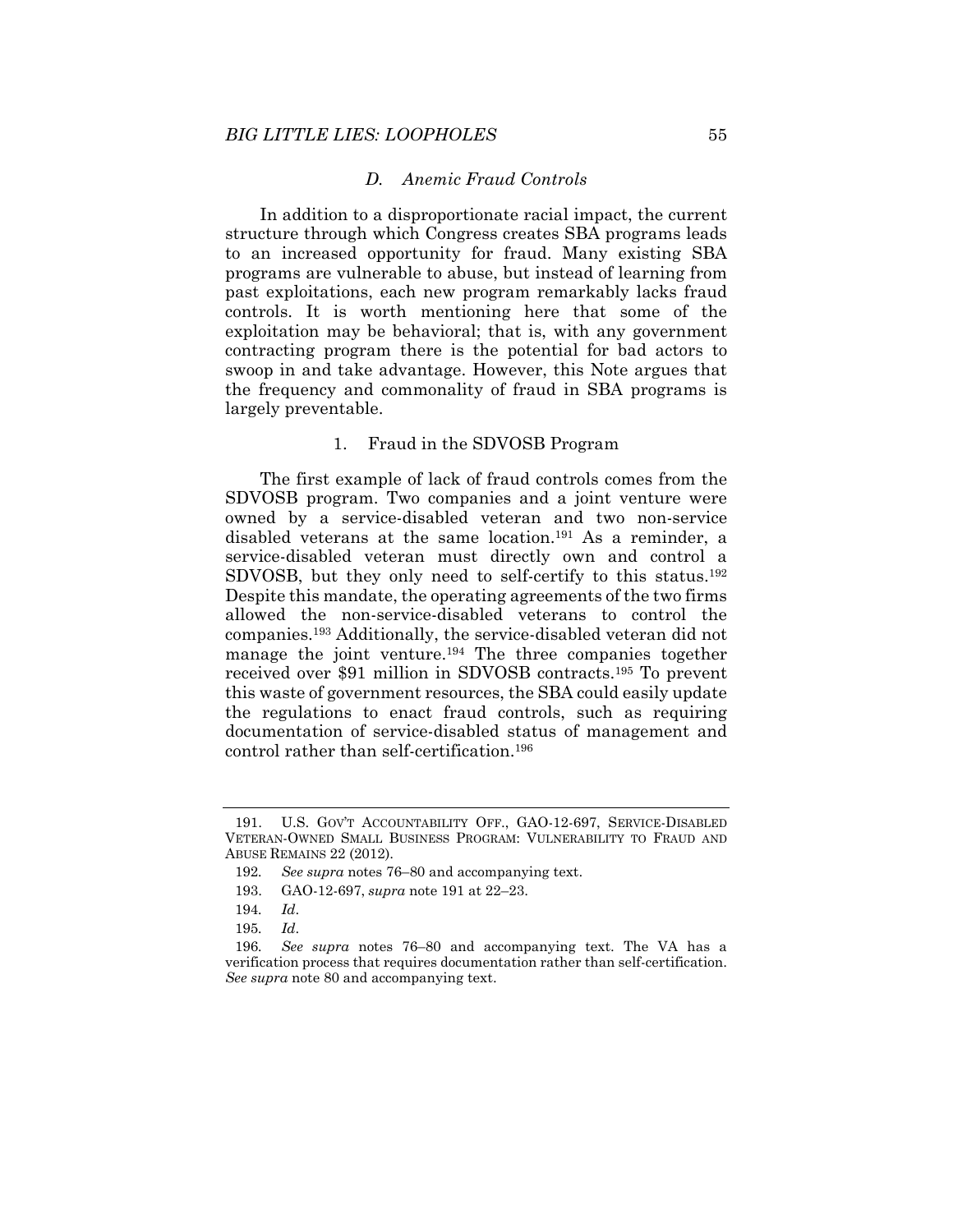### *D. Anemic Fraud Controls*

In addition to a disproportionate racial impact, the current structure through which Congress creates SBA programs leads to an increased opportunity for fraud. Many existing SBA programs are vulnerable to abuse, but instead of learning from past exploitations, each new program remarkably lacks fraud controls. It is worth mentioning here that some of the exploitation may be behavioral; that is, with any government contracting program there is the potential for bad actors to swoop in and take advantage. However, this Note argues that the frequency and commonality of fraud in SBA programs is largely preventable.

#### 1. Fraud in the SDVOSB Program

The first example of lack of fraud controls comes from the SDVOSB program. Two companies and a joint venture were owned by a service-disabled veteran and two non-service disabled veterans at the same location.[191] As a reminder, a service-disabled veteran must directly own and control a SDVOSB, but they only need to self-certify to this status.[192] Despite this mandate, the operating agreements of the two firms allowed the non-service-disabled veterans to control the companies.[193] Additionally, the service-disabled veteran did not manage the joint venture.[194] The three companies together received over $91 million in SDVOSB contracts.[195] To prevent this waste of government resources, the SBA could easily update the regulations to enact fraud controls, such as requiring documentation of service-disabled status of management and control rather than self-certification.[196]

---

191. U.S. GOV'T ACCOUNTABILITY OFF., GAO-12-697, SERVICE-DISABLED VETERAN-OWNED SMALL BUSINESS PROGRAM: VULNERABILITY TO FRAUD AND ABUSE REMAINS 22 (2012).

192. *See supra* notes 76–80 and accompanying text.

193. GAO-12-697, *supra* note 191 at 22–23.

194. *Id*.

195. *Id*.

196. *See supra* notes 76–80 and accompanying text. The VA has a verification process that requires documentation rather than self-certification. *See supra* note 80 and accompanying text.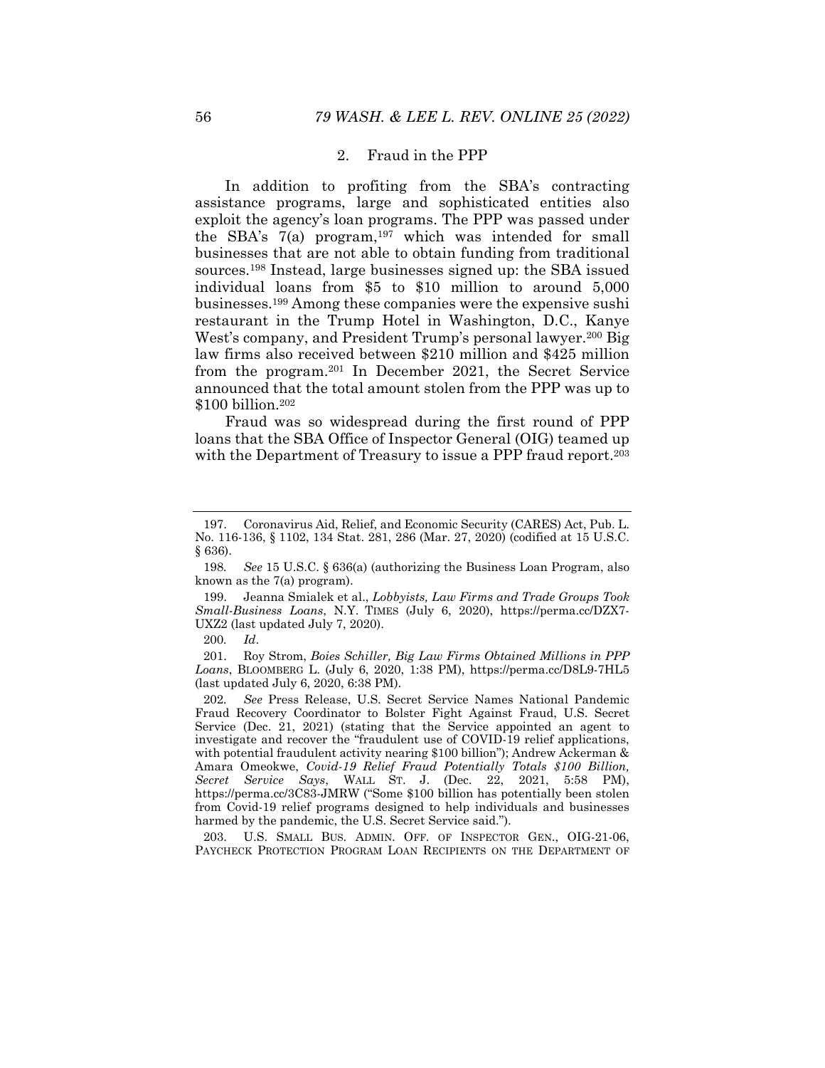### 2. Fraud in the PPP

In addition to profiting from the SBA's contracting assistance programs, large and sophisticated entities also exploit the agency's loan programs. The PPP was passed under the SBA's 7(a) program,[197] which was intended for small businesses that are not able to obtain funding from traditional sources.[198] Instead, large businesses signed up: the SBA issued individual loans from \$5 to \$10 million to around 5,000 businesses.[199] Among these companies were the expensive sushi restaurant in the Trump Hotel in Washington, D.C., Kanye West's company, and President Trump's personal lawyer.[200] Big law firms also received between \$210 million and \$425 million from the program.[201] In December 2021, the Secret Service announced that the total amount stolen from the PPP was up to \$100 billion.[202]

Fraud was so widespread during the first round of PPP loans that the SBA Office of Inspector General (OIG) teamed up with the Department of Treasury to issue a PPP fraud report.[203]

---

197. Coronavirus Aid, Relief, and Economic Security (CARES) Act, Pub. L. No. 116-136, § 1102, 134 Stat. 281, 286 (Mar. 27, 2020) (codified at 15 U.S.C. § 636).

198. *See* 15 U.S.C. § 636(a) (authorizing the Business Loan Program, also known as the 7(a) program).

199. Jeanna Smialek et al., *Lobbyists, Law Firms and Trade Groups Took Small-Business Loans*, N.Y. TIMES (July 6, 2020), https://perma.cc/DZX7-UXZ2 (last updated July 7, 2020).

200. *Id*.

201. Roy Strom, *Boies Schiller, Big Law Firms Obtained Millions in PPP Loans*, BLOOMBERG L. (July 6, 2020, 1:38 PM), https://perma.cc/D8L9-7HL5 (last updated July 6, 2020, 6:38 PM).

202. *See* Press Release, U.S. Secret Service Names National Pandemic Fraud Recovery Coordinator to Bolster Fight Against Fraud, U.S. Secret Service (Dec. 21, 2021) (stating that the Service appointed an agent to investigate and recover the "fraudulent use of COVID-19 relief applications, with potential fraudulent activity nearing \$100 billion"); Andrew Ackerman & Amara Omeokwe, *Covid-19 Relief Fraud Potentially Totals \$100 Billion, Secret Service Says*, WALL ST. J. (Dec. 22, 2021, 5:58 PM), https://perma.cc/3C83-JMRW ("Some \$100 billion has potentially been stolen from Covid-19 relief programs designed to help individuals and businesses harmed by the pandemic, the U.S. Secret Service said.").

203. U.S. SMALL BUS. ADMIN. OFF. OF INSPECTOR GEN., OIG-21-06, PAYCHECK PROTECTION PROGRAM LOAN RECIPIENTS ON THE DEPARTMENT OF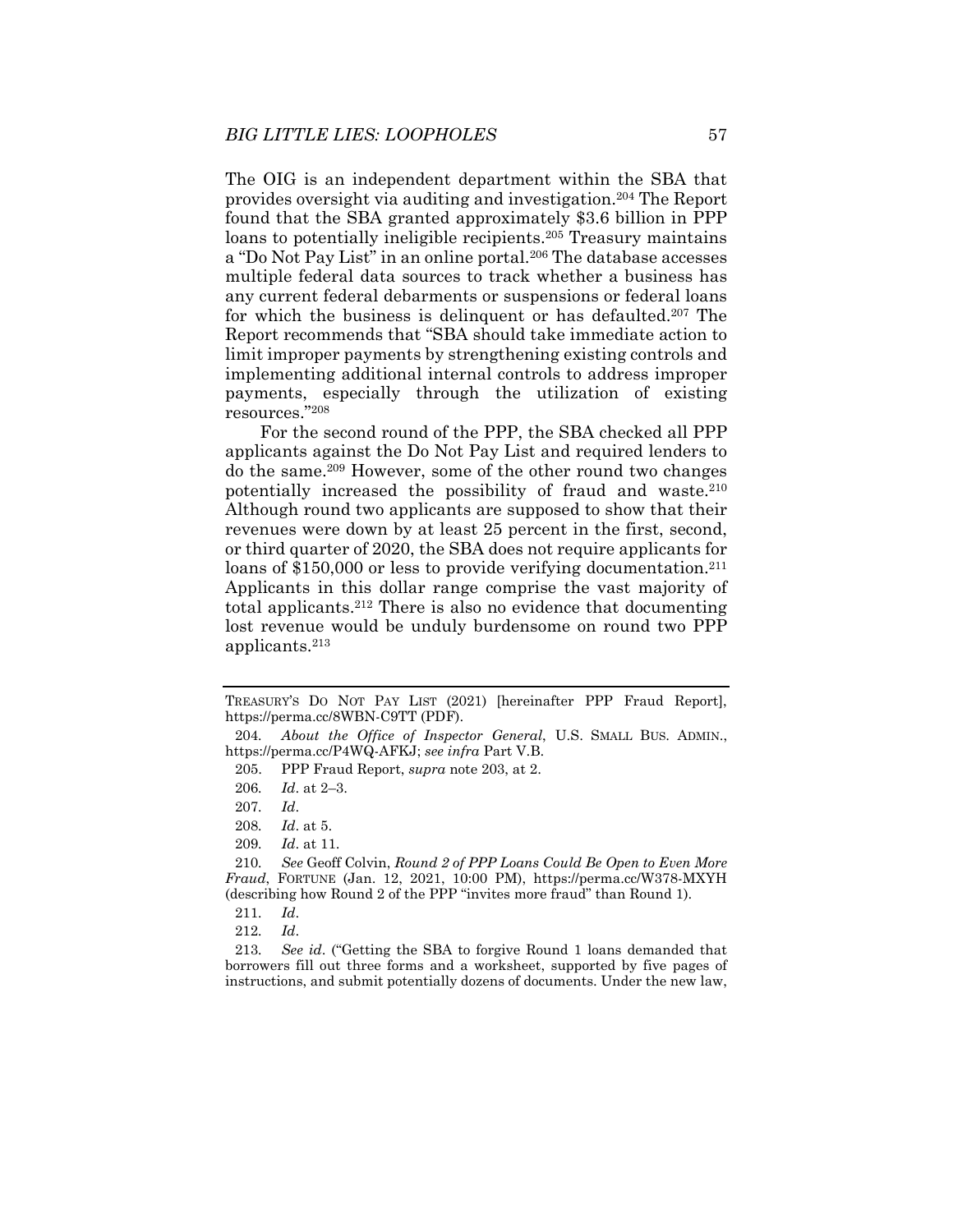The OIG is an independent department within the SBA that provides oversight via auditing and investigation.[204] The Report found that the SBA granted approximately $3.6 billion in PPP loans to potentially ineligible recipients.[205] Treasury maintains a "Do Not Pay List" in an online portal.[206] The database accesses multiple federal data sources to track whether a business has any current federal debarments or suspensions or federal loans for which the business is delinquent or has defaulted.[207] The Report recommends that "SBA should take immediate action to limit improper payments by strengthening existing controls and implementing additional internal controls to address improper payments, especially through the utilization of existing resources."[208]

For the second round of the PPP, the SBA checked all PPP applicants against the Do Not Pay List and required lenders to do the same.[209] However, some of the other round two changes potentially increased the possibility of fraud and waste.[210] Although round two applicants are supposed to show that their revenues were down by at least 25 percent in the first, second, or third quarter of 2020, the SBA does not require applicants for loans of $150,000 or less to provide verifying documentation.[211] Applicants in this dollar range comprise the vast majority of total applicants.[212] There is also no evidence that documenting lost revenue would be unduly burdensome on round two PPP applicants.[213]

---

TREASURY'S DO NOT PAY LIST (2021) [hereinafter PPP Fraud Report], https://perma.cc/8WBN-C9TT (PDF).

204. *About the Office of Inspector General*, U.S. SMALL BUS. ADMIN., https://perma.cc/P4WQ-AFKJ; *see infra* Part V.B.

205. PPP Fraud Report, *supra* note 203, at 2.

206. *Id*. at 2–3.

207. *Id*.

208. *Id*. at 5.

209. *Id*. at 11.

210. *See* Geoff Colvin, *Round 2 of PPP Loans Could Be Open to Even More Fraud*, FORTUNE (Jan. 12, 2021, 10:00 PM), https://perma.cc/W378-MXYH (describing how Round 2 of the PPP "invites more fraud" than Round 1).

211. *Id*.

212. *Id*.

213. *See id*. ("Getting the SBA to forgive Round 1 loans demanded that borrowers fill out three forms and a worksheet, supported by five pages of instructions, and submit potentially dozens of documents. Under the new law,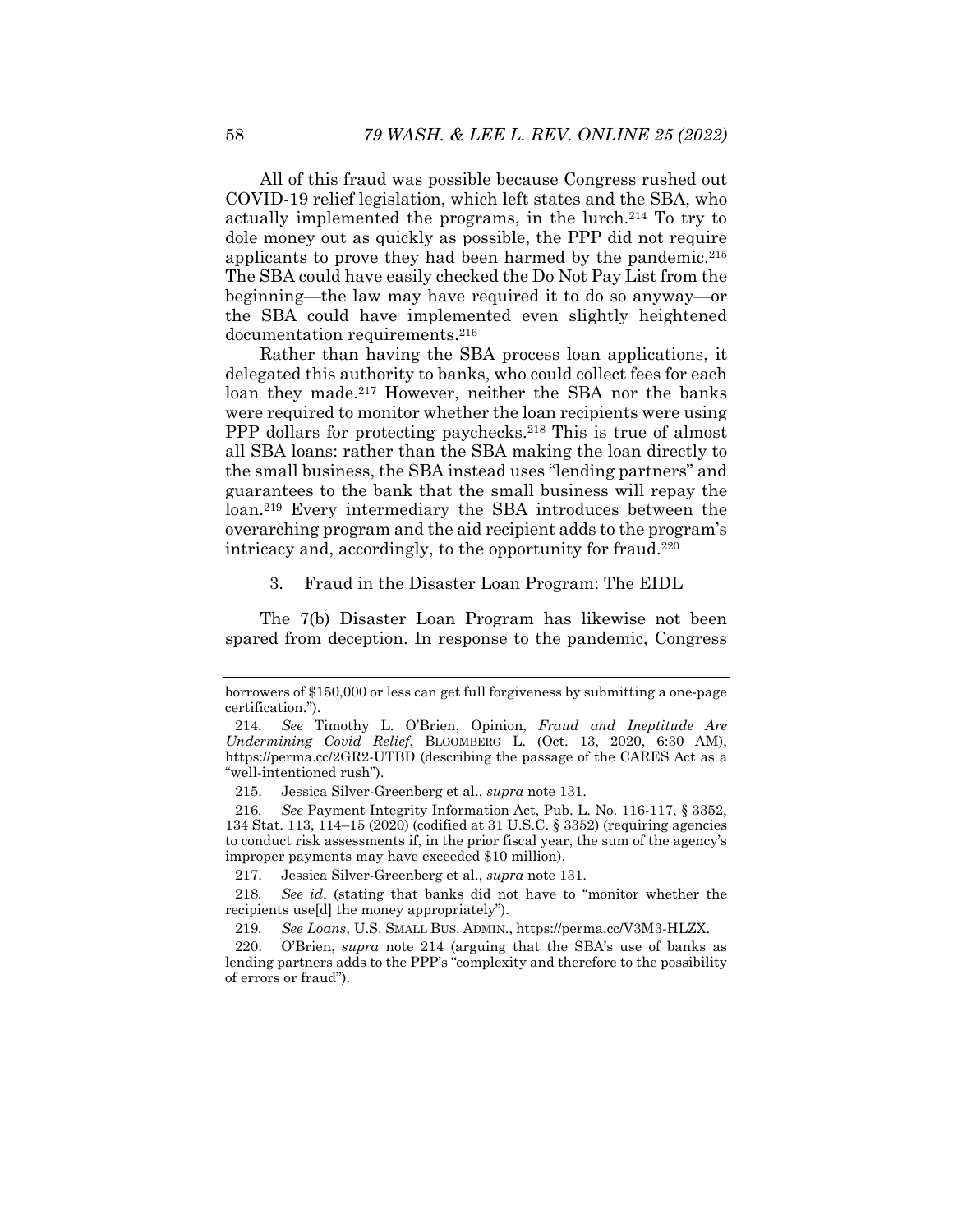All of this fraud was possible because Congress rushed out COVID-19 relief legislation, which left states and the SBA, who actually implemented the programs, in the lurch.[214] To try to dole money out as quickly as possible, the PPP did not require applicants to prove they had been harmed by the pandemic.[215] The SBA could have easily checked the Do Not Pay List from the beginning—the law may have required it to do so anyway—or the SBA could have implemented even slightly heightened documentation requirements.[216]

Rather than having the SBA process loan applications, it delegated this authority to banks, who could collect fees for each loan they made.[217] However, neither the SBA nor the banks were required to monitor whether the loan recipients were using PPP dollars for protecting paychecks.[218] This is true of almost all SBA loans: rather than the SBA making the loan directly to the small business, the SBA instead uses "lending partners" and guarantees to the bank that the small business will repay the loan.[219] Every intermediary the SBA introduces between the overarching program and the aid recipient adds to the program's intricacy and, accordingly, to the opportunity for fraud.[220]

### 3. Fraud in the Disaster Loan Program: The EIDL

The 7(b) Disaster Loan Program has likewise not been spared from deception. In response to the pandemic, Congress

---

borrowers of $150,000 or less can get full forgiveness by submitting a one-page certification.").

214. *See* Timothy L. O'Brien, Opinion, *Fraud and Ineptitude Are Undermining Covid Relief*, BLOOMBERG L. (Oct. 13, 2020, 6:30 AM), https://perma.cc/2GR2-UTBD (describing the passage of the CARES Act as a "well-intentioned rush").

215. Jessica Silver-Greenberg et al., *supra* note 131.

216. *See* Payment Integrity Information Act, Pub. L. No. 116-117, § 3352, 134 Stat. 113, 114–15 (2020) (codified at 31 U.S.C. § 3352) (requiring agencies to conduct risk assessments if, in the prior fiscal year, the sum of the agency's improper payments may have exceeded $10 million).

217. Jessica Silver-Greenberg et al., *supra* note 131.

218. *See id.* (stating that banks did not have to "monitor whether the recipients use[d] the money appropriately").

219. *See Loans*, U.S. SMALL BUS. ADMIN., https://perma.cc/V3M3-HLZX.

220. O'Brien, *supra* note 214 (arguing that the SBA's use of banks as lending partners adds to the PPP's "complexity and therefore to the possibility of errors or fraud").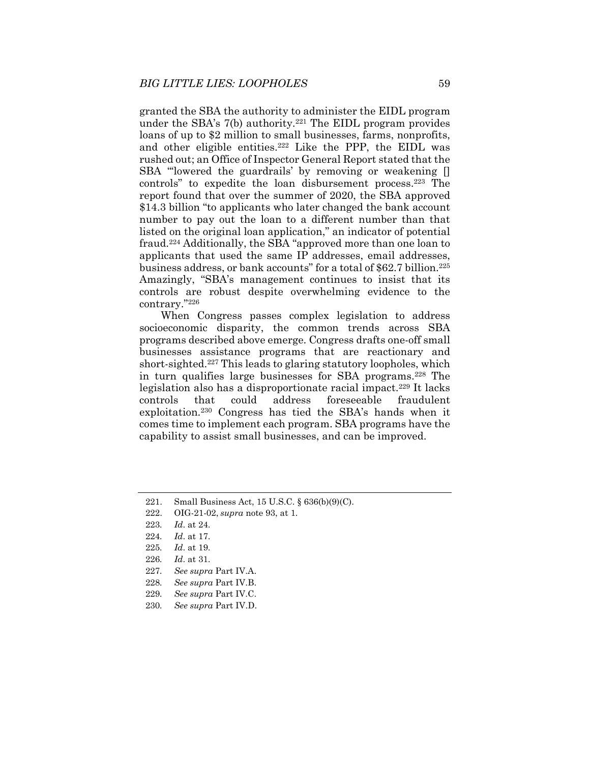granted the SBA the authority to administer the EIDL program under the SBA's 7(b) authority.[221] The EIDL program provides loans of up to $2 million to small businesses, farms, nonprofits, and other eligible entities.[222] Like the PPP, the EIDL was rushed out; an Office of Inspector General Report stated that the SBA "'lowered the guardrails' by removing or weakening [] controls" to expedite the loan disbursement process.[223] The report found that over the summer of 2020, the SBA approved $14.3 billion "to applicants who later changed the bank account number to pay out the loan to a different number than that listed on the original loan application," an indicator of potential fraud.[224] Additionally, the SBA "approved more than one loan to applicants that used the same IP addresses, email addresses, business address, or bank accounts" for a total of $62.7 billion.[225] Amazingly, "SBA's management continues to insist that its controls are robust despite overwhelming evidence to the contrary."[226]

When Congress passes complex legislation to address socioeconomic disparity, the common trends across SBA programs described above emerge. Congress drafts one-off small businesses assistance programs that are reactionary and short-sighted.[227] This leads to glaring statutory loopholes, which in turn qualifies large businesses for SBA programs.[228] The legislation also has a disproportionate racial impact.[229] It lacks controls that could address foreseeable fraudulent exploitation.[230] Congress has tied the SBA's hands when it comes time to implement each program. SBA programs have the capability to assist small businesses, and can be improved.

---

221. Small Business Act, 15 U.S.C. § 636(b)(9)(C).
222. OIG-21-02, *supra* note 93, at 1.
223. *Id*. at 24.
224. *Id*. at 17.
225. *Id*. at 19.
226. *Id*. at 31.
227. *See supra* Part IV.A.
228. *See supra* Part IV.B.
229. *See supra* Part IV.C.
230. *See supra* Part IV.D.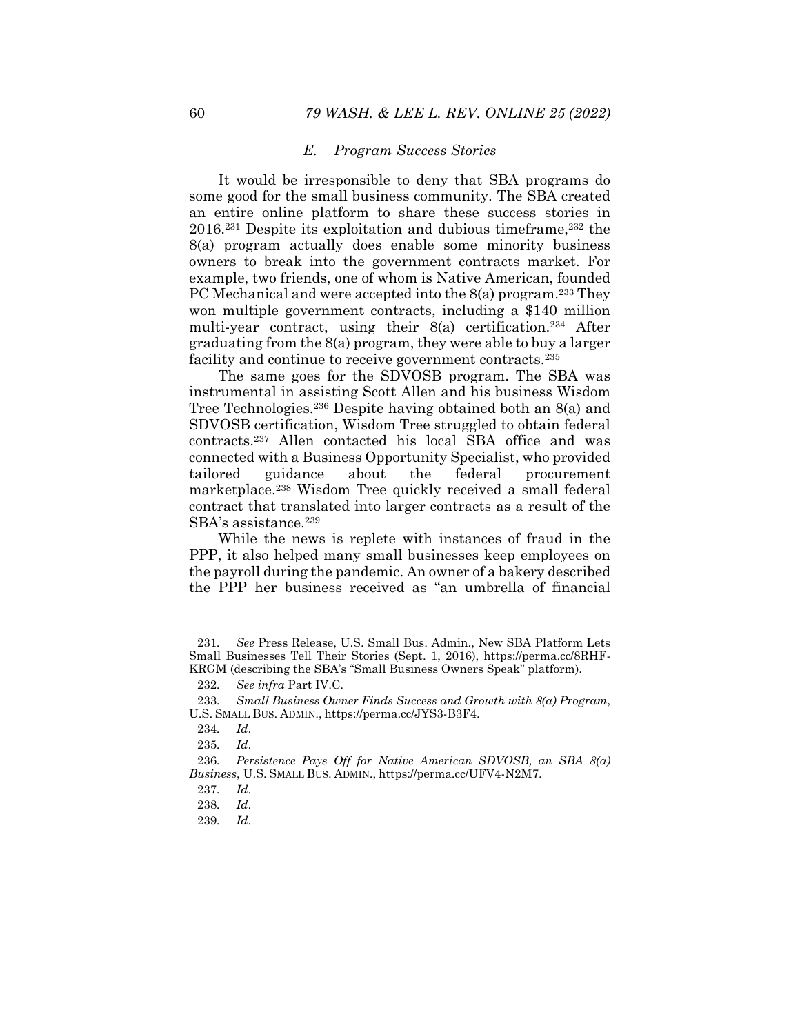### *E. Program Success Stories*

It would be irresponsible to deny that SBA programs do some good for the small business community. The SBA created an entire online platform to share these success stories in 2016.[231] Despite its exploitation and dubious timeframe,[232] the 8(a) program actually does enable some minority business owners to break into the government contracts market. For example, two friends, one of whom is Native American, founded PC Mechanical and were accepted into the 8(a) program.[233] They won multiple government contracts, including a $140 million multi-year contract, using their 8(a) certification.[234] After graduating from the 8(a) program, they were able to buy a larger facility and continue to receive government contracts.[235]

The same goes for the SDVOSB program. The SBA was instrumental in assisting Scott Allen and his business Wisdom Tree Technologies.[236] Despite having obtained both an 8(a) and SDVOSB certification, Wisdom Tree struggled to obtain federal contracts.[237] Allen contacted his local SBA office and was connected with a Business Opportunity Specialist, who provided tailored guidance about the federal procurement marketplace.[238] Wisdom Tree quickly received a small federal contract that translated into larger contracts as a result of the SBA's assistance.[239]

While the news is replete with instances of fraud in the PPP, it also helped many small businesses keep employees on the payroll during the pandemic. An owner of a bakery described the PPP her business received as "an umbrella of financial

---

231. *See* Press Release, U.S. Small Bus. Admin., New SBA Platform Lets Small Businesses Tell Their Stories (Sept. 1, 2016), https://perma.cc/8RHF-KRGM (describing the SBA's "Small Business Owners Speak" platform).

232. *See infra* Part IV.C.

233. *Small Business Owner Finds Success and Growth with 8(a) Program*, U.S. SMALL BUS. ADMIN., https://perma.cc/JYS3-B3F4.

234. *Id*.

235. *Id*.

236. *Persistence Pays Off for Native American SDVOSB, an SBA 8(a) Business*, U.S. SMALL BUS. ADMIN., https://perma.cc/UFV4-N2M7.

237. *Id*.

238. *Id*.

239. *Id*.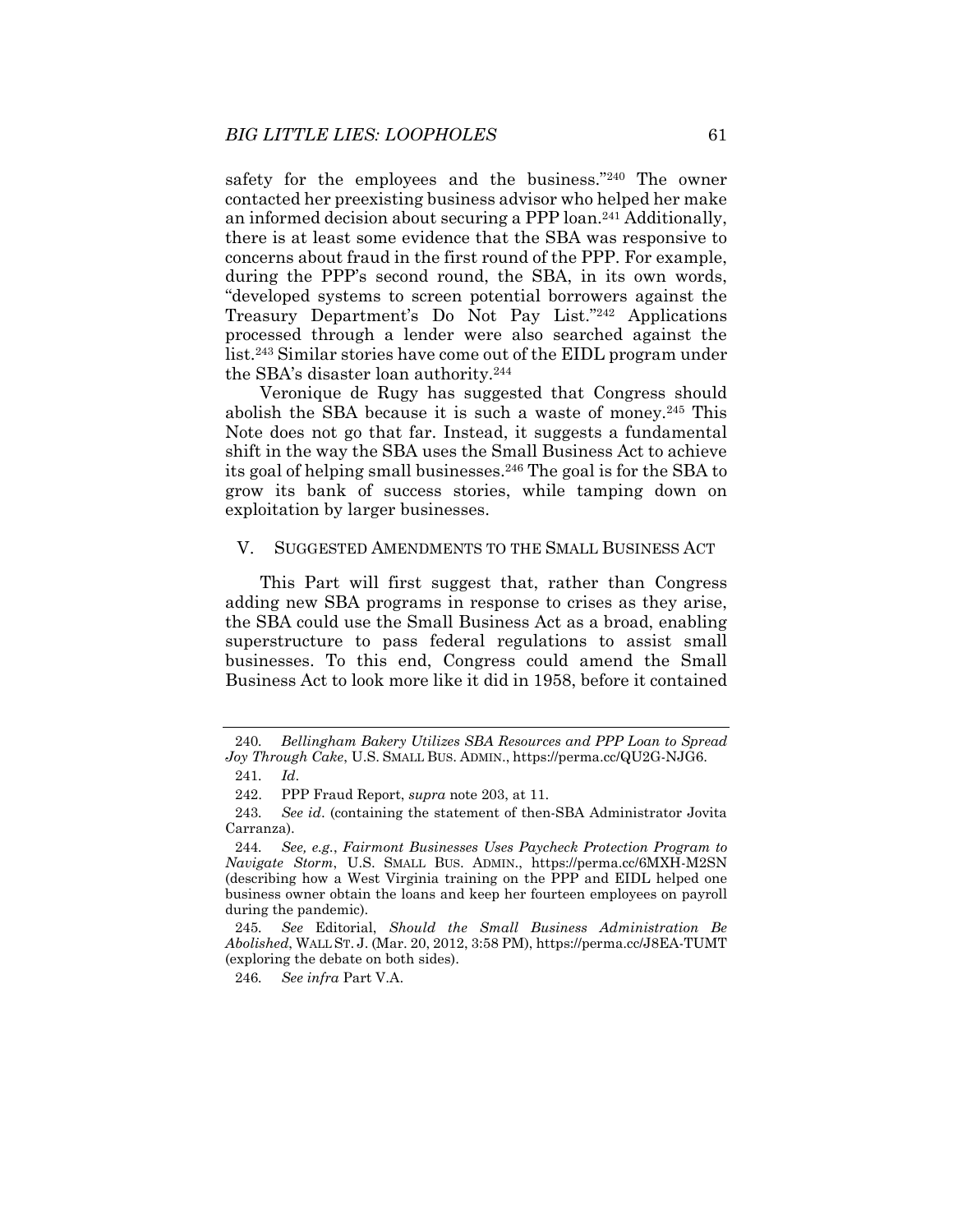safety for the employees and the business."[240] The owner contacted her preexisting business advisor who helped her make an informed decision about securing a PPP loan.[241] Additionally, there is at least some evidence that the SBA was responsive to concerns about fraud in the first round of the PPP. For example, during the PPP's second round, the SBA, in its own words, "developed systems to screen potential borrowers against the Treasury Department's Do Not Pay List."[242] Applications processed through a lender were also searched against the list.[243] Similar stories have come out of the EIDL program under the SBA's disaster loan authority.[244]

Veronique de Rugy has suggested that Congress should abolish the SBA because it is such a waste of money.[245] This Note does not go that far. Instead, it suggests a fundamental shift in the way the SBA uses the Small Business Act to achieve its goal of helping small businesses.[246] The goal is for the SBA to grow its bank of success stories, while tamping down on exploitation by larger businesses.

## V. SUGGESTED AMENDMENTS TO THE SMALL BUSINESS ACT

This Part will first suggest that, rather than Congress adding new SBA programs in response to crises as they arise, the SBA could use the Small Business Act as a broad, enabling superstructure to pass federal regulations to assist small businesses. To this end, Congress could amend the Small Business Act to look more like it did in 1958, before it contained

---

240. *Bellingham Bakery Utilizes SBA Resources and PPP Loan to Spread Joy Through Cake*, U.S. SMALL BUS. ADMIN., https://perma.cc/QU2G-NJG6.

241. *Id*.

242. PPP Fraud Report, *supra* note 203, at 11.

243. *See id*. (containing the statement of then-SBA Administrator Jovita Carranza).

244. *See, e.g.*, *Fairmont Businesses Uses Paycheck Protection Program to Navigate Storm*, U.S. SMALL BUS. ADMIN., https://perma.cc/6MXH-M2SN (describing how a West Virginia training on the PPP and EIDL helped one business owner obtain the loans and keep her fourteen employees on payroll during the pandemic).

245. *See* Editorial, *Should the Small Business Administration Be Abolished*, WALL ST. J. (Mar. 20, 2012, 3:58 PM), https://perma.cc/J8EA-TUMT (exploring the debate on both sides).

246. *See infra* Part V.A.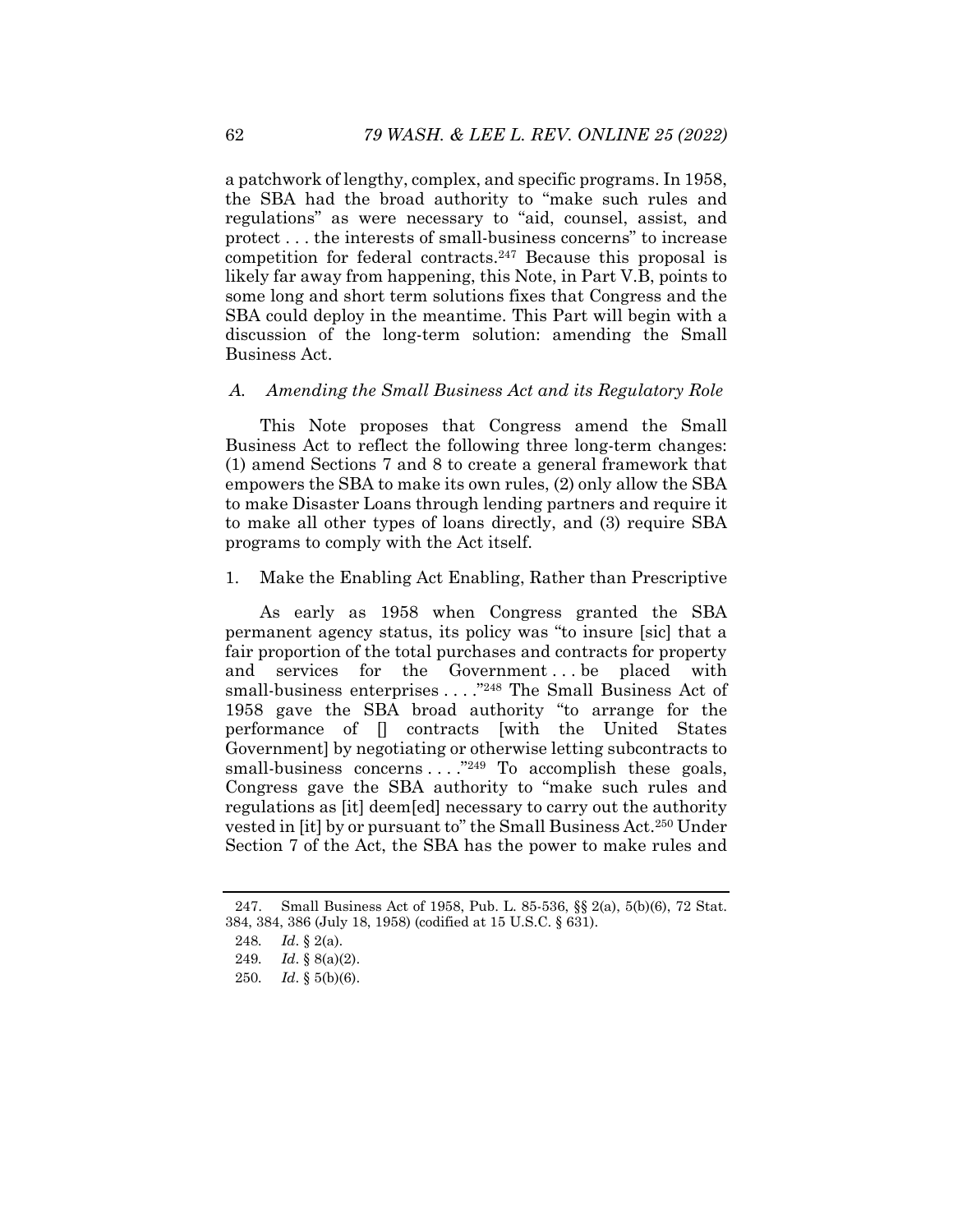a patchwork of lengthy, complex, and specific programs. In 1958, the SBA had the broad authority to "make such rules and regulations" as were necessary to "aid, counsel, assist, and protect . . . the interests of small-business concerns" to increase competition for federal contracts.[247] Because this proposal is likely far away from happening, this Note, in Part V.B, points to some long and short term solutions fixes that Congress and the SBA could deploy in the meantime. This Part will begin with a discussion of the long-term solution: amending the Small Business Act.

### *A. Amending the Small Business Act and its Regulatory Role*

This Note proposes that Congress amend the Small Business Act to reflect the following three long-term changes: (1) amend Sections 7 and 8 to create a general framework that empowers the SBA to make its own rules, (2) only allow the SBA to make Disaster Loans through lending partners and require it to make all other types of loans directly, and (3) require SBA programs to comply with the Act itself.

#### 1. Make the Enabling Act Enabling, Rather than Prescriptive

As early as 1958 when Congress granted the SBA permanent agency status, its policy was "to insure [sic] that a fair proportion of the total purchases and contracts for property and services for the Government . . . be placed with small-business enterprises . . . ."[248] The Small Business Act of 1958 gave the SBA broad authority "to arrange for the performance of [] contracts [with the United States Government] by negotiating or otherwise letting subcontracts to small-business concerns . . . ."[249] To accomplish these goals, Congress gave the SBA authority to "make such rules and regulations as [it] deem[ed] necessary to carry out the authority vested in [it] by or pursuant to" the Small Business Act.[250] Under Section 7 of the Act, the SBA has the power to make rules and

---

247. Small Business Act of 1958, Pub. L. 85-536, §§ 2(a), 5(b)(6), 72 Stat. 384, 384, 386 (July 18, 1958) (codified at 15 U.S.C. § 631).

248. *Id*. § 2(a).

249. *Id*. § 8(a)(2).

250. *Id*. § 5(b)(6).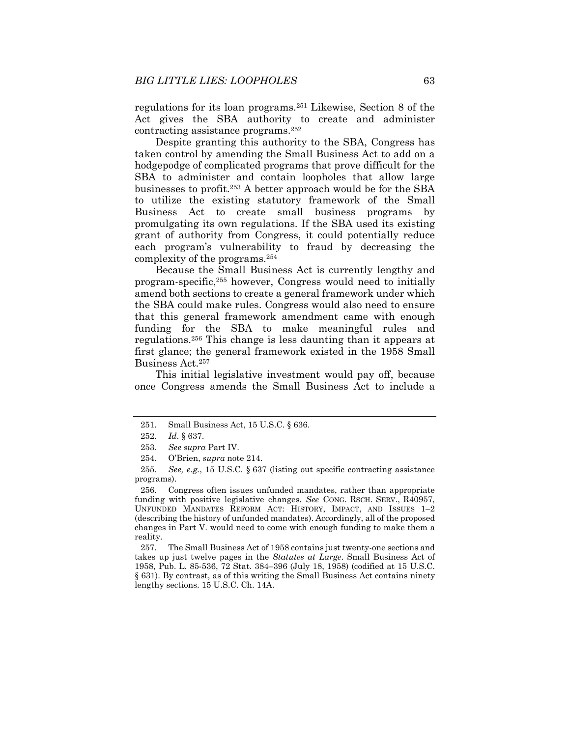regulations for its loan programs.[251] Likewise, Section 8 of the Act gives the SBA authority to create and administer contracting assistance programs.[252]

Despite granting this authority to the SBA, Congress has taken control by amending the Small Business Act to add on a hodgepodge of complicated programs that prove difficult for the SBA to administer and contain loopholes that allow large businesses to profit.[253] A better approach would be for the SBA to utilize the existing statutory framework of the Small Business Act to create small business programs by promulgating its own regulations. If the SBA used its existing grant of authority from Congress, it could potentially reduce each program's vulnerability to fraud by decreasing the complexity of the programs.[254]

Because the Small Business Act is currently lengthy and program-specific,[255] however, Congress would need to initially amend both sections to create a general framework under which the SBA could make rules. Congress would also need to ensure that this general framework amendment came with enough funding for the SBA to make meaningful rules and regulations.[256] This change is less daunting than it appears at first glance; the general framework existed in the 1958 Small Business Act.[257]

This initial legislative investment would pay off, because once Congress amends the Small Business Act to include a

---

251. Small Business Act, 15 U.S.C. § 636.

252. *Id*. § 637.

253. *See supra* Part IV.

254. O'Brien, *supra* note 214.

255. *See, e.g.*, 15 U.S.C. § 637 (listing out specific contracting assistance programs).

256. Congress often issues unfunded mandates, rather than appropriate funding with positive legislative changes. *See* CONG. RSCH. SERV., R40957, UNFUNDED MANDATES REFORM ACT: HISTORY, IMPACT, AND ISSUES 1–2 (describing the history of unfunded mandates). Accordingly, all of the proposed changes in Part V. would need to come with enough funding to make them a reality.

257. The Small Business Act of 1958 contains just twenty-one sections and takes up just twelve pages in the *Statutes at Large*. Small Business Act of 1958, Pub. L. 85-536, 72 Stat. 384–396 (July 18, 1958) (codified at 15 U.S.C. § 631). By contrast, as of this writing the Small Business Act contains ninety lengthy sections. 15 U.S.C. Ch. 14A.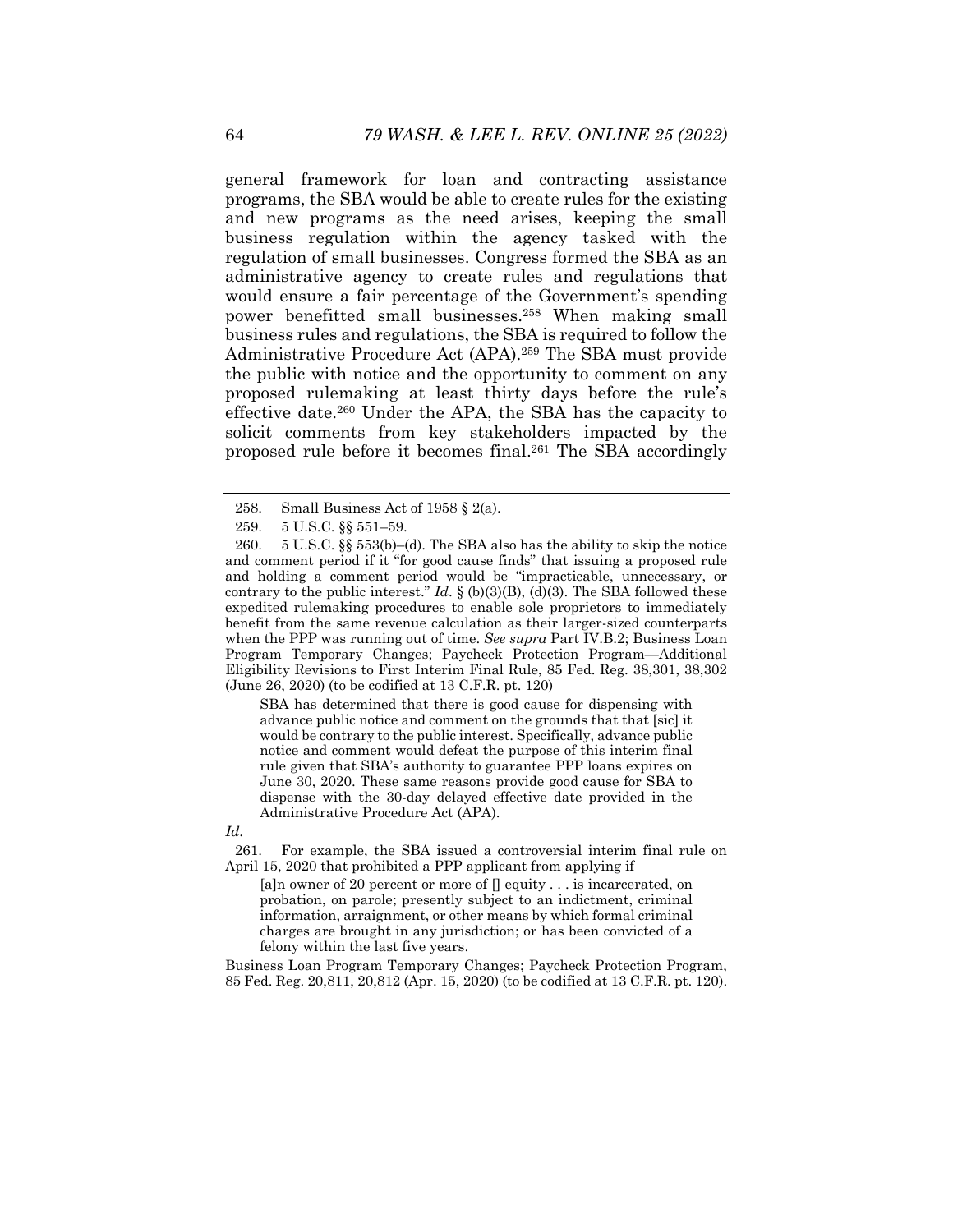general framework for loan and contracting assistance programs, the SBA would be able to create rules for the existing and new programs as the need arises, keeping the small business regulation within the agency tasked with the regulation of small businesses. Congress formed the SBA as an administrative agency to create rules and regulations that would ensure a fair percentage of the Government's spending power benefitted small businesses.[258] When making small business rules and regulations, the SBA is required to follow the Administrative Procedure Act (APA).[259] The SBA must provide the public with notice and the opportunity to comment on any proposed rulemaking at least thirty days before the rule's effective date.[260] Under the APA, the SBA has the capacity to solicit comments from key stakeholders impacted by the proposed rule before it becomes final.[261] The SBA accordingly

---

258. Small Business Act of 1958 § 2(a).

259. 5 U.S.C. §§ 551–59.

260. 5 U.S.C. §§ 553(b)–(d). The SBA also has the ability to skip the notice and comment period if it "for good cause finds" that issuing a proposed rule and holding a comment period would be "impracticable, unnecessary, or contrary to the public interest." *Id.* § (b)(3)(B), (d)(3). The SBA followed these expedited rulemaking procedures to enable sole proprietors to immediately benefit from the same revenue calculation as their larger-sized counterparts when the PPP was running out of time. *See supra* Part IV.B.2; Business Loan Program Temporary Changes; Paycheck Protection Program—Additional Eligibility Revisions to First Interim Final Rule, 85 Fed. Reg. 38,301, 38,302 (June 26, 2020) (to be codified at 13 C.F.R. pt. 120)

> SBA has determined that there is good cause for dispensing with advance public notice and comment on the grounds that that [sic] it would be contrary to the public interest. Specifically, advance public notice and comment would defeat the purpose of this interim final rule given that SBA's authority to guarantee PPP loans expires on June 30, 2020. These same reasons provide good cause for SBA to dispense with the 30-day delayed effective date provided in the Administrative Procedure Act (APA).

*Id.*

261. For example, the SBA issued a controversial interim final rule on April 15, 2020 that prohibited a PPP applicant from applying if

> [a]n owner of 20 percent or more of [] equity . . . is incarcerated, on probation, on parole; presently subject to an indictment, criminal information, arraignment, or other means by which formal criminal charges are brought in any jurisdiction; or has been convicted of a felony within the last five years.

Business Loan Program Temporary Changes; Paycheck Protection Program, 85 Fed. Reg. 20,811, 20,812 (Apr. 15, 2020) (to be codified at 13 C.F.R. pt. 120).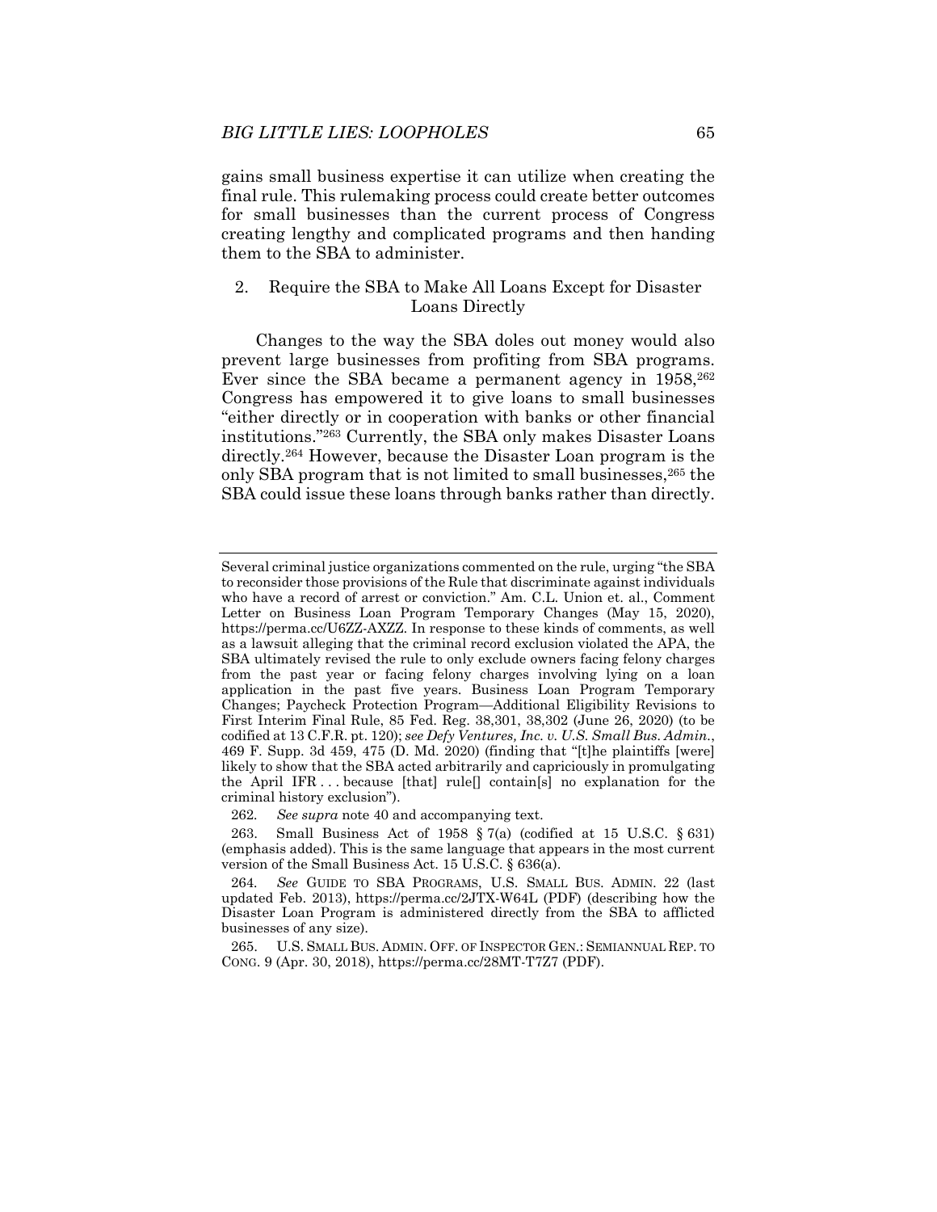gains small business expertise it can utilize when creating the final rule. This rulemaking process could create better outcomes for small businesses than the current process of Congress creating lengthy and complicated programs and then handing them to the SBA to administer.

### 2. Require the SBA to Make All Loans Except for Disaster Loans Directly

Changes to the way the SBA doles out money would also prevent large businesses from profiting from SBA programs. Ever since the SBA became a permanent agency in 1958,[262] Congress has empowered it to give loans to small businesses "either directly or in cooperation with banks or other financial institutions."[263] Currently, the SBA only makes Disaster Loans directly.[264] However, because the Disaster Loan program is the only SBA program that is not limited to small businesses,[265] the SBA could issue these loans through banks rather than directly.

---

Several criminal justice organizations commented on the rule, urging "the SBA to reconsider those provisions of the Rule that discriminate against individuals who have a record of arrest or conviction." Am. C.L. Union et. al., Comment Letter on Business Loan Program Temporary Changes (May 15, 2020), https://perma.cc/U6ZZ-AXZZ. In response to these kinds of comments, as well as a lawsuit alleging that the criminal record exclusion violated the APA, the SBA ultimately revised the rule to only exclude owners facing felony charges from the past year or facing felony charges involving lying on a loan application in the past five years. Business Loan Program Temporary Changes; Paycheck Protection Program—Additional Eligibility Revisions to First Interim Final Rule, 85 Fed. Reg. 38,301, 38,302 (June 26, 2020) (to be codified at 13 C.F.R. pt. 120); *see Defy Ventures, Inc. v. U.S. Small Bus. Admin.*, 469 F. Supp. 3d 459, 475 (D. Md. 2020) (finding that "[t]he plaintiffs [were] likely to show that the SBA acted arbitrarily and capriciously in promulgating the April IFR . . . because [that] rule[] contain[s] no explanation for the criminal history exclusion").

262. *See supra* note 40 and accompanying text.

263. Small Business Act of 1958 § 7(a) (codified at 15 U.S.C. § 631) (emphasis added). This is the same language that appears in the most current version of the Small Business Act. 15 U.S.C. § 636(a).

264. *See* GUIDE TO SBA PROGRAMS, U.S. SMALL BUS. ADMIN. 22 (last updated Feb. 2013), https://perma.cc/2JTX-W64L (PDF) (describing how the Disaster Loan Program is administered directly from the SBA to afflicted businesses of any size).

265. U.S. SMALL BUS. ADMIN. OFF. OF INSPECTOR GEN.: SEMIANNUAL REP. TO CONG. 9 (Apr. 30, 2018), https://perma.cc/28MT-T7Z7 (PDF).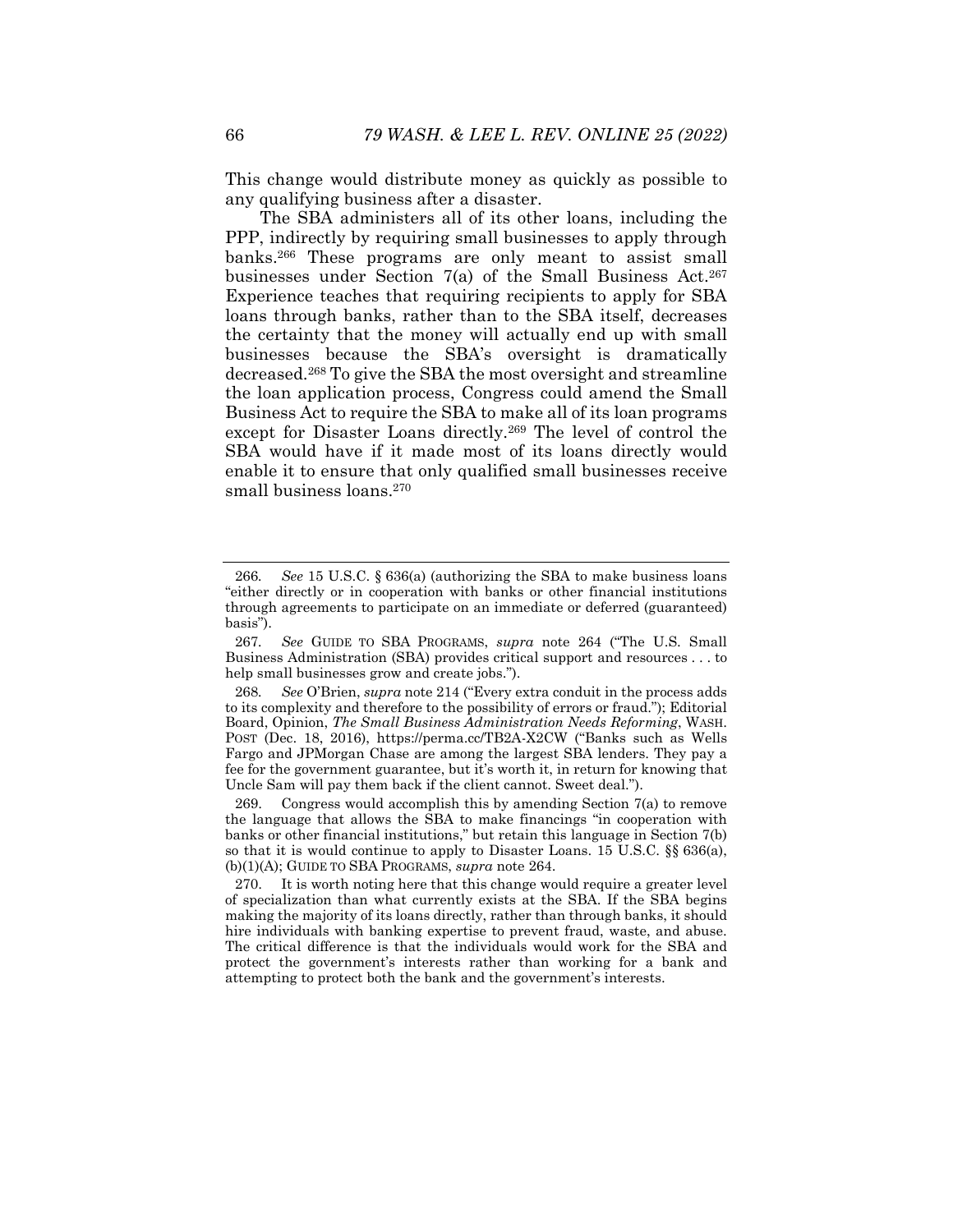This change would distribute money as quickly as possible to any qualifying business after a disaster.

The SBA administers all of its other loans, including the PPP, indirectly by requiring small businesses to apply through banks.[266] These programs are only meant to assist small businesses under Section 7(a) of the Small Business Act.[267] Experience teaches that requiring recipients to apply for SBA loans through banks, rather than to the SBA itself, decreases the certainty that the money will actually end up with small businesses because the SBA's oversight is dramatically decreased.[268] To give the SBA the most oversight and streamline the loan application process, Congress could amend the Small Business Act to require the SBA to make all of its loan programs except for Disaster Loans directly.[269] The level of control the SBA would have if it made most of its loans directly would enable it to ensure that only qualified small businesses receive small business loans.[270]

---

266. *See* 15 U.S.C. § 636(a) (authorizing the SBA to make business loans "either directly or in cooperation with banks or other financial institutions through agreements to participate on an immediate or deferred (guaranteed) basis").

267. *See* GUIDE TO SBA PROGRAMS, *supra* note 264 ("The U.S. Small Business Administration (SBA) provides critical support and resources . . . to help small businesses grow and create jobs.").

268. *See* O'Brien, *supra* note 214 ("Every extra conduit in the process adds to its complexity and therefore to the possibility of errors or fraud."); Editorial Board, Opinion, *The Small Business Administration Needs Reforming*, WASH. POST (Dec. 18, 2016), https://perma.cc/TB2A-X2CW ("Banks such as Wells Fargo and JPMorgan Chase are among the largest SBA lenders. They pay a fee for the government guarantee, but it's worth it, in return for knowing that Uncle Sam will pay them back if the client cannot. Sweet deal.").

269. Congress would accomplish this by amending Section 7(a) to remove the language that allows the SBA to make financings "in cooperation with banks or other financial institutions," but retain this language in Section 7(b) so that it is would continue to apply to Disaster Loans. 15 U.S.C. §§ 636(a), (b)(1)(A); GUIDE TO SBA PROGRAMS, *supra* note 264.

270. It is worth noting here that this change would require a greater level of specialization than what currently exists at the SBA. If the SBA begins making the majority of its loans directly, rather than through banks, it should hire individuals with banking expertise to prevent fraud, waste, and abuse. The critical difference is that the individuals would work for the SBA and protect the government's interests rather than working for a bank and attempting to protect both the bank and the government's interests.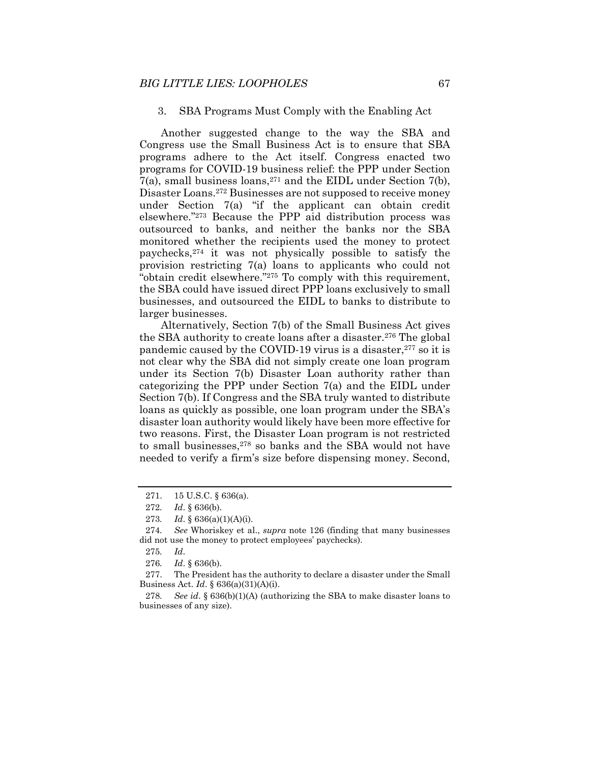### 3. SBA Programs Must Comply with the Enabling Act

Another suggested change to the way the SBA and Congress use the Small Business Act is to ensure that SBA programs adhere to the Act itself. Congress enacted two programs for COVID-19 business relief: the PPP under Section 7(a), small business loans,[271] and the EIDL under Section 7(b), Disaster Loans.[272] Businesses are not supposed to receive money under Section 7(a) "if the applicant can obtain credit elsewhere."[273] Because the PPP aid distribution process was outsourced to banks, and neither the banks nor the SBA monitored whether the recipients used the money to protect paychecks,[274] it was not physically possible to satisfy the provision restricting 7(a) loans to applicants who could not "obtain credit elsewhere."[275] To comply with this requirement, the SBA could have issued direct PPP loans exclusively to small businesses, and outsourced the EIDL to banks to distribute to larger businesses.

Alternatively, Section 7(b) of the Small Business Act gives the SBA authority to create loans after a disaster.[276] The global pandemic caused by the COVID-19 virus is a disaster,[277] so it is not clear why the SBA did not simply create one loan program under its Section 7(b) Disaster Loan authority rather than categorizing the PPP under Section 7(a) and the EIDL under Section 7(b). If Congress and the SBA truly wanted to distribute loans as quickly as possible, one loan program under the SBA's disaster loan authority would likely have been more effective for two reasons. First, the Disaster Loan program is not restricted to small businesses,[278] so banks and the SBA would not have needed to verify a firm's size before dispensing money. Second,

---

271. 15 U.S.C. § 636(a).

272. *Id*. § 636(b).

273. *Id*. § 636(a)(1)(A)(i).

274. *See* Whoriskey et al., *supra* note 126 (finding that many businesses did not use the money to protect employees' paychecks).

275. *Id*.

276. *Id*. § 636(b).

277. The President has the authority to declare a disaster under the Small Business Act. *Id*. § 636(a)(31)(A)(i).

278. *See id*. § 636(b)(1)(A) (authorizing the SBA to make disaster loans to businesses of any size).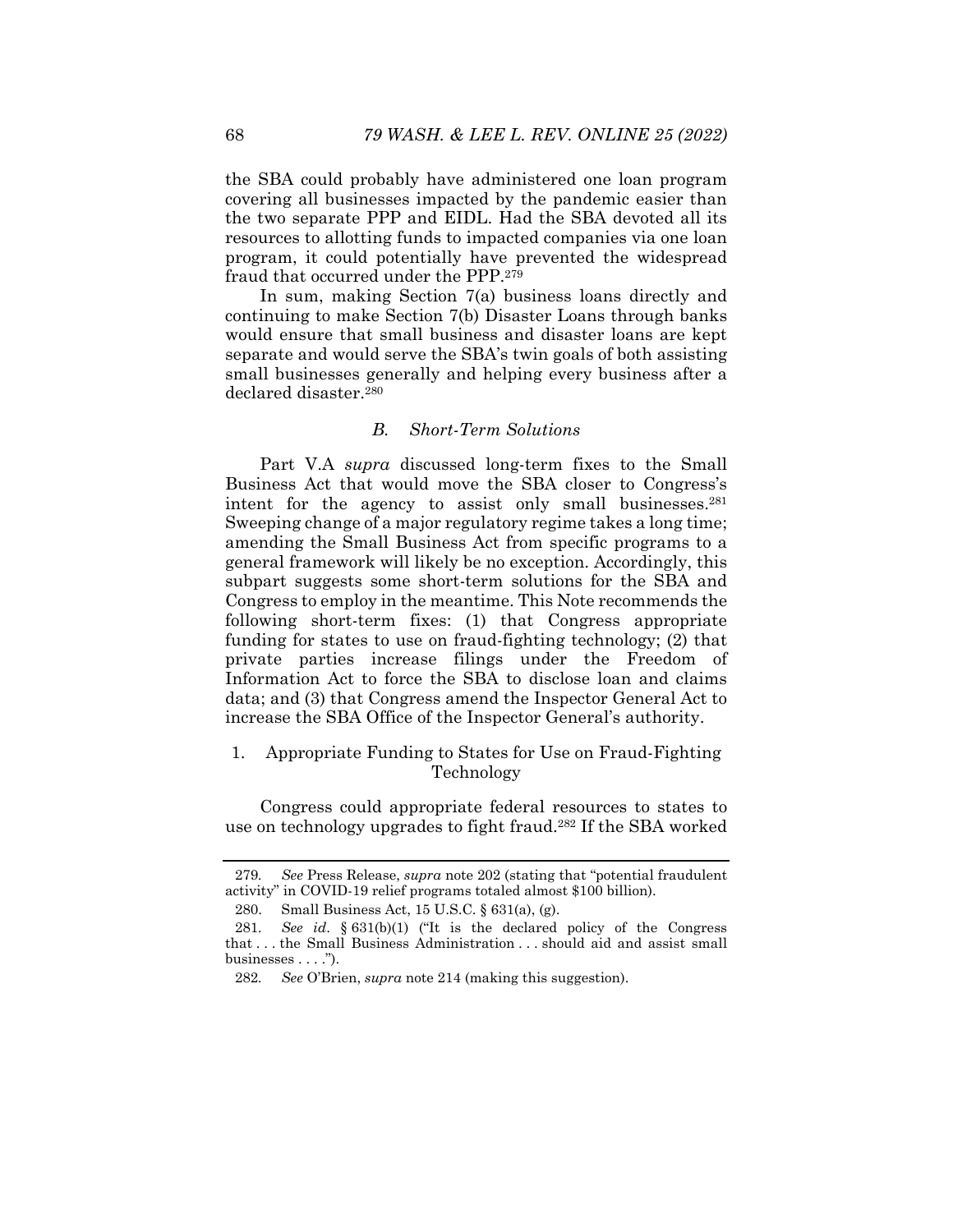the SBA could probably have administered one loan program covering all businesses impacted by the pandemic easier than the two separate PPP and EIDL. Had the SBA devoted all its resources to allotting funds to impacted companies via one loan program, it could potentially have prevented the widespread fraud that occurred under the PPP.[279]

In sum, making Section 7(a) business loans directly and continuing to make Section 7(b) Disaster Loans through banks would ensure that small business and disaster loans are kept separate and would serve the SBA's twin goals of both assisting small businesses generally and helping every business after a declared disaster.[280]

### *B. Short-Term Solutions*

Part V.A *supra* discussed long-term fixes to the Small Business Act that would move the SBA closer to Congress's intent for the agency to assist only small businesses.[281] Sweeping change of a major regulatory regime takes a long time; amending the Small Business Act from specific programs to a general framework will likely be no exception. Accordingly, this subpart suggests some short-term solutions for the SBA and Congress to employ in the meantime. This Note recommends the following short-term fixes: (1) that Congress appropriate funding for states to use on fraud-fighting technology; (2) that private parties increase filings under the Freedom of Information Act to force the SBA to disclose loan and claims data; and (3) that Congress amend the Inspector General Act to increase the SBA Office of the Inspector General's authority.

#### 1. Appropriate Funding to States for Use on Fraud-Fighting Technology

Congress could appropriate federal resources to states to use on technology upgrades to fight fraud.[282] If the SBA worked

---

279. *See* Press Release, *supra* note 202 (stating that "potential fraudulent activity" in COVID-19 relief programs totaled almost $100 billion).

280. Small Business Act, 15 U.S.C. § 631(a), (g).

281. *See id*. § 631(b)(1) ("It is the declared policy of the Congress that . . . the Small Business Administration . . . should aid and assist small businesses . . . .").

282. *See* O'Brien, *supra* note 214 (making this suggestion).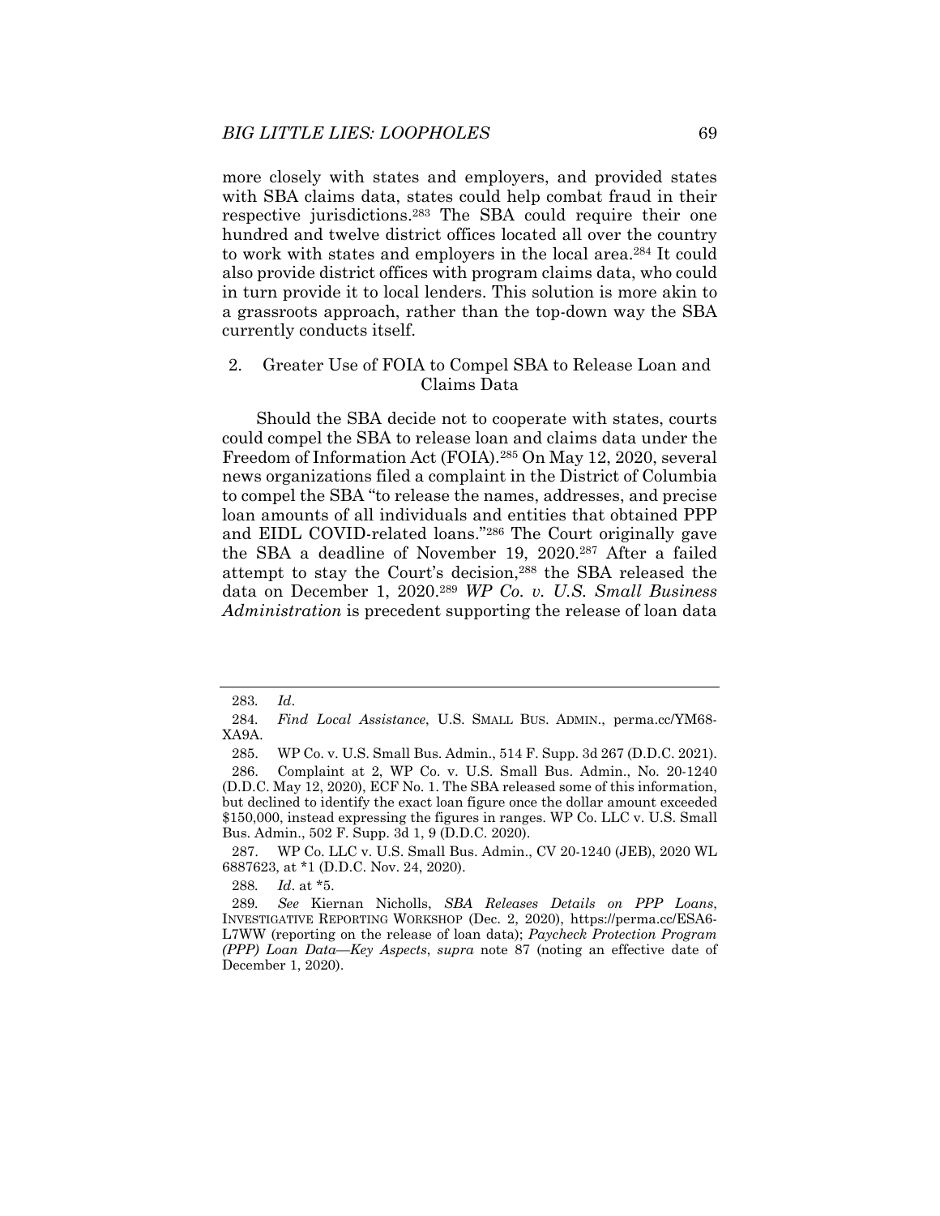more closely with states and employers, and provided states with SBA claims data, states could help combat fraud in their respective jurisdictions.[283] The SBA could require their one hundred and twelve district offices located all over the country to work with states and employers in the local area.[284] It could also provide district offices with program claims data, who could in turn provide it to local lenders. This solution is more akin to a grassroots approach, rather than the top-down way the SBA currently conducts itself.

### 2. Greater Use of FOIA to Compel SBA to Release Loan and Claims Data

Should the SBA decide not to cooperate with states, courts could compel the SBA to release loan and claims data under the Freedom of Information Act (FOIA).[285] On May 12, 2020, several news organizations filed a complaint in the District of Columbia to compel the SBA "to release the names, addresses, and precise loan amounts of all individuals and entities that obtained PPP and EIDL COVID-related loans."[286] The Court originally gave the SBA a deadline of November 19, 2020.[287] After a failed attempt to stay the Court's decision,[288] the SBA released the data on December 1, 2020.[289] *WP Co. v. U.S. Small Business Administration* is precedent supporting the release of loan data

---

283. *Id*.

284. *Find Local Assistance*, U.S. SMALL BUS. ADMIN., perma.cc/YM68-XA9A.

285. WP Co. v. U.S. Small Bus. Admin., 514 F. Supp. 3d 267 (D.D.C. 2021).

286. Complaint at 2, WP Co. v. U.S. Small Bus. Admin., No. 20-1240 (D.D.C. May 12, 2020), ECF No. 1. The SBA released some of this information, but declined to identify the exact loan figure once the dollar amount exceeded $150,000, instead expressing the figures in ranges. WP Co. LLC v. U.S. Small Bus. Admin., 502 F. Supp. 3d 1, 9 (D.D.C. 2020).

287. WP Co. LLC v. U.S. Small Bus. Admin., CV 20-1240 (JEB), 2020 WL 6887623, at *1 (D.D.C. Nov. 24, 2020).

288. *Id*. at *5.

289. *See* Kiernan Nicholls, *SBA Releases Details on PPP Loans*, INVESTIGATIVE REPORTING WORKSHOP (Dec. 2, 2020), https://perma.cc/ESA6-L7WW (reporting on the release of loan data); *Paycheck Protection Program (PPP) Loan Data—Key Aspects*, *supra* note 87 (noting an effective date of December 1, 2020).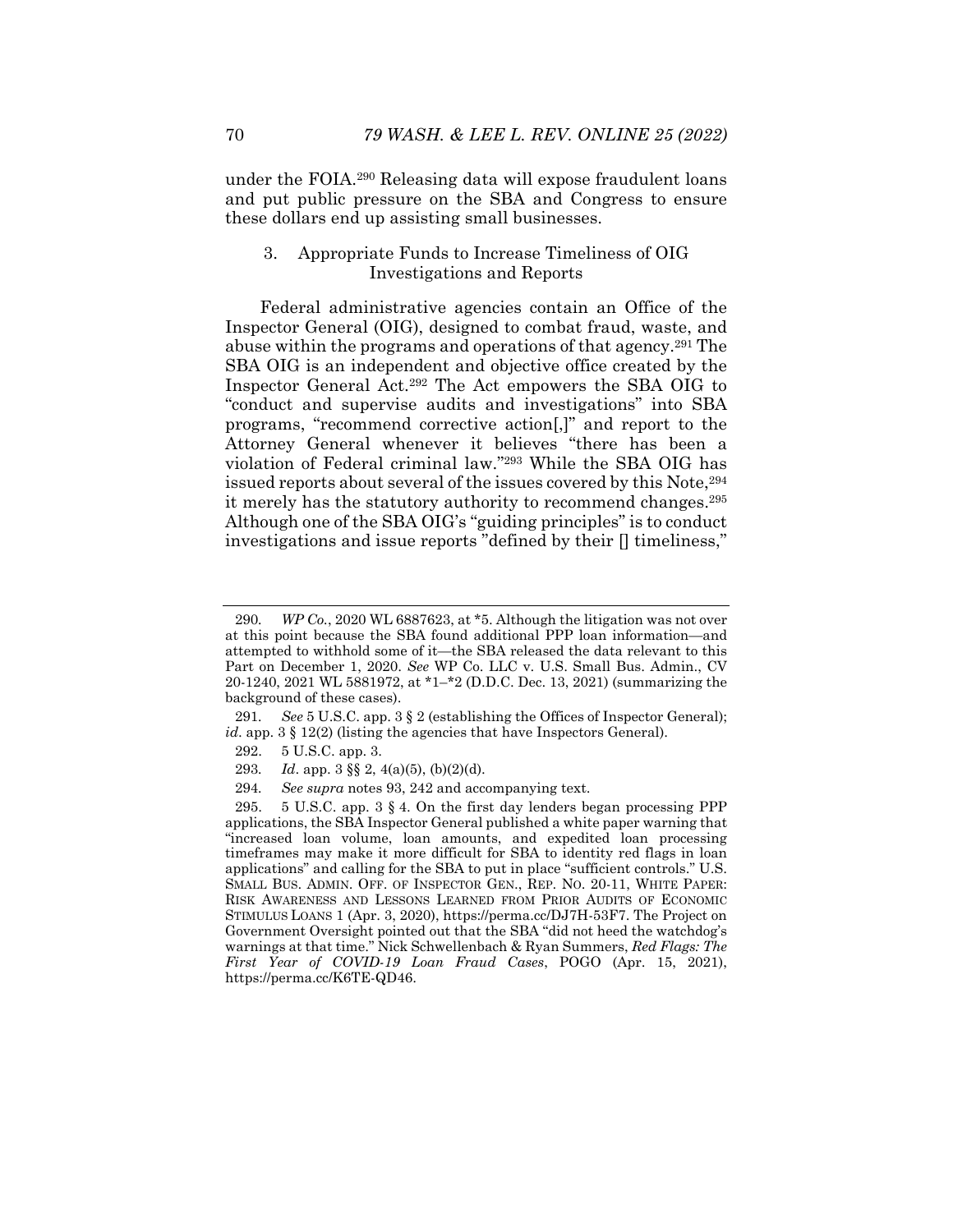under the FOIA.[290] Releasing data will expose fraudulent loans and put public pressure on the SBA and Congress to ensure these dollars end up assisting small businesses.

### 3. Appropriate Funds to Increase Timeliness of OIG Investigations and Reports

Federal administrative agencies contain an Office of the Inspector General (OIG), designed to combat fraud, waste, and abuse within the programs and operations of that agency.[291] The SBA OIG is an independent and objective office created by the Inspector General Act.[292] The Act empowers the SBA OIG to "conduct and supervise audits and investigations" into SBA programs, "recommend corrective action[,]" and report to the Attorney General whenever it believes "there has been a violation of Federal criminal law."[293] While the SBA OIG has issued reports about several of the issues covered by this Note,[294] it merely has the statutory authority to recommend changes.[295] Although one of the SBA OIG's "guiding principles" is to conduct investigations and issue reports "defined by their [] timeliness,"

---

290. *WP Co.*, 2020 WL 6887623, at *5. Although the litigation was not over at this point because the SBA found additional PPP loan information—and attempted to withhold some of it—the SBA released the data relevant to this Part on December 1, 2020. *See* WP Co. LLC v. U.S. Small Bus. Admin., CV 20-1240, 2021 WL 5881972, at *1–*2 (D.D.C. Dec. 13, 2021) (summarizing the background of these cases).

291. *See* 5 U.S.C. app. 3 § 2 (establishing the Offices of Inspector General); *id.* app. 3 § 12(2) (listing the agencies that have Inspectors General).

292. 5 U.S.C. app. 3.

293. *Id*. app. 3 §§ 2, 4(a)(5), (b)(2)(d).

294. *See supra* notes 93, 242 and accompanying text.

295. 5 U.S.C. app. 3 § 4. On the first day lenders began processing PPP applications, the SBA Inspector General published a white paper warning that "increased loan volume, loan amounts, and expedited loan processing timeframes may make it more difficult for SBA to identity red flags in loan applications" and calling for the SBA to put in place "sufficient controls." U.S. SMALL BUS. ADMIN. OFF. OF INSPECTOR GEN., REP. NO. 20-11, WHITE PAPER: RISK AWARENESS AND LESSONS LEARNED FROM PRIOR AUDITS OF ECONOMIC STIMULUS LOANS 1 (Apr. 3, 2020), https://perma.cc/DJ7H-53F7. The Project on Government Oversight pointed out that the SBA "did not heed the watchdog's warnings at that time." Nick Schwellenbach & Ryan Summers, *Red Flags: The First Year of COVID-19 Loan Fraud Cases*, POGO (Apr. 15, 2021), https://perma.cc/K6TE-QD46.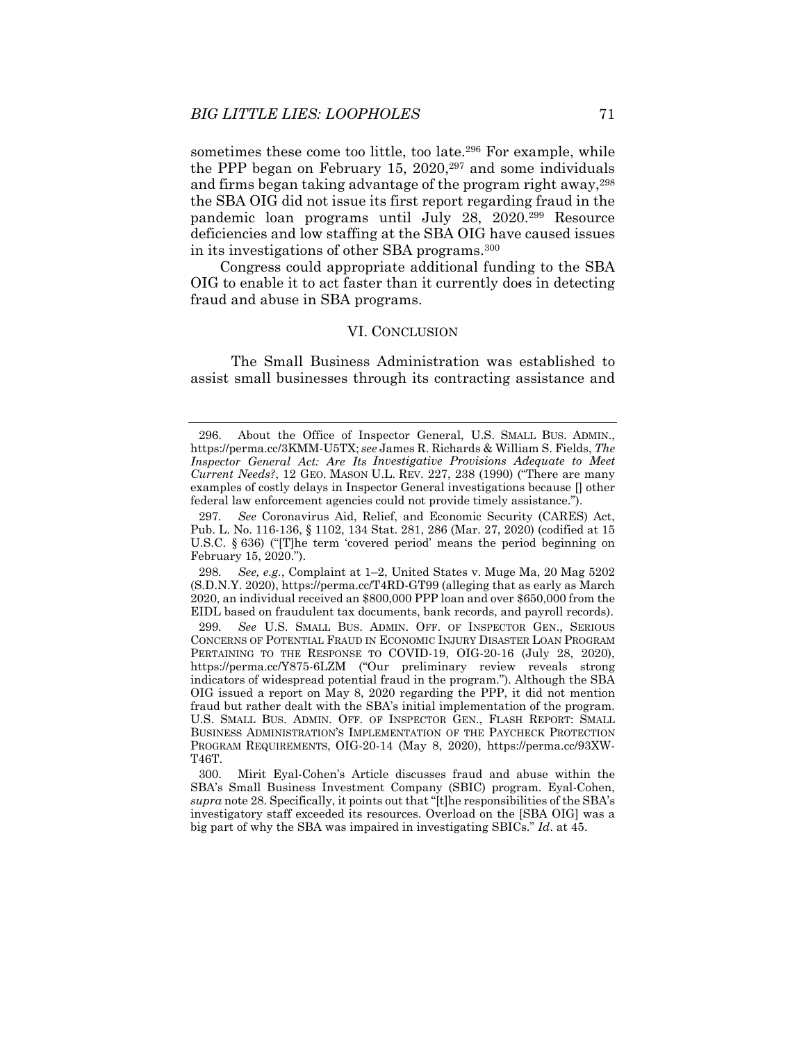sometimes these come too little, too late.[296] For example, while the PPP began on February 15, 2020,[297] and some individuals and firms began taking advantage of the program right away,[298] the SBA OIG did not issue its first report regarding fraud in the pandemic loan programs until July 28, 2020.[299] Resource deficiencies and low staffing at the SBA OIG have caused issues in its investigations of other SBA programs.[300]

Congress could appropriate additional funding to the SBA OIG to enable it to act faster than it currently does in detecting fraud and abuse in SBA programs.

## VI. CONCLUSION

The Small Business Administration was established to assist small businesses through its contracting assistance and

---

296. About the Office of Inspector General, U.S. SMALL BUS. ADMIN., https://perma.cc/3KMM-U5TX; *see* James R. Richards & William S. Fields, *The Inspector General Act: Are Its Investigative Provisions Adequate to Meet Current Needs?*, 12 GEO. MASON U.L. REV. 227, 238 (1990) ("There are many examples of costly delays in Inspector General investigations because [] other federal law enforcement agencies could not provide timely assistance.").

297. *See* Coronavirus Aid, Relief, and Economic Security (CARES) Act, Pub. L. No. 116-136, § 1102, 134 Stat. 281, 286 (Mar. 27, 2020) (codified at 15 U.S.C. § 636) ("[T]he term 'covered period' means the period beginning on February 15, 2020.").

298. *See, e.g.*, Complaint at 1–2, United States v. Muge Ma, 20 Mag 5202 (S.D.N.Y. 2020), https://perma.cc/T4RD-GT99 (alleging that as early as March 2020, an individual received an $800,000 PPP loan and over $650,000 from the EIDL based on fraudulent tax documents, bank records, and payroll records).

299. *See* U.S. SMALL BUS. ADMIN. OFF. OF INSPECTOR GEN., SERIOUS CONCERNS OF POTENTIAL FRAUD IN ECONOMIC INJURY DISASTER LOAN PROGRAM PERTAINING TO THE RESPONSE TO COVID-19, OIG-20-16 (July 28, 2020), https://perma.cc/Y875-6LZM ("Our preliminary review reveals strong indicators of widespread potential fraud in the program."). Although the SBA OIG issued a report on May 8, 2020 regarding the PPP, it did not mention fraud but rather dealt with the SBA's initial implementation of the program. U.S. SMALL BUS. ADMIN. OFF. OF INSPECTOR GEN., FLASH REPORT: SMALL BUSINESS ADMINISTRATION'S IMPLEMENTATION OF THE PAYCHECK PROTECTION PROGRAM REQUIREMENTS, OIG-20-14 (May 8, 2020), https://perma.cc/93XW-T46T.

300. Mirit Eyal-Cohen's Article discusses fraud and abuse within the SBA's Small Business Investment Company (SBIC) program. Eyal-Cohen, *supra* note 28. Specifically, it points out that "[t]he responsibilities of the SBA's investigatory staff exceeded its resources. Overload on the [SBA OIG] was a big part of why the SBA was impaired in investigating SBICs." *Id*. at 45.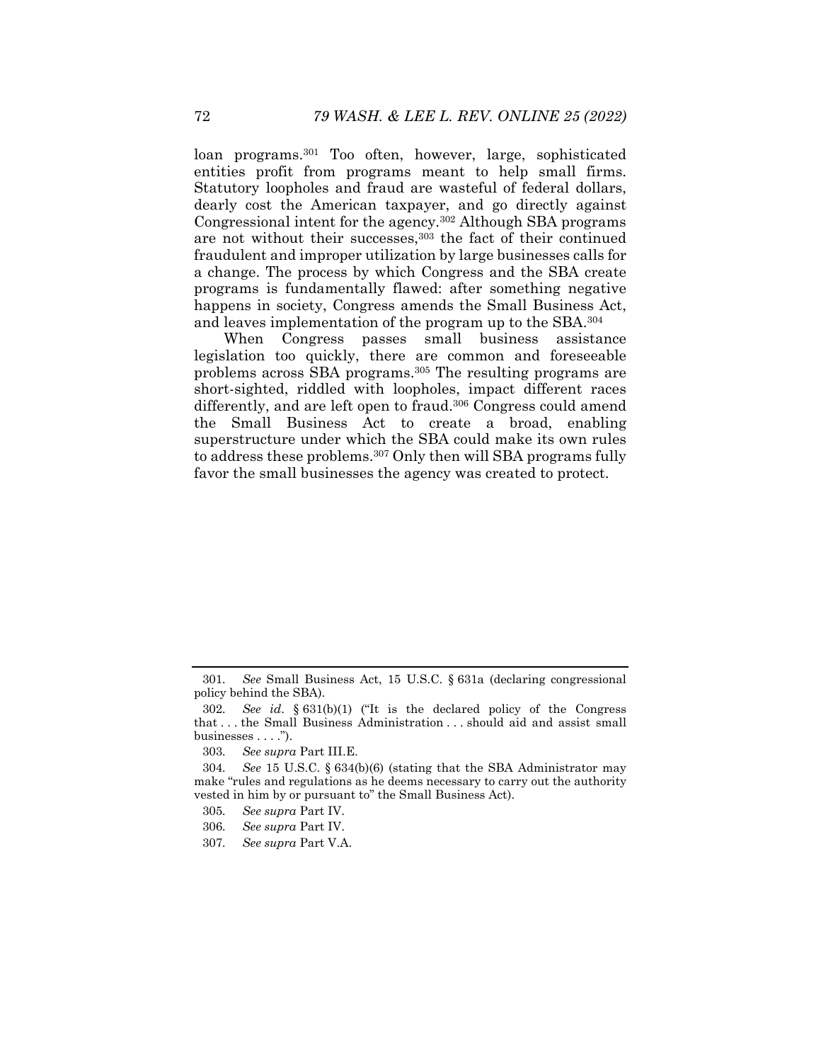loan programs.[301] Too often, however, large, sophisticated entities profit from programs meant to help small firms. Statutory loopholes and fraud are wasteful of federal dollars, dearly cost the American taxpayer, and go directly against Congressional intent for the agency.[302] Although SBA programs are not without their successes,[303] the fact of their continued fraudulent and improper utilization by large businesses calls for a change. The process by which Congress and the SBA create programs is fundamentally flawed: after something negative happens in society, Congress amends the Small Business Act, and leaves implementation of the program up to the SBA.[304]

When Congress passes small business assistance legislation too quickly, there are common and foreseeable problems across SBA programs.[305] The resulting programs are short-sighted, riddled with loopholes, impact different races differently, and are left open to fraud.[306] Congress could amend the Small Business Act to create a broad, enabling superstructure under which the SBA could make its own rules to address these problems.[307] Only then will SBA programs fully favor the small businesses the agency was created to protect.

---

301. *See* Small Business Act, 15 U.S.C. § 631a (declaring congressional policy behind the SBA).

302. *See id*. § 631(b)(1) ("It is the declared policy of the Congress that . . . the Small Business Administration . . . should aid and assist small businesses . . . .").

303. *See supra* Part III.E.

304. *See* 15 U.S.C. § 634(b)(6) (stating that the SBA Administrator may make "rules and regulations as he deems necessary to carry out the authority vested in him by or pursuant to" the Small Business Act).

305. *See supra* Part IV.

306. *See supra* Part IV.

307. *See supra* Part V.A.